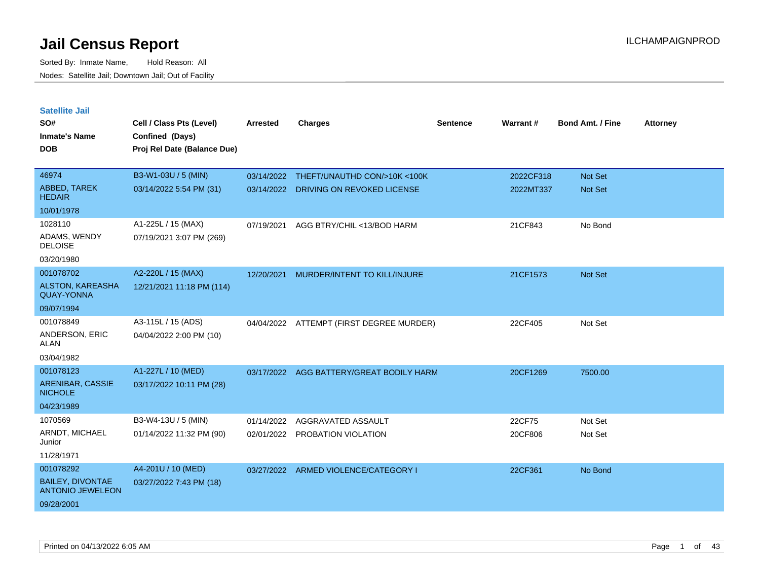# Jail Census Report

Sorted By: Inmate Name, Hold Reason: All

Nodes: Satellite Jail; Downtown Jail; Out of Facility

## Satellite Jail

| SO# / Inmate's Name / DOB | Cell / Class Pts (Level) / Confined (Days) / Proj Rel Date (Balance Due) | Arrested | Charges | Sentence | Warrant # | Bond Amt. / Fine | Attorney |
|---|---|---|---|---|---|---|---|
| 46974 / ABBED, TAREK HEDAIR / 10/01/1978 | B3-W1-03U / 5 (MIN) / 03/14/2022 5:54 PM (31) | 03/14/2022 | THEFT/UNAUTHD CON/>10K <100K | | 2022CF318 | Not Set | |
| | | 03/14/2022 | DRIVING ON REVOKED LICENSE | | 2022MT337 | Not Set | |
| 1028110 / ADAMS, WENDY DELOISE / 03/20/1980 | A1-225L / 15 (MAX) / 07/19/2021 3:07 PM (269) | 07/19/2021 | AGG BTRY/CHIL <13/BOD HARM | | 21CF843 | No Bond | |
| 001078702 / ALSTON, KAREASHA QUAY-YONNA / 09/07/1994 | A2-220L / 15 (MAX) / 12/21/2021 11:18 PM (114) | 12/20/2021 | MURDER/INTENT TO KILL/INJURE | | 21CF1573 | Not Set | |
| 001078849 / ANDERSON, ERIC ALAN / 03/04/1982 | A3-115L / 15 (ADS) / 04/04/2022 2:00 PM (10) | 04/04/2022 | ATTEMPT (FIRST DEGREE MURDER) | | 22CF405 | Not Set | |
| 001078123 / ARENIBAR, CASSIE NICHOLE / 04/23/1989 | A1-227L / 10 (MED) / 03/17/2022 10:11 PM (28) | 03/17/2022 | AGG BATTERY/GREAT BODILY HARM | | 20CF1269 | 7500.00 | |
| 1070569 / ARNDT, MICHAEL Junior / 11/28/1971 | B3-W4-13U / 5 (MIN) / 01/14/2022 11:32 PM (90) | 01/14/2022 | AGGRAVATED ASSAULT | | 22CF75 | Not Set | |
| | | 02/01/2022 | PROBATION VIOLATION | | 20CF806 | Not Set | |
| 001078292 / BAILEY, DIVONTAE ANTONIO JEWELEON / 09/28/2001 | A4-201U / 10 (MED) / 03/27/2022 7:43 PM (18) | 03/27/2022 | ARMED VIOLENCE/CATEGORY I | | 22CF361 | No Bond | |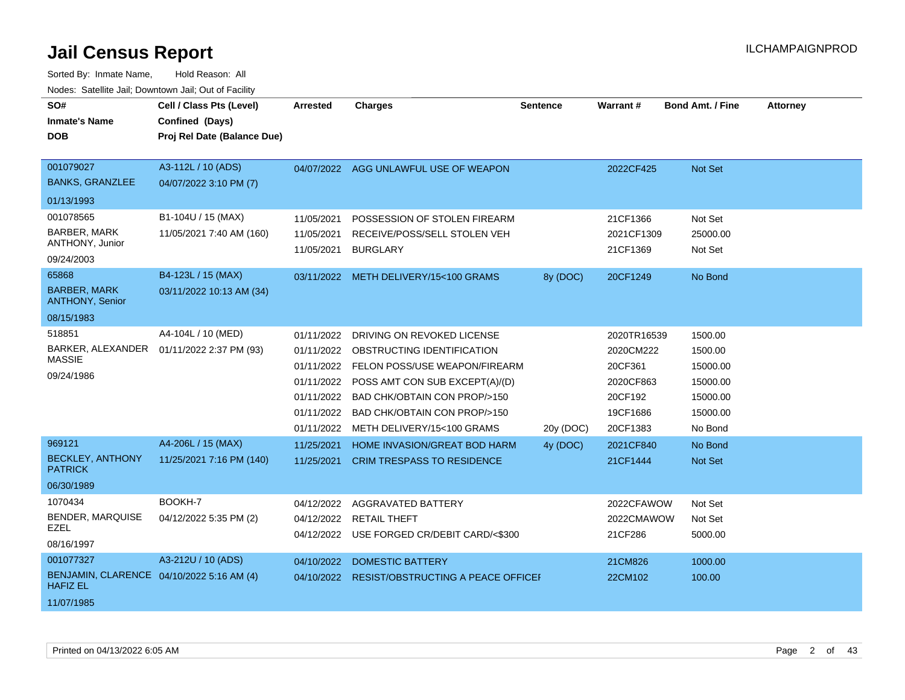# Jail Census Report

ILCHAMPAIGNPROD

Sorted By: Inmate Name, Hold Reason: All

Nodes: Satellite Jail; Downtown Jail; Out of Facility

| SO# / Inmate's Name / DOB | Cell / Class Pts (Level) / Confined (Days) / Proj Rel Date (Balance Due) | Arrested | Charges | Sentence | Warrant # | Bond Amt. / Fine | Attorney |
|---|---|---|---|---|---|---|---|
| 001079027 BANKS, GRANZLEE 01/13/1993 | A3-112L / 10 (ADS) 04/07/2022 3:10 PM (7) | 04/07/2022 | AGG UNLAWFUL USE OF WEAPON | | 2022CF425 | Not Set | |
| 001078565 BARBER, MARK ANTHONY, Junior 09/24/2003 | B1-104U / 15 (MAX) 11/05/2021 7:40 AM (160) | 11/05/2021 | POSSESSION OF STOLEN FIREARM | | 21CF1366 | Not Set | |
| | | 11/05/2021 | RECEIVE/POSS/SELL STOLEN VEH | | 2021CF1309 | 25000.00 | |
| | | 11/05/2021 | BURGLARY | | 21CF1369 | Not Set | |
| 65868 BARBER, MARK ANTHONY, Senior 08/15/1983 | B4-123L / 15 (MAX) 03/11/2022 10:13 AM (34) | 03/11/2022 | METH DELIVERY/15<100 GRAMS | 8y (DOC) | 20CF1249 | No Bond | |
| 518851 BARKER, ALEXANDER MASSIE 09/24/1986 | A4-104L / 10 (MED) 01/11/2022 2:37 PM (93) | 01/11/2022 | DRIVING ON REVOKED LICENSE | | 2020TR16539 | 1500.00 | |
| | | 01/11/2022 | OBSTRUCTING IDENTIFICATION | | 2020CM222 | 1500.00 | |
| | | 01/11/2022 | FELON POSS/USE WEAPON/FIREARM | | 20CF361 | 15000.00 | |
| | | 01/11/2022 | POSS AMT CON SUB EXCEPT(A)/(D) | | 2020CF863 | 15000.00 | |
| | | 01/11/2022 | BAD CHK/OBTAIN CON PROP/>150 | | 20CF192 | 15000.00 | |
| | | 01/11/2022 | BAD CHK/OBTAIN CON PROP/>150 | | 19CF1686 | 15000.00 | |
| | | 01/11/2022 | METH DELIVERY/15<100 GRAMS | 20y (DOC) | 20CF1383 | No Bond | |
| 969121 BECKLEY, ANTHONY PATRICK 06/30/1989 | A4-206L / 15 (MAX) 11/25/2021 7:16 PM (140) | 11/25/2021 | HOME INVASION/GREAT BOD HARM | 4y (DOC) | 2021CF840 | No Bond | |
| | | 11/25/2021 | CRIM TRESPASS TO RESIDENCE | | 21CF1444 | Not Set | |
| 1070434 BENDER, MARQUISE EZEL 08/16/1997 | BOOKH-7 04/12/2022 5:35 PM (2) | 04/12/2022 | AGGRAVATED BATTERY | | 2022CFAWOW | Not Set | |
| | | 04/12/2022 | RETAIL THEFT | | 2022CMAWOW | Not Set | |
| | | 04/12/2022 | USE FORGED CR/DEBIT CARD/<$300 | | 21CF286 | 5000.00 | |
| 001077327 BENJAMIN, CLARENCE HAFIZ EL 11/07/1985 | A3-212U / 10 (ADS) 04/10/2022 5:16 AM (4) | 04/10/2022 | DOMESTIC BATTERY | | 21CM826 | 1000.00 | |
| | | 04/10/2022 | RESIST/OBSTRUCTING A PEACE OFFICEI | | 22CM102 | 100.00 | |

Printed on 04/13/2022 6:05 AM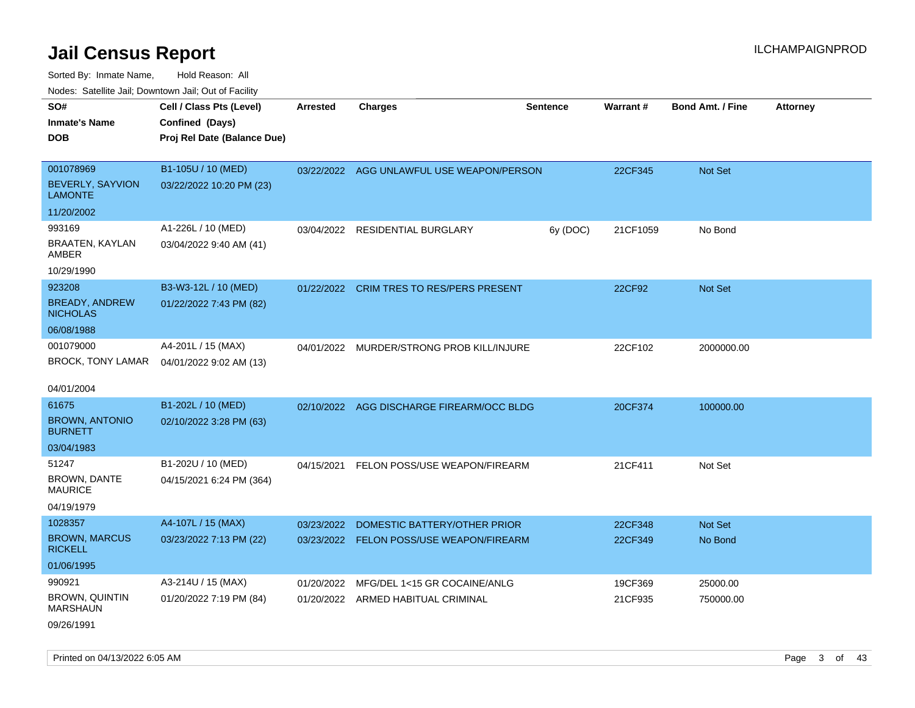# Jail Census Report

ILCHAMPAIGNPROD

Sorted By: Inmate Name, Hold Reason: All

Nodes: Satellite Jail; Downtown Jail; Out of Facility

| SO# / Inmate's Name / DOB | Cell / Class Pts (Level) / Confined (Days) / Proj Rel Date (Balance Due) | Arrested | Charges | Sentence | Warrant # | Bond Amt. / Fine | Attorney |
|---|---|---|---|---|---|---|---|
| 001078969<br>BEVERLY, SAYVION LAMONTE<br>11/20/2002 | B1-105U / 10 (MED)<br>03/22/2022 10:20 PM (23) | 03/22/2022 | AGG UNLAWFUL USE WEAPON/PERSON | | 22CF345 | Not Set | |
| 993169<br>BRAATEN, KAYLAN AMBER<br>10/29/1990 | A1-226L / 10 (MED)<br>03/04/2022 9:40 AM (41) | 03/04/2022 | RESIDENTIAL BURGLARY | 6y (DOC) | 21CF1059 | No Bond | |
| 923208<br>BREADY, ANDREW NICHOLAS<br>06/08/1988 | B3-W3-12L / 10 (MED)<br>01/22/2022 7:43 PM (82) | 01/22/2022 | CRIM TRES TO RES/PERS PRESENT | | 22CF92 | Not Set | |
| 001079000<br>BROCK, TONY LAMAR<br>04/01/2004 | A4-201L / 15 (MAX)<br>04/01/2022 9:02 AM (13) | 04/01/2022 | MURDER/STRONG PROB KILL/INJURE | | 22CF102 | 2000000.00 | |
| 61675<br>BROWN, ANTONIO BURNETT<br>03/04/1983 | B1-202L / 10 (MED)<br>02/10/2022 3:28 PM (63) | 02/10/2022 | AGG DISCHARGE FIREARM/OCC BLDG | | 20CF374 | 100000.00 | |
| 51247<br>BROWN, DANTE MAURICE<br>04/19/1979 | B1-202U / 10 (MED)<br>04/15/2021 6:24 PM (364) | 04/15/2021 | FELON POSS/USE WEAPON/FIREARM | | 21CF411 | Not Set | |
| 1028357<br>BROWN, MARCUS RICKELL<br>01/06/1995 | A4-107L / 15 (MAX)<br>03/23/2022 7:13 PM (22) | 03/23/2022<br>03/23/2022 | DOMESTIC BATTERY/OTHER PRIOR<br>FELON POSS/USE WEAPON/FIREARM | | 22CF348<br>22CF349 | Not Set<br>No Bond | |
| 990921<br>BROWN, QUINTIN MARSHAUN<br>09/26/1991 | A3-214U / 15 (MAX)<br>01/20/2022 7:19 PM (84) | 01/20/2022<br>01/20/2022 | MFG/DEL 1<15 GR COCAINE/ANLG<br>ARMED HABITUAL CRIMINAL | | 19CF369<br>21CF935 | 25000.00<br>750000.00 | |

Printed on 04/13/2022 6:05 AM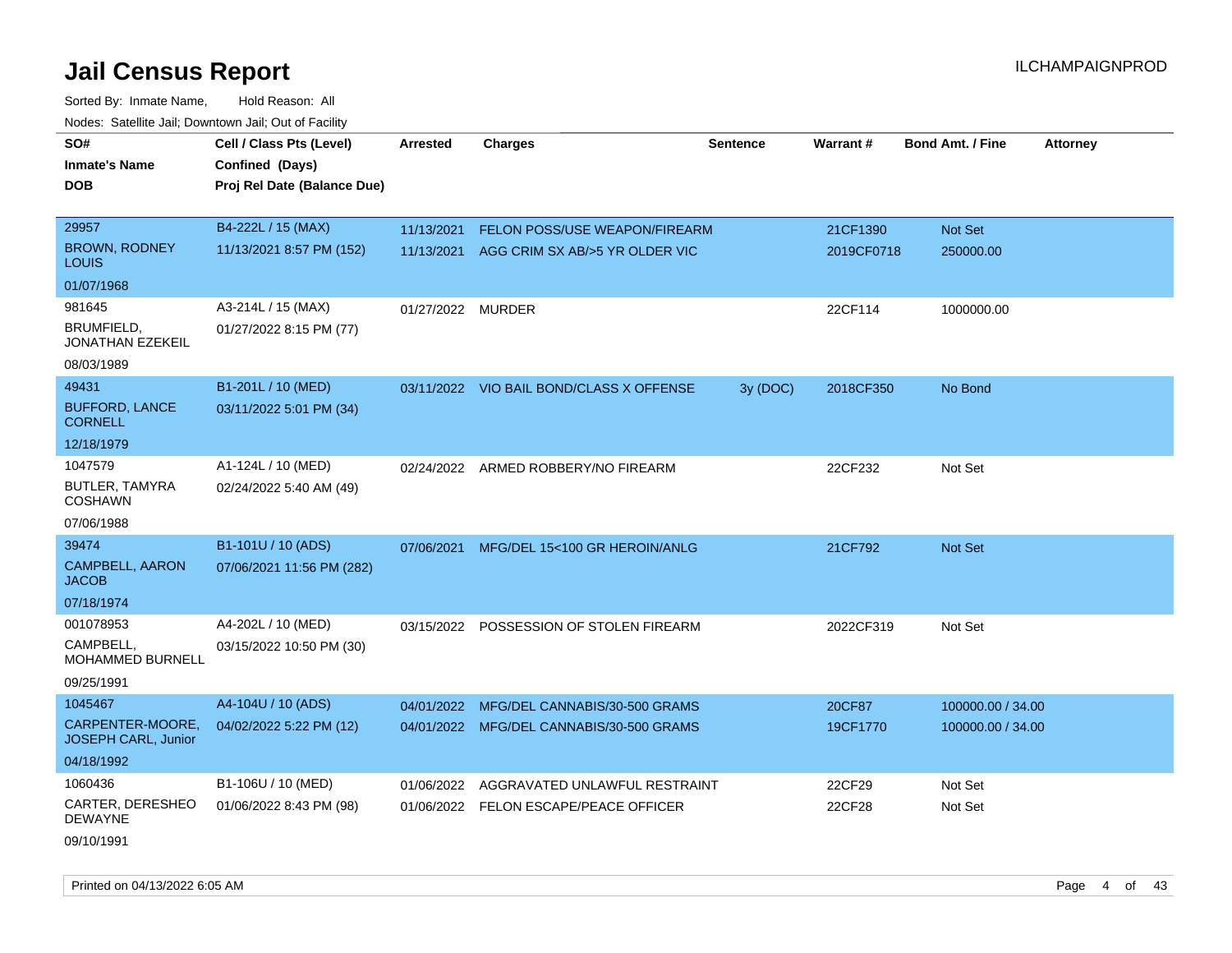# Jail Census Report

ILCHAMPAIGNPROD

Sorted By: Inmate Name, Hold Reason: All

Nodes: Satellite Jail; Downtown Jail; Out of Facility

| SO# / Inmate's Name / DOB | Cell / Class Pts (Level) / Confined (Days) / Proj Rel Date (Balance Due) | Arrested | Charges | Sentence | Warrant # | Bond Amt. / Fine | Attorney |
|---|---|---|---|---|---|---|---|
| 29957<br>BROWN, RODNEY LOUIS<br>01/07/1968 | B4-222L / 15 (MAX)<br>11/13/2021 8:57 PM (152) | 11/13/2021<br>11/13/2021 | FELON POSS/USE WEAPON/FIREARM<br>AGG CRIM SX AB/>5 YR OLDER VIC | | 21CF1390<br>2019CF0718 | Not Set<br>250000.00 | |
| 981645<br>BRUMFIELD, JONATHAN EZEKEIL<br>08/03/1989 | A3-214L / 15 (MAX)<br>01/27/2022 8:15 PM (77) | 01/27/2022 | MURDER | | 22CF114 | 1000000.00 | |
| 49431<br>BUFFORD, LANCE CORNELL<br>12/18/1979 | B1-201L / 10 (MED)<br>03/11/2022 5:01 PM (34) | 03/11/2022 | VIO BAIL BOND/CLASS X OFFENSE | 3y (DOC) | 2018CF350 | No Bond | |
| 1047579<br>BUTLER, TAMYRA COSHAWN<br>07/06/1988 | A1-124L / 10 (MED)<br>02/24/2022 5:40 AM (49) | 02/24/2022 | ARMED ROBBERY/NO FIREARM | | 22CF232 | Not Set | |
| 39474<br>CAMPBELL, AARON JACOB<br>07/18/1974 | B1-101U / 10 (ADS)<br>07/06/2021 11:56 PM (282) | 07/06/2021 | MFG/DEL 15<100 GR HEROIN/ANLG | | 21CF792 | Not Set | |
| 001078953<br>CAMPBELL, MOHAMMED BURNELL<br>09/25/1991 | A4-202L / 10 (MED)<br>03/15/2022 10:50 PM (30) | 03/15/2022 | POSSESSION OF STOLEN FIREARM | | 2022CF319 | Not Set | |
| 1045467<br>CARPENTER-MOORE, JOSEPH CARL, Junior<br>04/18/1992 | A4-104U / 10 (ADS)<br>04/02/2022 5:22 PM (12) | 04/01/2022<br>04/01/2022 | MFG/DEL CANNABIS/30-500 GRAMS<br>MFG/DEL CANNABIS/30-500 GRAMS | | 20CF87<br>19CF1770 | 100000.00 / 34.00<br>100000.00 / 34.00 | |
| 1060436<br>CARTER, DERESHEO DEWAYNE<br>09/10/1991 | B1-106U / 10 (MED)<br>01/06/2022 8:43 PM (98) | 01/06/2022<br>01/06/2022 | AGGRAVATED UNLAWFUL RESTRAINT<br>FELON ESCAPE/PEACE OFFICER | | 22CF29<br>22CF28 | Not Set<br>Not Set | |

Printed on 04/13/2022 6:05 AM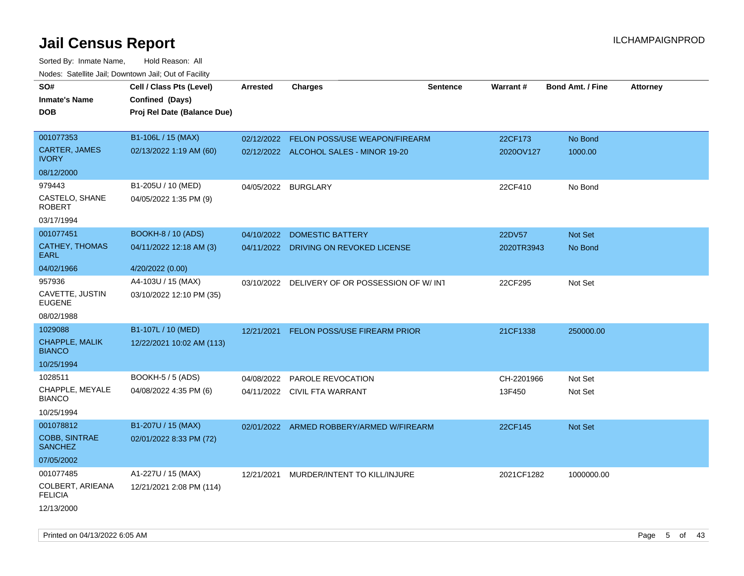# Jail Census Report

ILCHAMPAIGNPROD

Sorted By: Inmate Name, Hold Reason: All

Nodes: Satellite Jail; Downtown Jail; Out of Facility

| SO# / Inmate's Name / DOB | Cell / Class Pts (Level) / Confined (Days) / Proj Rel Date (Balance Due) | Arrested | Charges | Sentence | Warrant # | Bond Amt. / Fine | Attorney |
|---|---|---|---|---|---|---|---|
| 001077353<br>CARTER, JAMES IVORY<br>08/12/2000 | B1-106L / 15 (MAX)<br>02/13/2022 1:19 AM (60) | 02/12/2022<br>02/12/2022 | FELON POSS/USE WEAPON/FIREARM<br>ALCOHOL SALES - MINOR 19-20 | | 22CF173<br>2020OV127 | No Bond<br>1000.00 | |
| 979443<br>CASTELO, SHANE ROBERT<br>03/17/1994 | B1-205U / 10 (MED)<br>04/05/2022 1:35 PM (9) | 04/05/2022 | BURGLARY | | 22CF410 | No Bond | |
| 001077451<br>CATHEY, THOMAS EARL<br>04/02/1966 | BOOKH-8 / 10 (ADS)<br>04/11/2022 12:18 AM (3)<br>4/20/2022 (0.00) | 04/10/2022<br>04/11/2022 | DOMESTIC BATTERY<br>DRIVING ON REVOKED LICENSE | | 22DV57<br>2020TR3943 | Not Set<br>No Bond | |
| 957936<br>CAVETTE, JUSTIN EUGENE<br>08/02/1988 | A4-103U / 15 (MAX)<br>03/10/2022 12:10 PM (35) | 03/10/2022 | DELIVERY OF OR POSSESSION OF W/ INT | | 22CF295 | Not Set | |
| 1029088<br>CHAPPLE, MALIK BIANCO<br>10/25/1994 | B1-107L / 10 (MED)<br>12/22/2021 10:02 AM (113) | 12/21/2021 | FELON POSS/USE FIREARM PRIOR | | 21CF1338 | 250000.00 | |
| 1028511<br>CHAPPLE, MEYALE BIANCO<br>10/25/1994 | BOOKH-5 / 5 (ADS)<br>04/08/2022 4:35 PM (6) | 04/08/2022<br>04/11/2022 | PAROLE REVOCATION<br>CIVIL FTA WARRANT | | CH-2201966<br>13F450 | Not Set<br>Not Set | |
| 001078812<br>COBB, SINTRAE SANCHEZ<br>07/05/2002 | B1-207U / 15 (MAX)<br>02/01/2022 8:33 PM (72) | 02/01/2022 | ARMED ROBBERY/ARMED W/FIREARM | | 22CF145 | Not Set | |
| 001077485<br>COLBERT, ARIEANA FELICIA<br>12/13/2000 | A1-227U / 15 (MAX)<br>12/21/2021 2:08 PM (114) | 12/21/2021 | MURDER/INTENT TO KILL/INJURE | | 2021CF1282 | 1000000.00 | |

Printed on 04/13/2022 6:05 AM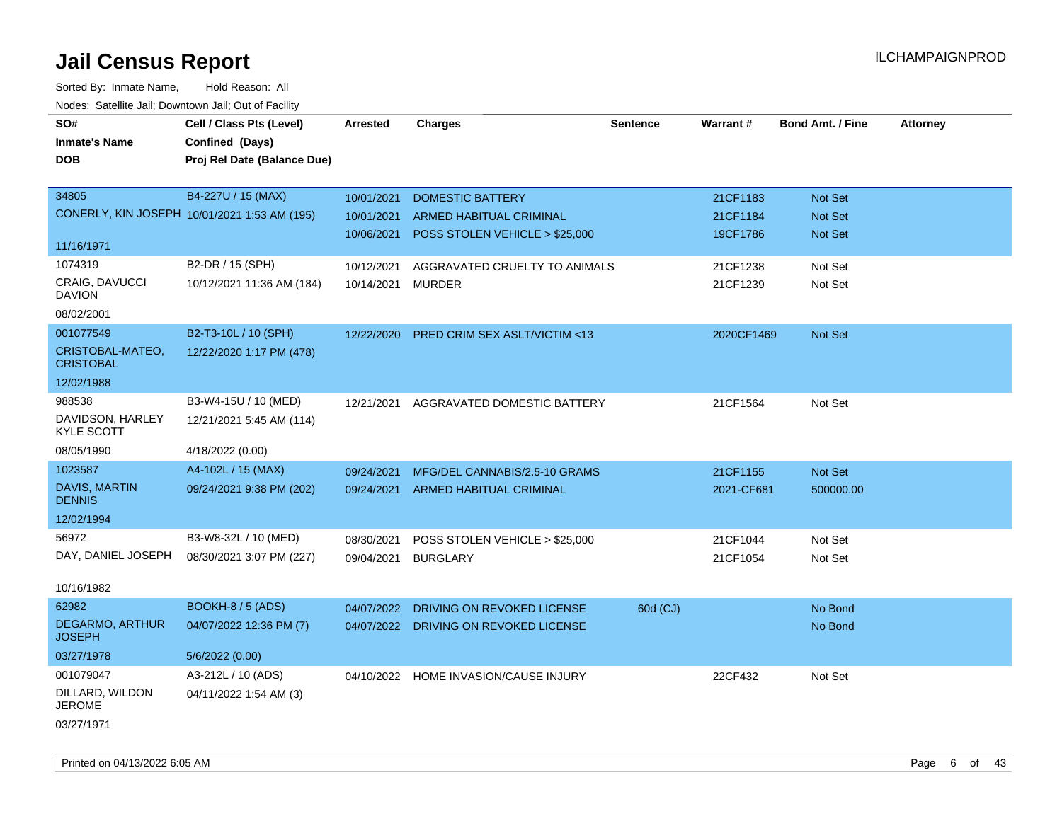# Jail Census Report

ILCHAMPAIGNPROD

Sorted By: Inmate Name, Hold Reason: All

Nodes: Satellite Jail; Downtown Jail; Out of Facility

| SO# / Inmate's Name / DOB | Cell / Class Pts (Level) / Confined (Days) / Proj Rel Date (Balance Due) | Arrested | Charges | Sentence | Warrant # | Bond Amt. / Fine | Attorney |
|---|---|---|---|---|---|---|---|
| 34805 | B4-227U / 15 (MAX) | 10/01/2021 | DOMESTIC BATTERY | | 21CF1183 | Not Set | |
| CONERLY, KIN JOSEPH | 10/01/2021 1:53 AM (195) | 10/01/2021 | ARMED HABITUAL CRIMINAL | | 21CF1184 | Not Set | |
| 11/16/1971 | | 10/06/2021 | POSS STOLEN VEHICLE > $25,000 | | 19CF1786 | Not Set | |
| 1074319 | B2-DR / 15 (SPH) | 10/12/2021 | AGGRAVATED CRUELTY TO ANIMALS | | 21CF1238 | Not Set | |
| CRAIG, DAVUCCI DAVION | 10/12/2021 11:36 AM (184) | 10/14/2021 | MURDER | | 21CF1239 | Not Set | |
| 08/02/2001 | | | | | | | |
| 001077549 | B2-T3-10L / 10 (SPH) | 12/22/2020 | PRED CRIM SEX ASLT/VICTIM <13 | | 2020CF1469 | Not Set | |
| CRISTOBAL-MATEO, CRISTOBAL | 12/22/2020 1:17 PM (478) | | | | | | |
| 12/02/1988 | | | | | | | |
| 988538 | B3-W4-15U / 10 (MED) | 12/21/2021 | AGGRAVATED DOMESTIC BATTERY | | 21CF1564 | Not Set | |
| DAVIDSON, HARLEY KYLE SCOTT | 12/21/2021 5:45 AM (114) | | | | | | |
| 08/05/1990 | 4/18/2022 (0.00) | | | | | | |
| 1023587 | A4-102L / 15 (MAX) | 09/24/2021 | MFG/DEL CANNABIS/2.5-10 GRAMS | | 21CF1155 | Not Set | |
| DAVIS, MARTIN DENNIS | 09/24/2021 9:38 PM (202) | 09/24/2021 | ARMED HABITUAL CRIMINAL | | 2021-CF681 | 500000.00 | |
| 12/02/1994 | | | | | | | |
| 56972 | B3-W8-32L / 10 (MED) | 08/30/2021 | POSS STOLEN VEHICLE > $25,000 | | 21CF1044 | Not Set | |
| DAY, DANIEL JOSEPH | 08/30/2021 3:07 PM (227) | 09/04/2021 | BURGLARY | | 21CF1054 | Not Set | |
| 10/16/1982 | | | | | | | |
| 62982 | BOOKH-8 / 5 (ADS) | 04/07/2022 | DRIVING ON REVOKED LICENSE | 60d (CJ) | | No Bond | |
| DEGARMO, ARTHUR JOSEPH | 04/07/2022 12:36 PM (7) | 04/07/2022 | DRIVING ON REVOKED LICENSE | | | No Bond | |
| 03/27/1978 | 5/6/2022 (0.00) | | | | | | |
| 001079047 | A3-212L / 10 (ADS) | 04/10/2022 | HOME INVASION/CAUSE INJURY | | 22CF432 | Not Set | |
| DILLARD, WILDON JEROME | 04/11/2022 1:54 AM (3) | | | | | | |
| 03/27/1971 | | | | | | | |

Printed on 04/13/2022 6:05 AM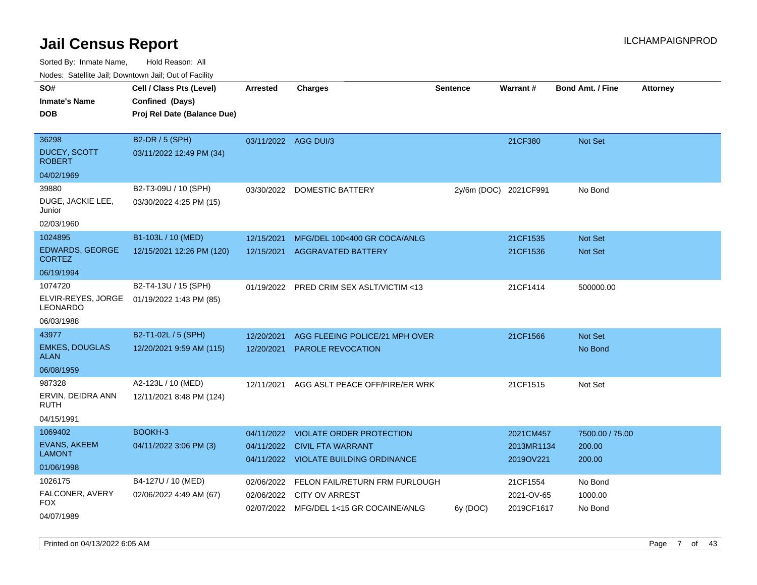# Jail Census Report

ILCHAMPAIGNPROD

Sorted By: Inmate Name, Hold Reason: All

Nodes: Satellite Jail; Downtown Jail; Out of Facility

| SO# / Inmate's Name / DOB | Cell / Class Pts (Level) / Confined (Days) / Proj Rel Date (Balance Due) | Arrested | Charges | Sentence | Warrant # | Bond Amt. / Fine | Attorney |
|---|---|---|---|---|---|---|---|
| 36298<br>DUCEY, SCOTT ROBERT<br>04/02/1969 | B2-DR / 5 (SPH)<br>03/11/2022 12:49 PM (34) | 03/11/2022 | AGG DUI/3 | | 21CF380 | Not Set | |
| 39880<br>DUGE, JACKIE LEE, Junior<br>02/03/1960 | B2-T3-09U / 10 (SPH)<br>03/30/2022 4:25 PM (15) | 03/30/2022 | DOMESTIC BATTERY | 2y/6m (DOC) | 2021CF991 | No Bond | |
| 1024895<br>EDWARDS, GEORGE CORTEZ<br>06/19/1994 | B1-103L / 10 (MED)<br>12/15/2021 12:26 PM (120) | 12/15/2021<br>12/15/2021 | MFG/DEL 100<400 GR COCA/ANLG<br>AGGRAVATED BATTERY | | 21CF1535<br>21CF1536 | Not Set<br>Not Set | |
| 1074720<br>ELVIR-REYES, JORGE LEONARDO<br>06/03/1988 | B2-T4-13U / 15 (SPH)<br>01/19/2022 1:43 PM (85) | 01/19/2022 | PRED CRIM SEX ASLT/VICTIM <13 | | 21CF1414 | 500000.00 | |
| 43977<br>EMKES, DOUGLAS ALAN<br>06/08/1959 | B2-T1-02L / 5 (SPH)<br>12/20/2021 9:59 AM (115) | 12/20/2021<br>12/20/2021 | AGG FLEEING POLICE/21 MPH OVER<br>PAROLE REVOCATION | | 21CF1566 | Not Set<br>No Bond | |
| 987328<br>ERVIN, DEIDRA ANN RUTH<br>04/15/1991 | A2-123L / 10 (MED)<br>12/11/2021 8:48 PM (124) | 12/11/2021 | AGG ASLT PEACE OFF/FIRE/ER WRK | | 21CF1515 | Not Set | |
| 1069402<br>EVANS, AKEEM LAMONT<br>01/06/1998 | BOOKH-3<br>04/11/2022 3:06 PM (3) | 04/11/2022<br>04/11/2022<br>04/11/2022 | VIOLATE ORDER PROTECTION<br>CIVIL FTA WARRANT<br>VIOLATE BUILDING ORDINANCE | | 2021CM457<br>2013MR1134<br>2019OV221 | 7500.00 / 75.00<br>200.00<br>200.00 | |
| 1026175<br>FALCONER, AVERY FOX<br>04/07/1989 | B4-127U / 10 (MED)<br>02/06/2022 4:49 AM (67) | 02/06/2022<br>02/06/2022<br>02/07/2022 | FELON FAIL/RETURN FRM FURLOUGH<br>CITY OV ARREST<br>MFG/DEL 1<15 GR COCAINE/ANLG | <br><br>6y (DOC) | 21CF1554<br>2021-OV-65<br>2019CF1617 | No Bond<br>1000.00<br>No Bond | |

Printed on 04/13/2022 6:05 AM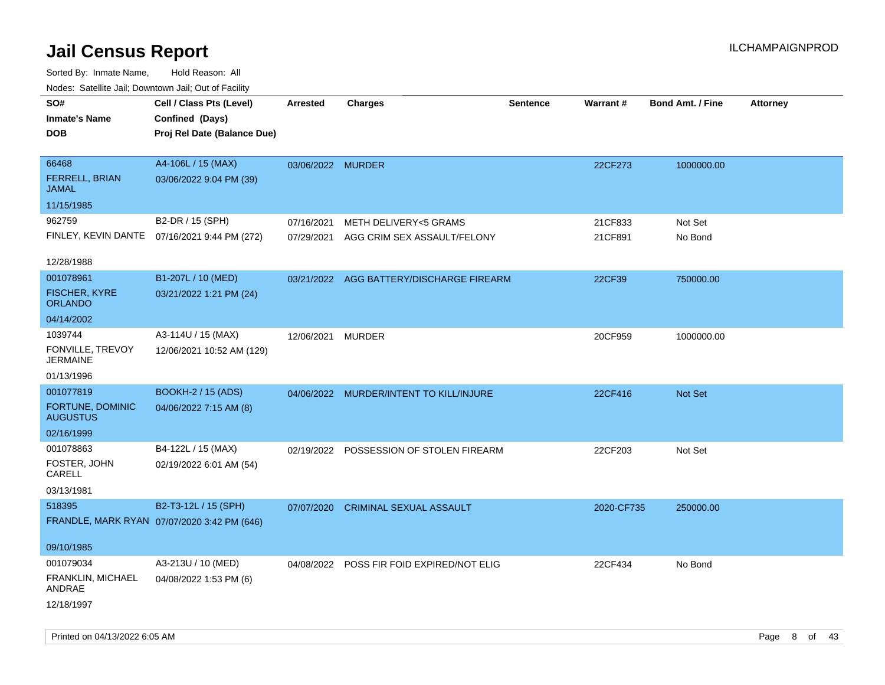# Jail Census Report

ILCHAMPAIGNPROD

Sorted By: Inmate Name, Hold Reason: All

Nodes: Satellite Jail; Downtown Jail; Out of Facility

| SO# / Inmate's Name / DOB | Cell / Class Pts (Level) / Confined (Days) / Proj Rel Date (Balance Due) | Arrested | Charges | Sentence | Warrant # | Bond Amt. / Fine | Attorney |
|---|---|---|---|---|---|---|---|
| 66468<br>FERRELL, BRIAN JAMAL<br>11/15/1985 | A4-106L / 15 (MAX)<br>03/06/2022 9:04 PM (39) | 03/06/2022 | MURDER | | 22CF273 | 1000000.00 | |
| 962759<br>FINLEY, KEVIN DANTE<br>12/28/1988 | B2-DR / 15 (SPH)<br>07/16/2021 9:44 PM (272) | 07/16/2021 | METH DELIVERY<5 GRAMS | | 21CF833 | Not Set | |
| | | 07/29/2021 | AGG CRIM SEX ASSAULT/FELONY | | 21CF891 | No Bond | |
| 001078961<br>FISCHER, KYRE ORLANDO<br>04/14/2002 | B1-207L / 10 (MED)<br>03/21/2022 1:21 PM (24) | 03/21/2022 | AGG BATTERY/DISCHARGE FIREARM | | 22CF39 | 750000.00 | |
| 1039744<br>FONVILLE, TREVOY JERMAINE<br>01/13/1996 | A3-114U / 15 (MAX)<br>12/06/2021 10:52 AM (129) | 12/06/2021 | MURDER | | 20CF959 | 1000000.00 | |
| 001077819<br>FORTUNE, DOMINIC AUGUSTUS<br>02/16/1999 | BOOKH-2 / 15 (ADS)<br>04/06/2022 7:15 AM (8) | 04/06/2022 | MURDER/INTENT TO KILL/INJURE | | 22CF416 | Not Set | |
| 001078863<br>FOSTER, JOHN CARELL<br>03/13/1981 | B4-122L / 15 (MAX)<br>02/19/2022 6:01 AM (54) | 02/19/2022 | POSSESSION OF STOLEN FIREARM | | 22CF203 | Not Set | |
| 518395<br>FRANDLE, MARK RYAN<br>09/10/1985 | B2-T3-12L / 15 (SPH)<br>07/07/2020 3:42 PM (646) | 07/07/2020 | CRIMINAL SEXUAL ASSAULT | | 2020-CF735 | 250000.00 | |
| 001079034<br>FRANKLIN, MICHAEL ANDRAE<br>12/18/1997 | A3-213U / 10 (MED)<br>04/08/2022 1:53 PM (6) | 04/08/2022 | POSS FIR FOID EXPIRED/NOT ELIG | | 22CF434 | No Bond | |

Printed on 04/13/2022 6:05 AM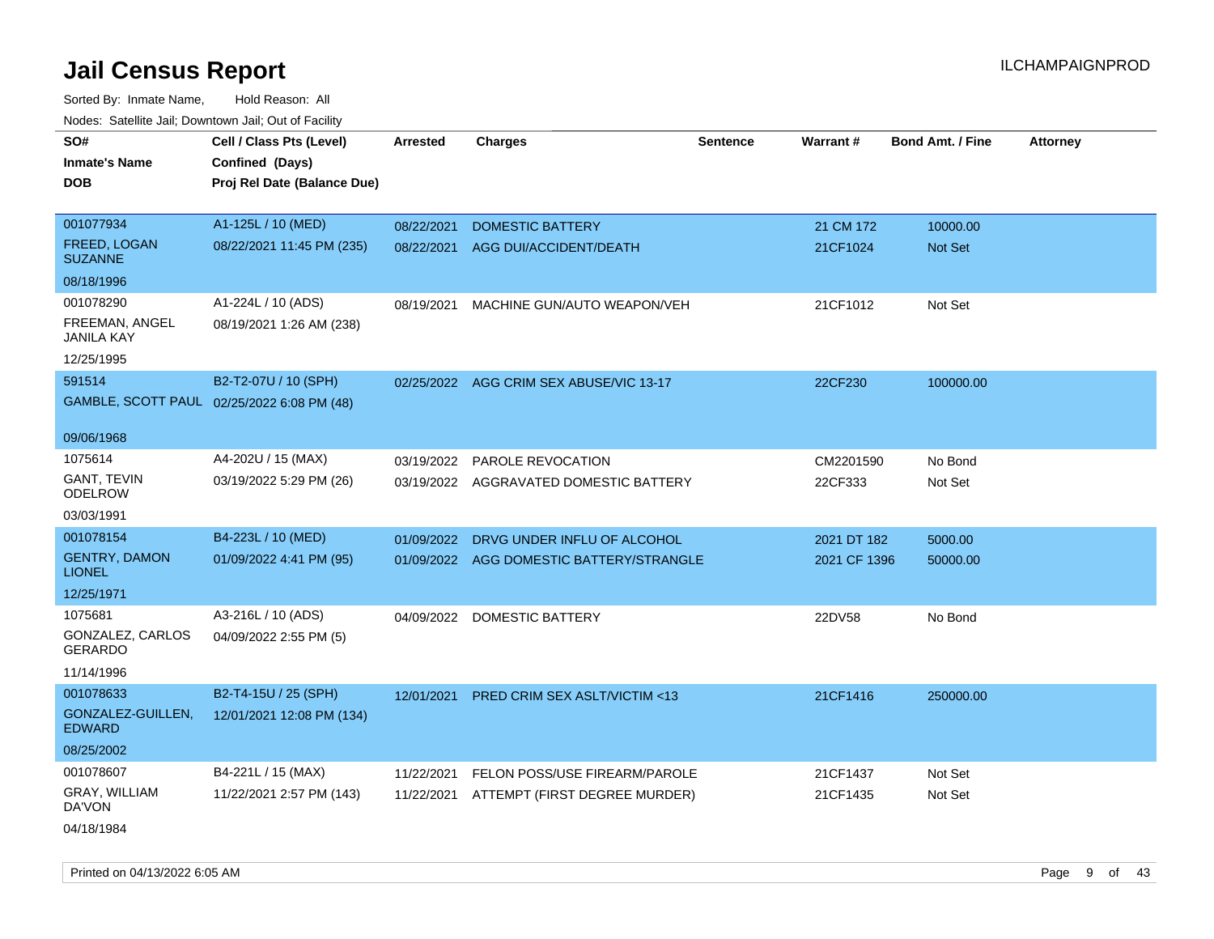# Jail Census Report

ILCHAMPAIGNPROD

Sorted By: Inmate Name, Hold Reason: All

Nodes: Satellite Jail; Downtown Jail; Out of Facility

| SO# / Inmate's Name / DOB | Cell / Class Pts (Level) / Confined (Days) / Proj Rel Date (Balance Due) | Arrested | Charges | Sentence | Warrant # | Bond Amt. / Fine | Attorney |
|---|---|---|---|---|---|---|---|
| 001077934<br>FREED, LOGAN SUZANNE<br>08/18/1996 | A1-125L / 10 (MED)<br>08/22/2021 11:45 PM (235) | 08/22/2021<br>08/22/2021 | DOMESTIC BATTERY<br>AGG DUI/ACCIDENT/DEATH | | 21 CM 172<br>21CF1024 | 10000.00<br>Not Set | |
| 001078290<br>FREEMAN, ANGEL JANILA KAY<br>12/25/1995 | A1-224L / 10 (ADS)<br>08/19/2021 1:26 AM (238) | 08/19/2021 | MACHINE GUN/AUTO WEAPON/VEH | | 21CF1012 | Not Set | |
| 591514<br>GAMBLE, SCOTT PAUL<br>09/06/1968 | B2-T2-07U / 10 (SPH)<br>02/25/2022 6:08 PM (48) | 02/25/2022 | AGG CRIM SEX ABUSE/VIC 13-17 | | 22CF230 | 100000.00 | |
| 1075614<br>GANT, TEVIN ODELROW<br>03/03/1991 | A4-202U / 15 (MAX)<br>03/19/2022 5:29 PM (26) | 03/19/2022<br>03/19/2022 | PAROLE REVOCATION<br>AGGRAVATED DOMESTIC BATTERY | | CM2201590<br>22CF333 | No Bond<br>Not Set | |
| 001078154<br>GENTRY, DAMON LIONEL<br>12/25/1971 | B4-223L / 10 (MED)<br>01/09/2022 4:41 PM (95) | 01/09/2022<br>01/09/2022 | DRVG UNDER INFLU OF ALCOHOL<br>AGG DOMESTIC BATTERY/STRANGLE | | 2021 DT 182<br>2021 CF 1396 | 5000.00<br>50000.00 | |
| 1075681<br>GONZALEZ, CARLOS GERARDO<br>11/14/1996 | A3-216L / 10 (ADS)<br>04/09/2022 2:55 PM (5) | 04/09/2022 | DOMESTIC BATTERY | | 22DV58 | No Bond | |
| 001078633<br>GONZALEZ-GUILLEN, EDWARD<br>08/25/2002 | B2-T4-15U / 25 (SPH)<br>12/01/2021 12:08 PM (134) | 12/01/2021 | PRED CRIM SEX ASLT/VICTIM <13 | | 21CF1416 | 250000.00 | |
| 001078607<br>GRAY, WILLIAM DA'VON<br>04/18/1984 | B4-221L / 15 (MAX)<br>11/22/2021 2:57 PM (143) | 11/22/2021<br>11/22/2021 | FELON POSS/USE FIREARM/PAROLE<br>ATTEMPT (FIRST DEGREE MURDER) | | 21CF1437<br>21CF1435 | Not Set<br>Not Set | |

Printed on 04/13/2022 6:05 AM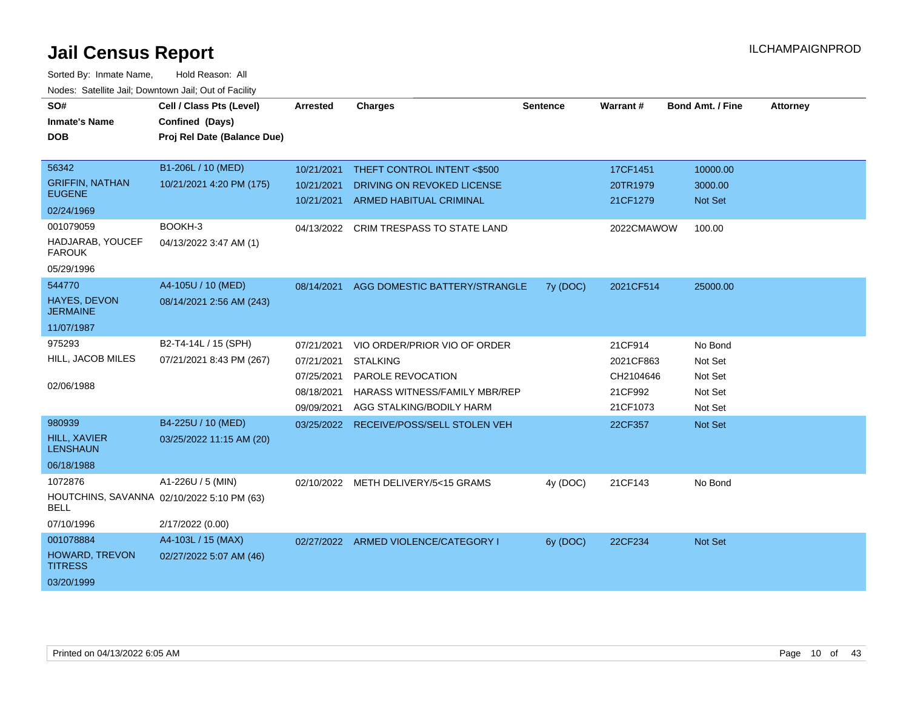# Jail Census Report

ILCHAMPAIGNPROD

Sorted By: Inmate Name, Hold Reason: All

Nodes: Satellite Jail; Downtown Jail; Out of Facility

| SO# / Inmate's Name / DOB | Cell / Class Pts (Level) / Confined (Days) / Proj Rel Date (Balance Due) | Arrested | Charges | Sentence | Warrant # | Bond Amt. / Fine | Attorney |
|---|---|---|---|---|---|---|---|
| 56342<br>GRIFFIN, NATHAN EUGENE<br>02/24/1969 | B1-206L / 10 (MED)<br>10/21/2021 4:20 PM (175) | 10/21/2021 | THEFT CONTROL INTENT <$500 | | 17CF1451 | 10000.00 | |
| | | 10/21/2021 | DRIVING ON REVOKED LICENSE | | 20TR1979 | 3000.00 | |
| | | 10/21/2021 | ARMED HABITUAL CRIMINAL | | 21CF1279 | Not Set | |
| 001079059<br>HADJARAB, YOUCEF FAROUK<br>05/29/1996 | BOOKH-3<br>04/13/2022 3:47 AM (1) | 04/13/2022 | CRIM TRESPASS TO STATE LAND | | 2022CMAWOW | 100.00 | |
| 544770<br>HAYES, DEVON JERMAINE<br>11/07/1987 | A4-105U / 10 (MED)<br>08/14/2021 2:56 AM (243) | 08/14/2021 | AGG DOMESTIC BATTERY/STRANGLE | 7y (DOC) | 2021CF514 | 25000.00 | |
| 975293<br>HILL, JACOB MILES<br>02/06/1988 | B2-T4-14L / 15 (SPH)<br>07/21/2021 8:43 PM (267) | 07/21/2021 | VIO ORDER/PRIOR VIO OF ORDER | | 21CF914 | No Bond | |
| | | 07/21/2021 | STALKING | | 2021CF863 | Not Set | |
| | | 07/25/2021 | PAROLE REVOCATION | | CH2104646 | Not Set | |
| | | 08/18/2021 | HARASS WITNESS/FAMILY MBR/REP | | 21CF992 | Not Set | |
| | | 09/09/2021 | AGG STALKING/BODILY HARM | | 21CF1073 | Not Set | |
| 980939<br>HILL, XAVIER LENSHAUN<br>06/18/1988 | B4-225U / 10 (MED)<br>03/25/2022 11:15 AM (20) | 03/25/2022 | RECEIVE/POSS/SELL STOLEN VEH | | 22CF357 | Not Set | |
| 1072876<br>HOUTCHINS, SAVANNA BELL<br>07/10/1996 | A1-226U / 5 (MIN)<br>02/10/2022 5:10 PM (63)<br>2/17/2022 (0.00) | 02/10/2022 | METH DELIVERY/5<15 GRAMS | 4y (DOC) | 21CF143 | No Bond | |
| 001078884<br>HOWARD, TREVON TITRESS<br>03/20/1999 | A4-103L / 15 (MAX)<br>02/27/2022 5:07 AM (46) | 02/27/2022 | ARMED VIOLENCE/CATEGORY I | 6y (DOC) | 22CF234 | Not Set | |

Printed on 04/13/2022 6:05 AM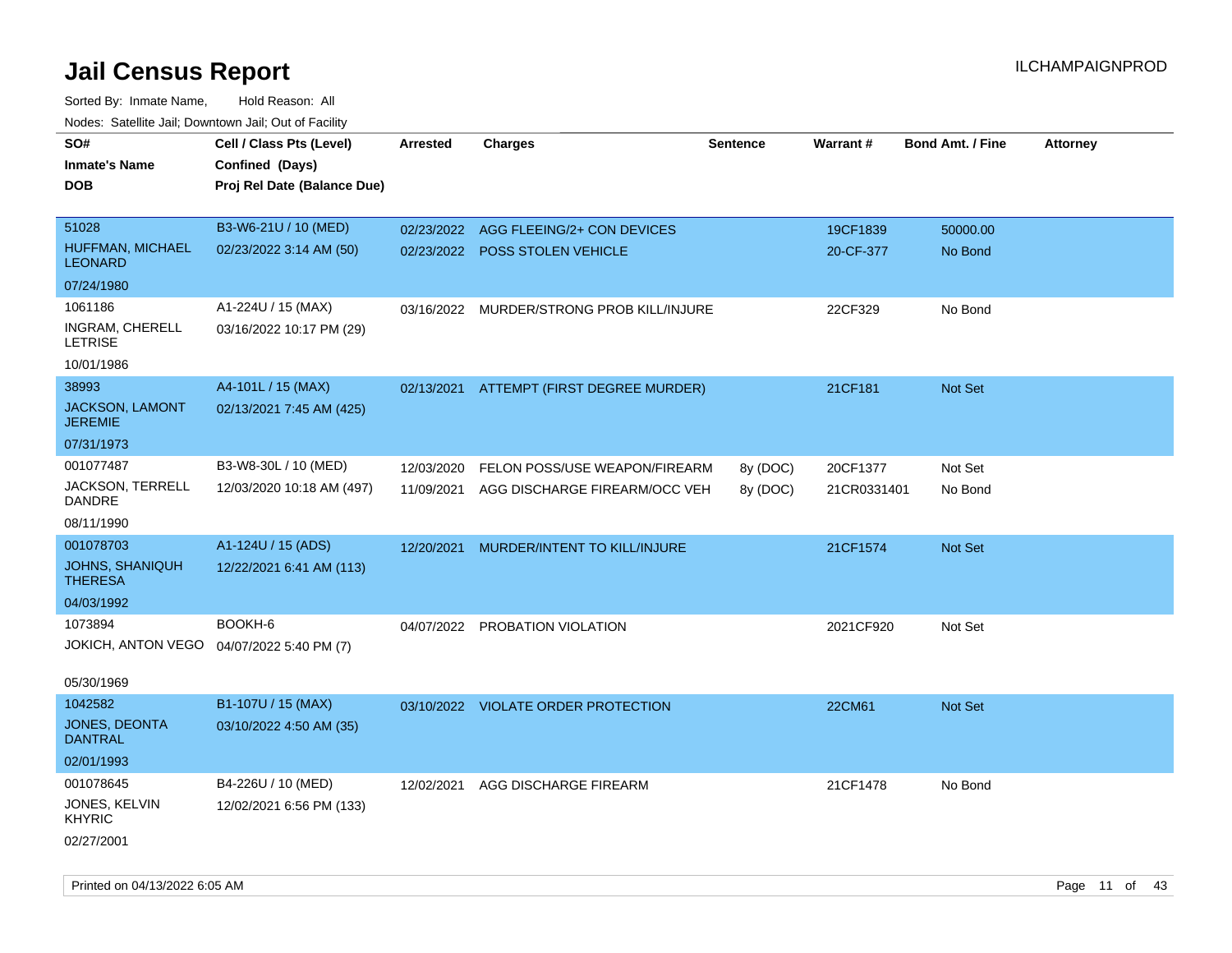# Jail Census Report

ILCHAMPAIGNPROD

Sorted By: Inmate Name, Hold Reason: All

Nodes: Satellite Jail; Downtown Jail; Out of Facility

| SO# / Inmate's Name / DOB | Cell / Class Pts (Level) / Confined (Days) / Proj Rel Date (Balance Due) | Arrested | Charges | Sentence | Warrant # | Bond Amt. / Fine | Attorney |
|---|---|---|---|---|---|---|---|
| 51028<br>HUFFMAN, MICHAEL LEONARD<br>07/24/1980 | B3-W6-21U / 10 (MED)<br>02/23/2022 3:14 AM (50) | 02/23/2022<br>02/23/2022 | AGG FLEEING/2+ CON DEVICES<br>POSS STOLEN VEHICLE | | 19CF1839<br>20-CF-377 | 50000.00<br>No Bond | |
| 1061186<br>INGRAM, CHERELL LETRISE<br>10/01/1986 | A1-224U / 15 (MAX)<br>03/16/2022 10:17 PM (29) | 03/16/2022 | MURDER/STRONG PROB KILL/INJURE | | 22CF329 | No Bond | |
| 38993<br>JACKSON, LAMONT JEREMIE<br>07/31/1973 | A4-101L / 15 (MAX)<br>02/13/2021 7:45 AM (425) | 02/13/2021 | ATTEMPT (FIRST DEGREE MURDER) | | 21CF181 | Not Set | |
| 001077487<br>JACKSON, TERRELL DANDRE<br>08/11/1990 | B3-W8-30L / 10 (MED)<br>12/03/2020 10:18 AM (497) | 12/03/2020<br>11/09/2021 | FELON POSS/USE WEAPON/FIREARM<br>AGG DISCHARGE FIREARM/OCC VEH | 8y (DOC)<br>8y (DOC) | 20CF1377<br>21CR0331401 | Not Set<br>No Bond | |
| 001078703<br>JOHNS, SHANIQUH THERESA<br>04/03/1992 | A1-124U / 15 (ADS)<br>12/22/2021 6:41 AM (113) | 12/20/2021 | MURDER/INTENT TO KILL/INJURE | | 21CF1574 | Not Set | |
| 1073894<br>JOKICH, ANTON VEGO<br>05/30/1969 | BOOKH-6<br>04/07/2022 5:40 PM (7) | 04/07/2022 | PROBATION VIOLATION | | 2021CF920 | Not Set | |
| 1042582<br>JONES, DEONTA DANTRAL<br>02/01/1993 | B1-107U / 15 (MAX)<br>03/10/2022 4:50 AM (35) | 03/10/2022 | VIOLATE ORDER PROTECTION | | 22CM61 | Not Set | |
| 001078645<br>JONES, KELVIN KHYRIC<br>02/27/2001 | B4-226U / 10 (MED)<br>12/02/2021 6:56 PM (133) | 12/02/2021 | AGG DISCHARGE FIREARM | | 21CF1478 | No Bond | |

Printed on 04/13/2022 6:05 AM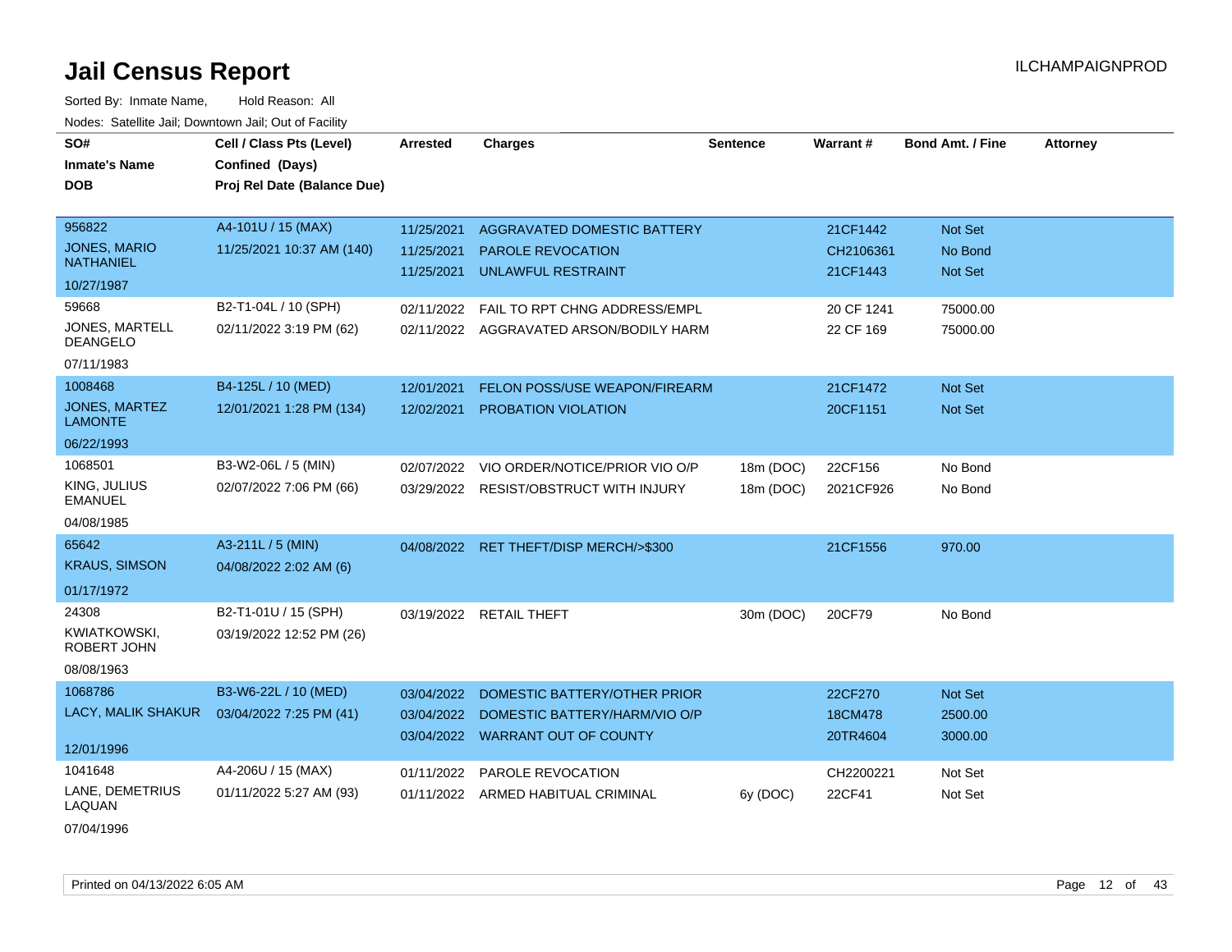# Jail Census Report

ILCHAMPAIGNPROD

Sorted By: Inmate Name, Hold Reason: All

Nodes: Satellite Jail; Downtown Jail; Out of Facility

| SO# / Inmate's Name / DOB | Cell / Class Pts (Level) / Confined (Days) / Proj Rel Date (Balance Due) | Arrested | Charges | Sentence | Warrant # | Bond Amt. / Fine | Attorney |
|---|---|---|---|---|---|---|---|
| 956822 JONES, MARIO NATHANIEL 10/27/1987 | A4-101U / 15 (MAX) 11/25/2021 10:37 AM (140) | 11/25/2021 | AGGRAVATED DOMESTIC BATTERY | | 21CF1442 | Not Set | |
| | | 11/25/2021 | PAROLE REVOCATION | | CH2106361 | No Bond | |
| | | 11/25/2021 | UNLAWFUL RESTRAINT | | 21CF1443 | Not Set | |
| 59668 JONES, MARTELL DEANGELO 07/11/1983 | B2-T1-04L / 10 (SPH) 02/11/2022 3:19 PM (62) | 02/11/2022 | FAIL TO RPT CHNG ADDRESS/EMPL | | 20 CF 1241 | 75000.00 | |
| | | 02/11/2022 | AGGRAVATED ARSON/BODILY HARM | | 22 CF 169 | 75000.00 | |
| 1008468 JONES, MARTEZ LAMONTE 06/22/1993 | B4-125L / 10 (MED) 12/01/2021 1:28 PM (134) | 12/01/2021 | FELON POSS/USE WEAPON/FIREARM | | 21CF1472 | Not Set | |
| | | 12/02/2021 | PROBATION VIOLATION | | 20CF1151 | Not Set | |
| 1068501 KING, JULIUS EMANUEL 04/08/1985 | B3-W2-06L / 5 (MIN) 02/07/2022 7:06 PM (66) | 02/07/2022 | VIO ORDER/NOTICE/PRIOR VIO O/P | 18m (DOC) | 22CF156 | No Bond | |
| | | 03/29/2022 | RESIST/OBSTRUCT WITH INJURY | 18m (DOC) | 2021CF926 | No Bond | |
| 65642 KRAUS, SIMSON 01/17/1972 | A3-211L / 5 (MIN) 04/08/2022 2:02 AM (6) | 04/08/2022 | RET THEFT/DISP MERCH/>$300 | | 21CF1556 | 970.00 | |
| 24308 KWIATKOWSKI, ROBERT JOHN 08/08/1963 | B2-T1-01U / 15 (SPH) 03/19/2022 12:52 PM (26) | 03/19/2022 | RETAIL THEFT | 30m (DOC) | 20CF79 | No Bond | |
| 1068786 LACY, MALIK SHAKUR 12/01/1996 | B3-W6-22L / 10 (MED) 03/04/2022 7:25 PM (41) | 03/04/2022 | DOMESTIC BATTERY/OTHER PRIOR | | 22CF270 | Not Set | |
| | | 03/04/2022 | DOMESTIC BATTERY/HARM/VIO O/P | | 18CM478 | 2500.00 | |
| | | 03/04/2022 | WARRANT OUT OF COUNTY | | 20TR4604 | 3000.00 | |
| 1041648 LANE, DEMETRIUS LAQUAN 07/04/1996 | A4-206U / 15 (MAX) 01/11/2022 5:27 AM (93) | 01/11/2022 | PAROLE REVOCATION | | CH2200221 | Not Set | |
| | | 01/11/2022 | ARMED HABITUAL CRIMINAL | 6y (DOC) | 22CF41 | Not Set | |

Printed on 04/13/2022 6:05 AM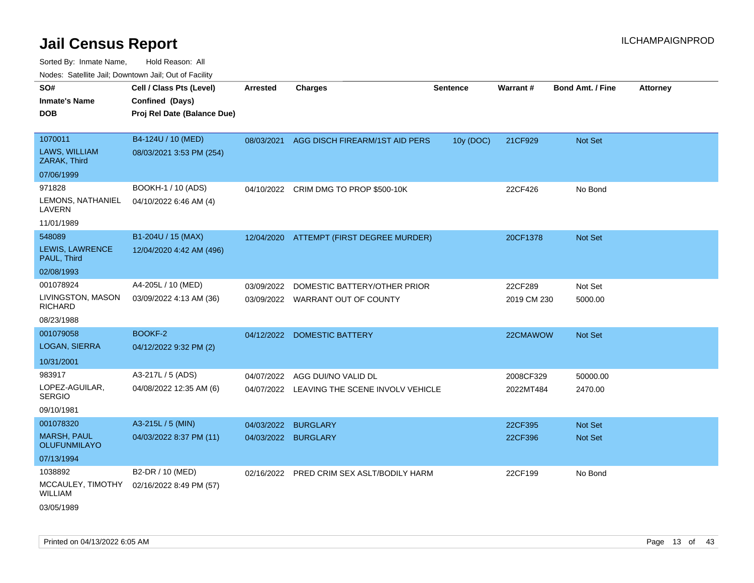# Jail Census Report

ILCHAMPAIGNPROD

Sorted By: Inmate Name, Hold Reason: All

Nodes: Satellite Jail; Downtown Jail; Out of Facility

| SO# / Inmate's Name / DOB | Cell / Class Pts (Level) / Confined (Days) / Proj Rel Date (Balance Due) | Arrested | Charges | Sentence | Warrant # | Bond Amt. / Fine | Attorney |
|---|---|---|---|---|---|---|---|
| 1070011<br>LAWS, WILLIAM ZARAK, Third<br>07/06/1999 | B4-124U / 10 (MED)<br>08/03/2021 3:53 PM (254) | 08/03/2021 | AGG DISCH FIREARM/1ST AID PERS | 10y (DOC) | 21CF929 | Not Set | |
| 971828<br>LEMONS, NATHANIEL LAVERN<br>11/01/1989 | BOOKH-1 / 10 (ADS)<br>04/10/2022 6:46 AM (4) | 04/10/2022 | CRIM DMG TO PROP $500-10K | | 22CF426 | No Bond | |
| 548089<br>LEWIS, LAWRENCE PAUL, Third<br>02/08/1993 | B1-204U / 15 (MAX)<br>12/04/2020 4:42 AM (496) | 12/04/2020 | ATTEMPT (FIRST DEGREE MURDER) | | 20CF1378 | Not Set | |
| 001078924<br>LIVINGSTON, MASON RICHARD<br>08/23/1988 | A4-205L / 10 (MED)<br>03/09/2022 4:13 AM (36) | 03/09/2022<br>03/09/2022 | DOMESTIC BATTERY/OTHER PRIOR<br>WARRANT OUT OF COUNTY | | 22CF289<br>2019 CM 230 | Not Set<br>5000.00 | |
| 001079058<br>LOGAN, SIERRA<br>10/31/2001 | BOOKF-2<br>04/12/2022 9:32 PM (2) | 04/12/2022 | DOMESTIC BATTERY | | 22CMAWOW | Not Set | |
| 983917<br>LOPEZ-AGUILAR, SERGIO<br>09/10/1981 | A3-217L / 5 (ADS)<br>04/08/2022 12:35 AM (6) | 04/07/2022<br>04/07/2022 | AGG DUI/NO VALID DL<br>LEAVING THE SCENE INVOLV VEHICLE | | 2008CF329<br>2022MT484 | 50000.00<br>2470.00 | |
| 001078320<br>MARSH, PAUL OLUFUNMILAYO<br>07/13/1994 | A3-215L / 5 (MIN)<br>04/03/2022 8:37 PM (11) | 04/03/2022<br>04/03/2022 | BURGLARY<br>BURGLARY | | 22CF395<br>22CF396 | Not Set<br>Not Set | |
| 1038892<br>MCCAULEY, TIMOTHY WILLIAM<br>03/05/1989 | B2-DR / 10 (MED)<br>02/16/2022 8:49 PM (57) | 02/16/2022 | PRED CRIM SEX ASLT/BODILY HARM | | 22CF199 | No Bond | |

Printed on 04/13/2022 6:05 AM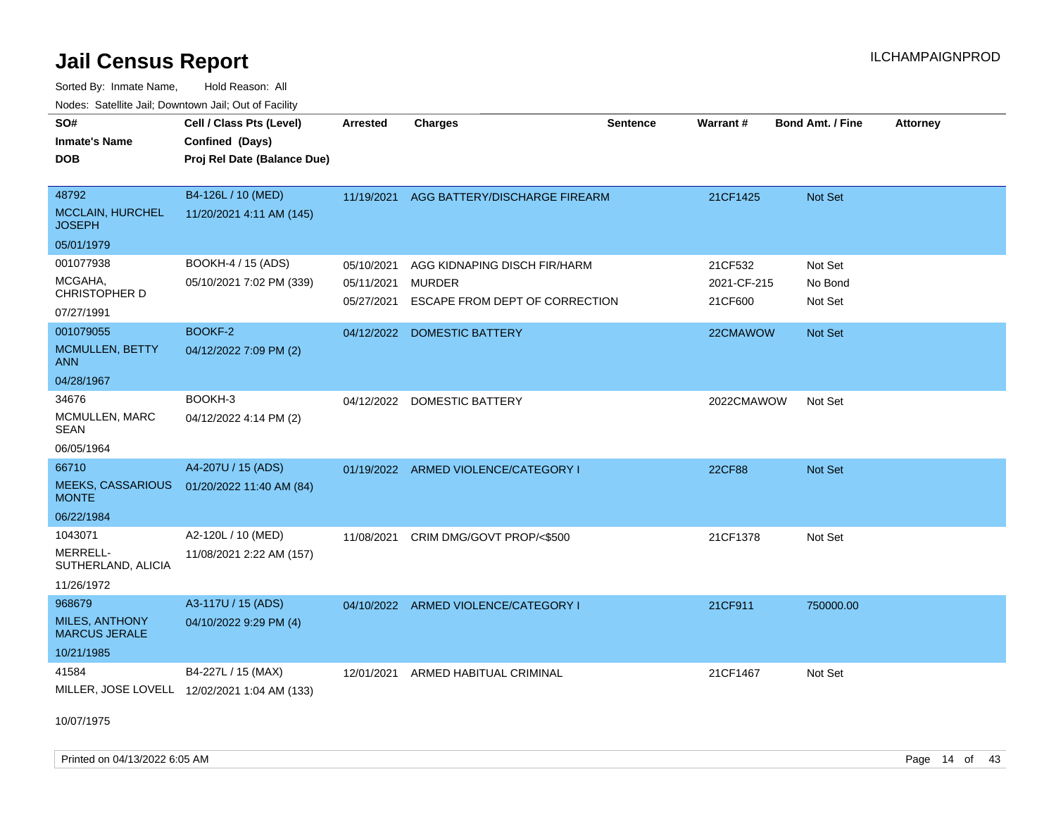# Jail Census Report

ILCHAMPAIGNPROD

Sorted By: Inmate Name, Hold Reason: All

Nodes: Satellite Jail; Downtown Jail; Out of Facility

| SO# / Inmate's Name / DOB | Cell / Class Pts (Level) / Confined (Days) / Proj Rel Date (Balance Due) | Arrested | Charges | Sentence | Warrant # | Bond Amt. / Fine | Attorney |
|---|---|---|---|---|---|---|---|
| 48792<br>MCCLAIN, HURCHEL JOSEPH<br>05/01/1979 | B4-126L / 10 (MED)<br>11/20/2021 4:11 AM (145) | 11/19/2021 | AGG BATTERY/DISCHARGE FIREARM | | 21CF1425 | Not Set | |
| 001077938<br>MCGAHA, CHRISTOPHER D<br>07/27/1991 | BOOKH-4 / 15 (ADS)<br>05/10/2021 7:02 PM (339) | 05/10/2021<br>05/11/2021<br>05/27/2021 | AGG KIDNAPING DISCH FIR/HARM<br>MURDER<br>ESCAPE FROM DEPT OF CORRECTION | | 21CF532<br>2021-CF-215<br>21CF600 | Not Set<br>No Bond<br>Not Set | |
| 001079055<br>MCMULLEN, BETTY ANN<br>04/28/1967 | BOOKF-2<br>04/12/2022 7:09 PM (2) | 04/12/2022 | DOMESTIC BATTERY | | 22CMAWOW | Not Set | |
| 34676<br>MCMULLEN, MARC SEAN<br>06/05/1964 | BOOKH-3<br>04/12/2022 4:14 PM (2) | 04/12/2022 | DOMESTIC BATTERY | | 2022CMAWOW | Not Set | |
| 66710<br>MEEKS, CASSARIOUS MONTE<br>06/22/1984 | A4-207U / 15 (ADS)<br>01/20/2022 11:40 AM (84) | 01/19/2022 | ARMED VIOLENCE/CATEGORY I | | 22CF88 | Not Set | |
| 1043071<br>MERRELL-SUTHERLAND, ALICIA<br>11/26/1972 | A2-120L / 10 (MED)<br>11/08/2021 2:22 AM (157) | 11/08/2021 | CRIM DMG/GOVT PROP/<$500 | | 21CF1378 | Not Set | |
| 968679<br>MILES, ANTHONY MARCUS JERALE<br>10/21/1985 | A3-117U / 15 (ADS)<br>04/10/2022 9:29 PM (4) | 04/10/2022 | ARMED VIOLENCE/CATEGORY I | | 21CF911 | 750000.00 | |
| 41584<br>MILLER, JOSE LOVELL<br>10/07/1975 | B4-227L / 15 (MAX)<br>12/02/2021 1:04 AM (133) | 12/01/2021 | ARMED HABITUAL CRIMINAL | | 21CF1467 | Not Set | |

Printed on 04/13/2022 6:05 AM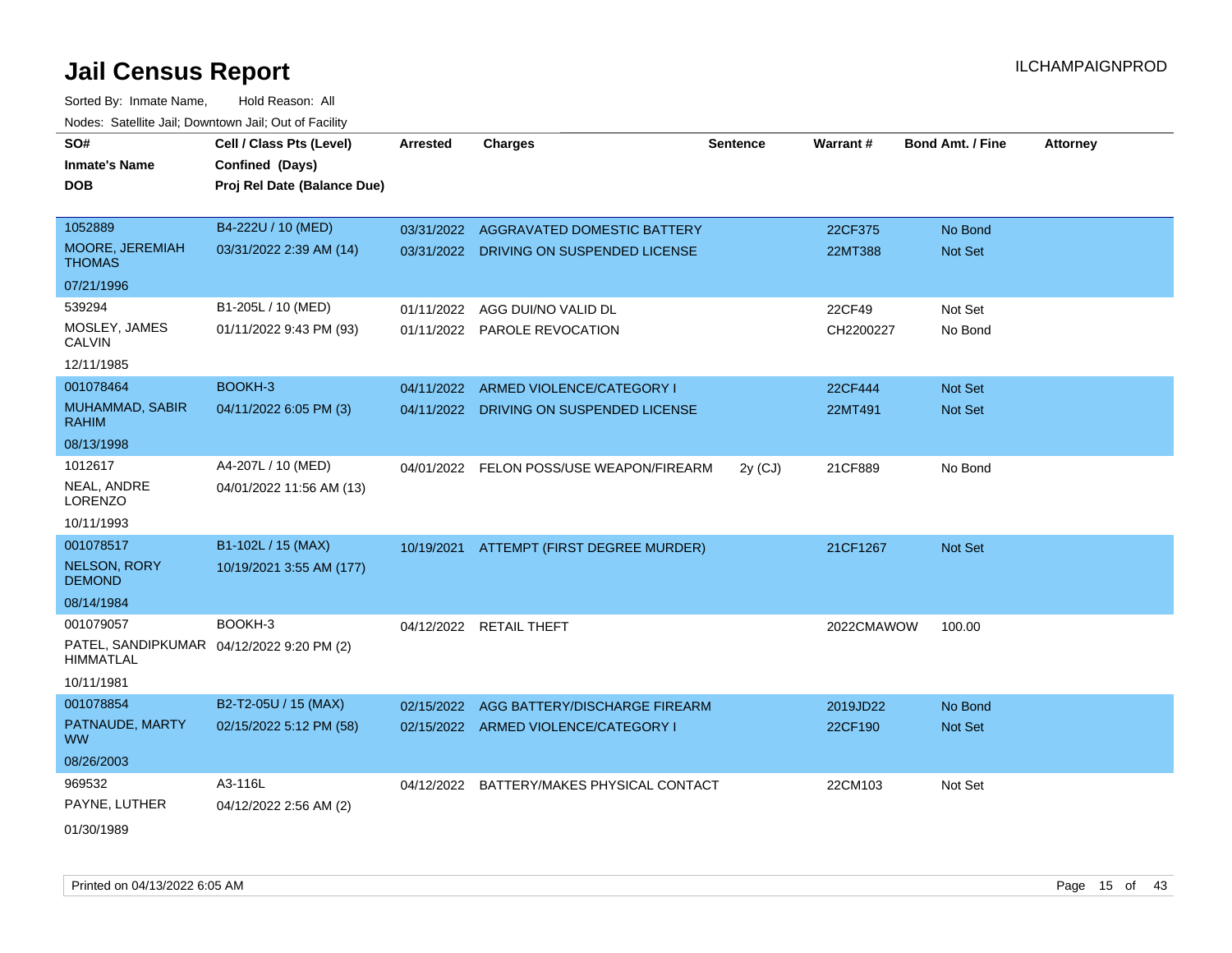# Jail Census Report

Sorted By: Inmate Name, Hold Reason: All

Nodes: Satellite Jail; Downtown Jail; Out of Facility

| SO# / Inmate's Name / DOB | Cell / Class Pts (Level) / Confined (Days) / Proj Rel Date (Balance Due) | Arrested | Charges | Sentence | Warrant # | Bond Amt. / Fine | Attorney |
|---|---|---|---|---|---|---|---|
| 1052889 MOORE, JEREMIAH THOMAS 07/21/1996 | B4-222U / 10 (MED) 03/31/2022 2:39 AM (14) | 03/31/2022 | AGGRAVATED DOMESTIC BATTERY | | 22CF375 | No Bond | |
| | | 03/31/2022 | DRIVING ON SUSPENDED LICENSE | | 22MT388 | Not Set | |
| 539294 MOSLEY, JAMES CALVIN 12/11/1985 | B1-205L / 10 (MED) 01/11/2022 9:43 PM (93) | 01/11/2022 | AGG DUI/NO VALID DL | | 22CF49 | Not Set | |
| | | 01/11/2022 | PAROLE REVOCATION | | CH2200227 | No Bond | |
| 001078464 MUHAMMAD, SABIR RAHIM 08/13/1998 | BOOKH-3 04/11/2022 6:05 PM (3) | 04/11/2022 | ARMED VIOLENCE/CATEGORY I | | 22CF444 | Not Set | |
| | | 04/11/2022 | DRIVING ON SUSPENDED LICENSE | | 22MT491 | Not Set | |
| 1012617 NEAL, ANDRE LORENZO 10/11/1993 | A4-207L / 10 (MED) 04/01/2022 11:56 AM (13) | 04/01/2022 | FELON POSS/USE WEAPON/FIREARM | 2y (CJ) | 21CF889 | No Bond | |
| 001078517 NELSON, RORY DEMOND 08/14/1984 | B1-102L / 15 (MAX) 10/19/2021 3:55 AM (177) | 10/19/2021 | ATTEMPT (FIRST DEGREE MURDER) | | 21CF1267 | Not Set | |
| 001079057 PATEL, SANDIPKUMAR HIMMATLAL 10/11/1981 | BOOKH-3 04/12/2022 9:20 PM (2) | 04/12/2022 | RETAIL THEFT | | 2022CMAWOW | 100.00 | |
| 001078854 PATNAUDE, MARTY WW 08/26/2003 | B2-T2-05U / 15 (MAX) 02/15/2022 5:12 PM (58) | 02/15/2022 | AGG BATTERY/DISCHARGE FIREARM | | 2019JD22 | No Bond | |
| | | 02/15/2022 | ARMED VIOLENCE/CATEGORY I | | 22CF190 | Not Set | |
| 969532 PAYNE, LUTHER 01/30/1989 | A3-116L 04/12/2022 2:56 AM (2) | 04/12/2022 | BATTERY/MAKES PHYSICAL CONTACT | | 22CM103 | Not Set | |

Printed on 04/13/2022 6:05 AM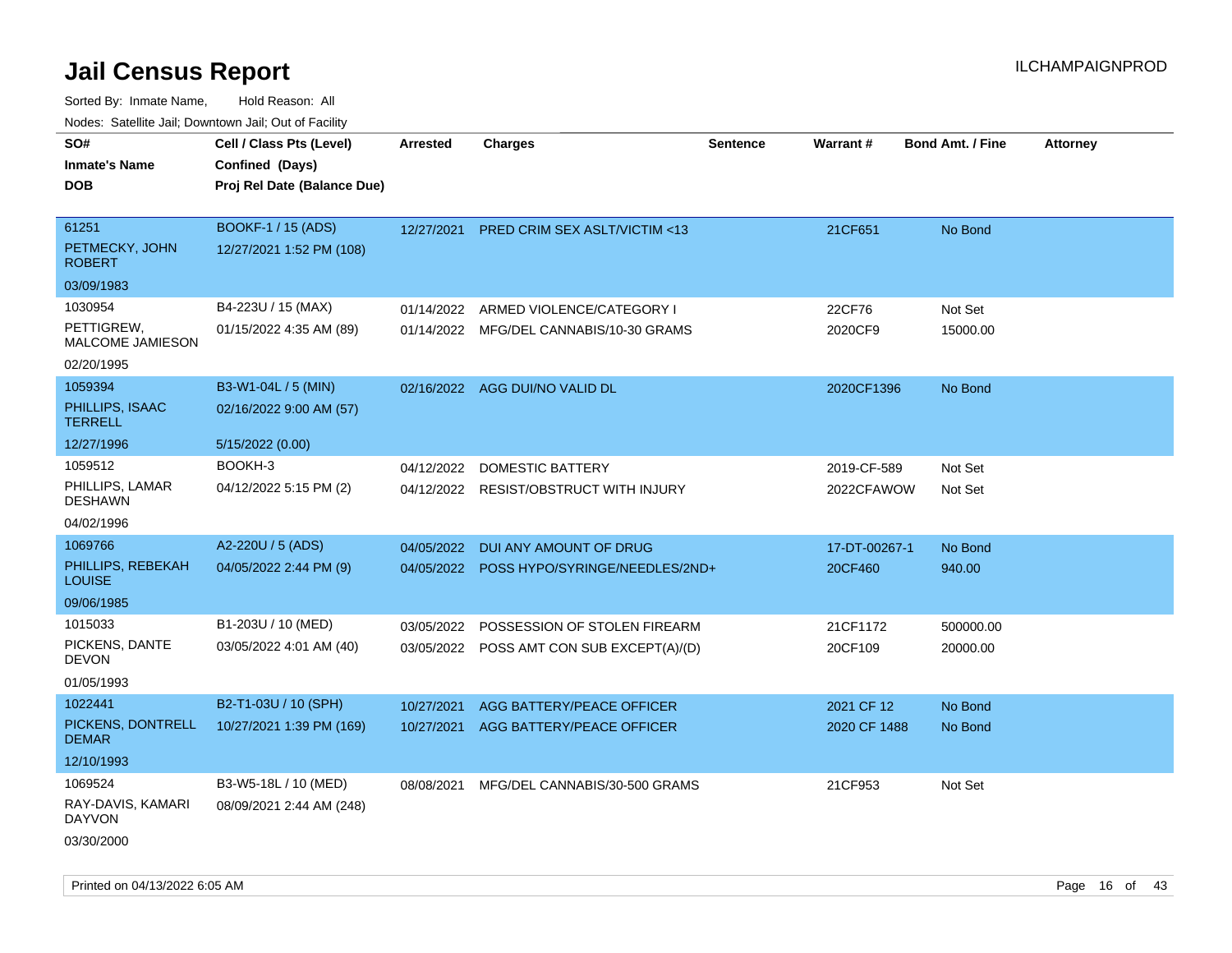# Jail Census Report

ILCHAMPAIGNPROD

Sorted By: Inmate Name, Hold Reason: All

Nodes: Satellite Jail; Downtown Jail; Out of Facility

| SO# / Inmate's Name / DOB | Cell / Class Pts (Level) / Confined (Days) / Proj Rel Date (Balance Due) | Arrested | Charges | Sentence | Warrant # | Bond Amt. / Fine | Attorney |
|---|---|---|---|---|---|---|---|
| 61251<br>PETMECKY, JOHN ROBERT<br>03/09/1983 | BOOKF-1 / 15 (ADS)<br>12/27/2021 1:52 PM (108) | 12/27/2021 | PRED CRIM SEX ASLT/VICTIM <13 | | 21CF651 | No Bond | |
| 1030954<br>PETTIGREW, MALCOME JAMIESON<br>02/20/1995 | B4-223U / 15 (MAX)<br>01/15/2022 4:35 AM (89) | 01/14/2022<br>01/14/2022 | ARMED VIOLENCE/CATEGORY I<br>MFG/DEL CANNABIS/10-30 GRAMS | | 22CF76<br>2020CF9 | Not Set<br>15000.00 | |
| 1059394<br>PHILLIPS, ISAAC TERRELL<br>12/27/1996 | B3-W1-04L / 5 (MIN)<br>02/16/2022 9:00 AM (57)<br>5/15/2022 (0.00) | 02/16/2022 | AGG DUI/NO VALID DL | | 2020CF1396 | No Bond | |
| 1059512<br>PHILLIPS, LAMAR DESHAWN<br>04/02/1996 | BOOKH-3<br>04/12/2022 5:15 PM (2) | 04/12/2022<br>04/12/2022 | DOMESTIC BATTERY<br>RESIST/OBSTRUCT WITH INJURY | | 2019-CF-589<br>2022CFAWOW | Not Set<br>Not Set | |
| 1069766<br>PHILLIPS, REBEKAH LOUISE<br>09/06/1985 | A2-220U / 5 (ADS)<br>04/05/2022 2:44 PM (9) | 04/05/2022<br>04/05/2022 | DUI ANY AMOUNT OF DRUG<br>POSS HYPO/SYRINGE/NEEDLES/2ND+ | | 17-DT-00267-1<br>20CF460 | No Bond<br>940.00 | |
| 1015033<br>PICKENS, DANTE DEVON<br>01/05/1993 | B1-203U / 10 (MED)<br>03/05/2022 4:01 AM (40) | 03/05/2022<br>03/05/2022 | POSSESSION OF STOLEN FIREARM<br>POSS AMT CON SUB EXCEPT(A)/(D) | | 21CF1172<br>20CF109 | 500000.00<br>20000.00 | |
| 1022441<br>PICKENS, DONTRELL DEMAR<br>12/10/1993 | B2-T1-03U / 10 (SPH)<br>10/27/2021 1:39 PM (169) | 10/27/2021<br>10/27/2021 | AGG BATTERY/PEACE OFFICER<br>AGG BATTERY/PEACE OFFICER | | 2021 CF 12<br>2020 CF 1488 | No Bond<br>No Bond | |
| 1069524<br>RAY-DAVIS, KAMARI DAYVON<br>03/30/2000 | B3-W5-18L / 10 (MED)<br>08/09/2021 2:44 AM (248) | 08/08/2021 | MFG/DEL CANNABIS/30-500 GRAMS | | 21CF953 | Not Set | |

Printed on 04/13/2022 6:05 AM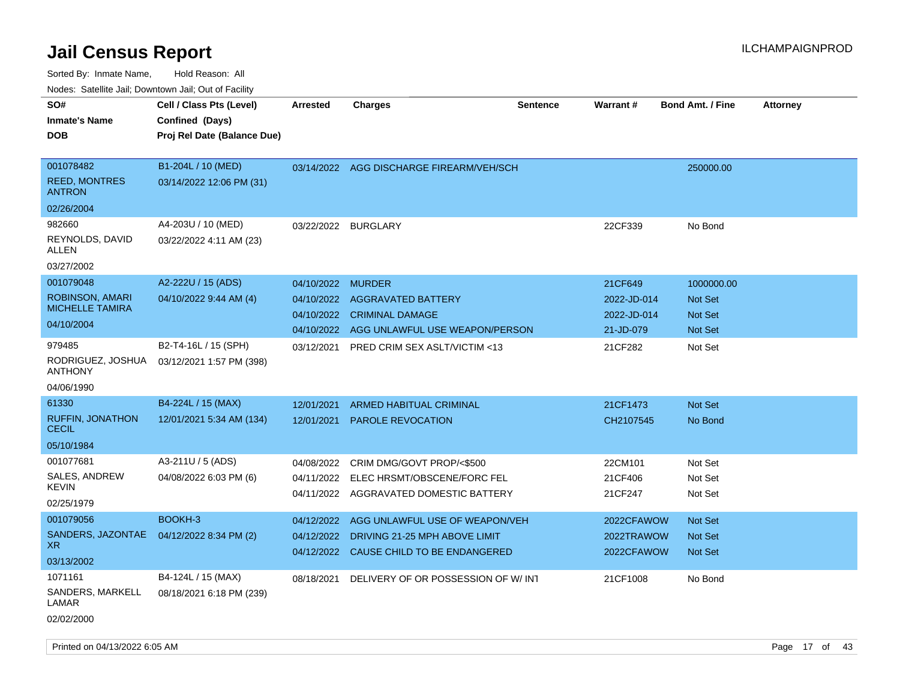# Jail Census Report

ILCHAMPAIGNPROD

Sorted By: Inmate Name, Hold Reason: All

Nodes: Satellite Jail; Downtown Jail; Out of Facility

| SO# / Inmate's Name / DOB | Cell / Class Pts (Level) / Confined (Days) / Proj Rel Date (Balance Due) | Arrested | Charges | Sentence | Warrant # | Bond Amt. / Fine | Attorney |
|---|---|---|---|---|---|---|---|
| 001078482<br>REED, MONTRES ANTRON<br>02/26/2004 | B1-204L / 10 (MED)<br>03/14/2022 12:06 PM (31) | 03/14/2022 | AGG DISCHARGE FIREARM/VEH/SCH | | | 250000.00 | |
| 982660<br>REYNOLDS, DAVID ALLEN<br>03/27/2002 | A4-203U / 10 (MED)<br>03/22/2022 4:11 AM (23) | 03/22/2022 | BURGLARY | | 22CF339 | No Bond | |
| 001079048<br>ROBINSON, AMARI MICHELLE TAMIRA<br>04/10/2004 | A2-222U / 15 (ADS)<br>04/10/2022 9:44 AM (4) | 04/10/2022 | MURDER | | 21CF649 | 1000000.00 | |
| | | 04/10/2022 | AGGRAVATED BATTERY | | 2022-JD-014 | Not Set | |
| | | 04/10/2022 | CRIMINAL DAMAGE | | 2022-JD-014 | Not Set | |
| | | 04/10/2022 | AGG UNLAWFUL USE WEAPON/PERSON | | 21-JD-079 | Not Set | |
| 979485<br>RODRIGUEZ, JOSHUA ANTHONY<br>04/06/1990 | B2-T4-16L / 15 (SPH)<br>03/12/2021 1:57 PM (398) | 03/12/2021 | PRED CRIM SEX ASLT/VICTIM <13 | | 21CF282 | Not Set | |
| 61330<br>RUFFIN, JONATHON CECIL<br>05/10/1984 | B4-224L / 15 (MAX)<br>12/01/2021 5:34 AM (134) | 12/01/2021 | ARMED HABITUAL CRIMINAL | | 21CF1473 | Not Set | |
| | | 12/01/2021 | PAROLE REVOCATION | | CH2107545 | No Bond | |
| 001077681<br>SALES, ANDREW KEVIN<br>02/25/1979 | A3-211U / 5 (ADS)<br>04/08/2022 6:03 PM (6) | 04/08/2022 | CRIM DMG/GOVT PROP/<$500 | | 22CM101 | Not Set | |
| | | 04/11/2022 | ELEC HRSMT/OBSCENE/FORC FEL | | 21CF406 | Not Set | |
| | | 04/11/2022 | AGGRAVATED DOMESTIC BATTERY | | 21CF247 | Not Set | |
| 001079056<br>SANDERS, JAZONTAE XR<br>03/13/2002 | BOOKH-3<br>04/12/2022 8:34 PM (2) | 04/12/2022 | AGG UNLAWFUL USE OF WEAPON/VEH | | 2022CFAWOW | Not Set | |
| | | 04/12/2022 | DRIVING 21-25 MPH ABOVE LIMIT | | 2022TRAWOW | Not Set | |
| | | 04/12/2022 | CAUSE CHILD TO BE ENDANGERED | | 2022CFAWOW | Not Set | |
| 1071161<br>SANDERS, MARKELL LAMAR<br>02/02/2000 | B4-124L / 15 (MAX)<br>08/18/2021 6:18 PM (239) | 08/18/2021 | DELIVERY OF OR POSSESSION OF W/ INT | | 21CF1008 | No Bond | |

Printed on 04/13/2022 6:05 AM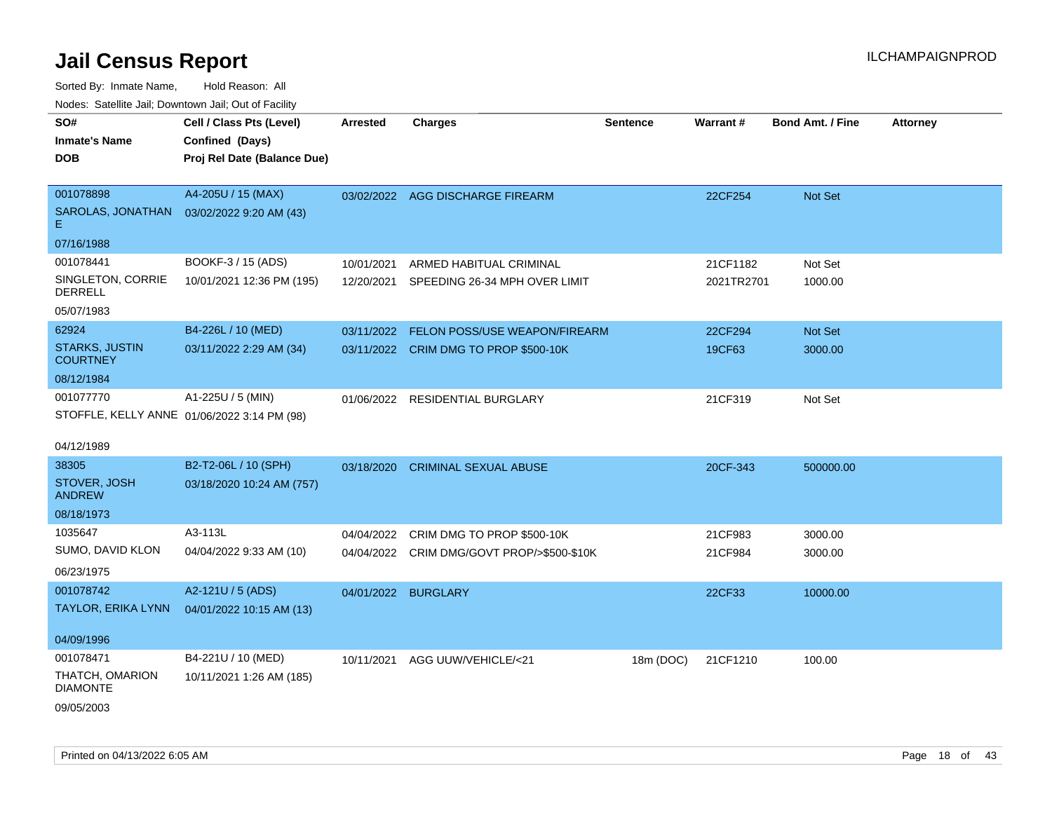# Jail Census Report

Sorted By: Inmate Name, Hold Reason: All

Nodes: Satellite Jail; Downtown Jail; Out of Facility

| SO# / Inmate's Name / DOB | Cell / Class Pts (Level) / Confined (Days) / Proj Rel Date (Balance Due) | Arrested | Charges | Sentence | Warrant # | Bond Amt. / Fine | Attorney |
|---|---|---|---|---|---|---|---|
| 001078898<br>SAROLAS, JONATHAN E<br>07/16/1988 | A4-205U / 15 (MAX)<br>03/02/2022 9:20 AM (43) | 03/02/2022 | AGG DISCHARGE FIREARM | | 22CF254 | Not Set | |
| 001078441<br>SINGLETON, CORRIE DERRELL<br>05/07/1983 | BOOKF-3 / 15 (ADS)<br>10/01/2021 12:36 PM (195) | 10/01/2021 | ARMED HABITUAL CRIMINAL | | 21CF1182 | Not Set | |
| | | 12/20/2021 | SPEEDING 26-34 MPH OVER LIMIT | | 2021TR2701 | 1000.00 | |
| 62924<br>STARKS, JUSTIN COURTNEY<br>08/12/1984 | B4-226L / 10 (MED)<br>03/11/2022 2:29 AM (34) | 03/11/2022 | FELON POSS/USE WEAPON/FIREARM | | 22CF294 | Not Set | |
| | | 03/11/2022 | CRIM DMG TO PROP $500-10K | | 19CF63 | 3000.00 | |
| 001077770<br>STOFFLE, KELLY ANNE<br>04/12/1989 | A1-225U / 5 (MIN)<br>01/06/2022 3:14 PM (98) | 01/06/2022 | RESIDENTIAL BURGLARY | | 21CF319 | Not Set | |
| 38305<br>STOVER, JOSH ANDREW<br>08/18/1973 | B2-T2-06L / 10 (SPH)<br>03/18/2020 10:24 AM (757) | 03/18/2020 | CRIMINAL SEXUAL ABUSE | | 20CF-343 | 500000.00 | |
| 1035647<br>SUMO, DAVID KLON<br>06/23/1975 | A3-113L<br>04/04/2022 9:33 AM (10) | 04/04/2022 | CRIM DMG TO PROP $500-10K | | 21CF983 | 3000.00 | |
| | | 04/04/2022 | CRIM DMG/GOVT PROP/>$500-$10K | | 21CF984 | 3000.00 | |
| 001078742<br>TAYLOR, ERIKA LYNN<br>04/09/1996 | A2-121U / 5 (ADS)<br>04/01/2022 10:15 AM (13) | 04/01/2022 | BURGLARY | | 22CF33 | 10000.00 | |
| 001078471<br>THATCH, OMARION DIAMONTE<br>09/05/2003 | B4-221U / 10 (MED)<br>10/11/2021 1:26 AM (185) | 10/11/2021 | AGG UUW/VEHICLE/<21 | 18m (DOC) | 21CF1210 | 100.00 | |

Printed on 04/13/2022 6:05 AM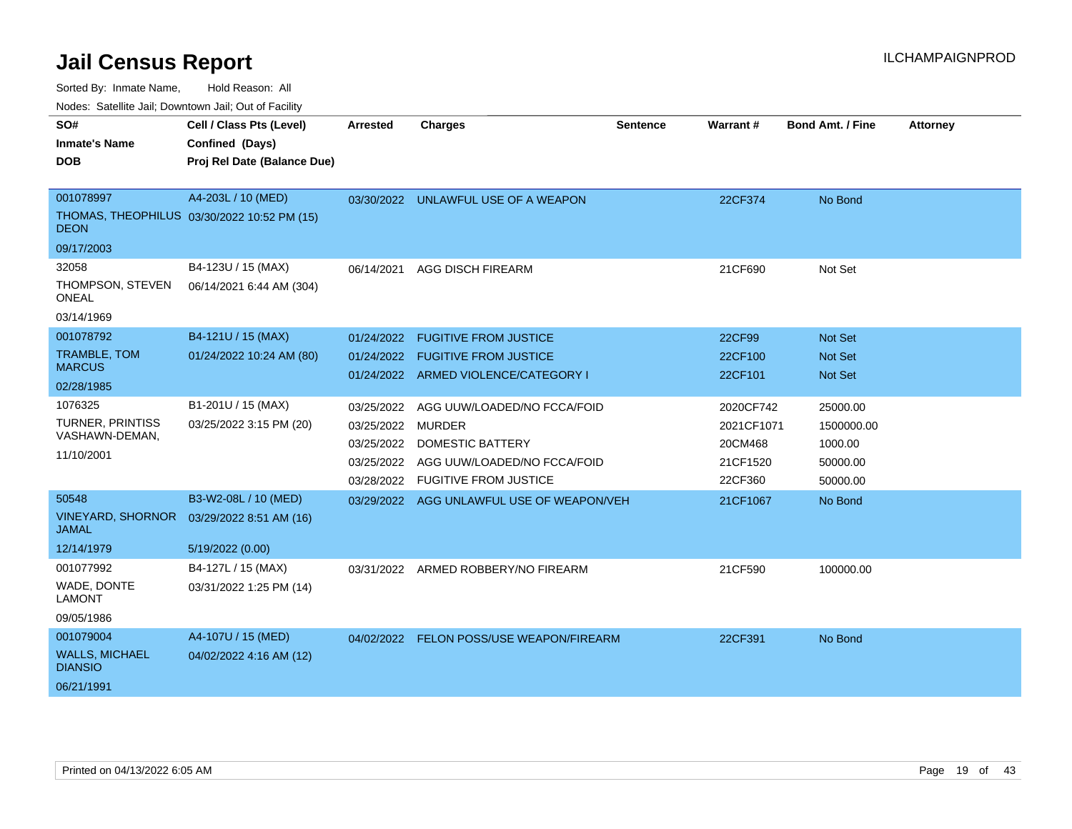# Jail Census Report

ILCHAMPAIGNPROD

Sorted By: Inmate Name, Hold Reason: All

Nodes: Satellite Jail; Downtown Jail; Out of Facility

| SO#<br>Inmate's Name<br>DOB | Cell / Class Pts (Level)<br>Confined (Days)<br>Proj Rel Date (Balance Due) | Arrested | Charges | Sentence | Warrant # | Bond Amt. / Fine | Attorney |
|---|---|---|---|---|---|---|---|
| 001078997<br>THOMAS, THEOPHILUS DEON<br>09/17/2003 | A4-203L / 10 (MED)<br>03/30/2022 10:52 PM (15) | 03/30/2022 | UNLAWFUL USE OF A WEAPON | | 22CF374 | No Bond | |
| 32058<br>THOMPSON, STEVEN ONEAL<br>03/14/1969 | B4-123U / 15 (MAX)<br>06/14/2021 6:44 AM (304) | 06/14/2021 | AGG DISCH FIREARM | | 21CF690 | Not Set | |
| 001078792<br>TRAMBLE, TOM MARCUS<br>02/28/1985 | B4-121U / 15 (MAX)<br>01/24/2022 10:24 AM (80) | 01/24/2022 | FUGITIVE FROM JUSTICE | | 22CF99 | Not Set | |
| | | 01/24/2022 | FUGITIVE FROM JUSTICE | | 22CF100 | Not Set | |
| | | 01/24/2022 | ARMED VIOLENCE/CATEGORY I | | 22CF101 | Not Set | |
| 1076325<br>TURNER, PRINTISS VASHAWN-DEMAN,<br>11/10/2001 | B1-201U / 15 (MAX)<br>03/25/2022 3:15 PM (20) | 03/25/2022 | AGG UUW/LOADED/NO FCCA/FOID | | 2020CF742 | 25000.00 | |
| | | 03/25/2022 | MURDER | | 2021CF1071 | 1500000.00 | |
| | | 03/25/2022 | DOMESTIC BATTERY | | 20CM468 | 1000.00 | |
| | | 03/25/2022 | AGG UUW/LOADED/NO FCCA/FOID | | 21CF1520 | 50000.00 | |
| | | 03/28/2022 | FUGITIVE FROM JUSTICE | | 22CF360 | 50000.00 | |
| 50548<br>VINEYARD, SHORNOR JAMAL<br>12/14/1979 | B3-W2-08L / 10 (MED)<br>03/29/2022 8:51 AM (16)<br>5/19/2022 (0.00) | 03/29/2022 | AGG UNLAWFUL USE OF WEAPON/VEH | | 21CF1067 | No Bond | |
| 001077992<br>WADE, DONTE LAMONT<br>09/05/1986 | B4-127L / 15 (MAX)<br>03/31/2022 1:25 PM (14) | 03/31/2022 | ARMED ROBBERY/NO FIREARM | | 21CF590 | 100000.00 | |
| 001079004<br>WALLS, MICHAEL DIANSIO<br>06/21/1991 | A4-107U / 15 (MED)<br>04/02/2022 4:16 AM (12) | 04/02/2022 | FELON POSS/USE WEAPON/FIREARM | | 22CF391 | No Bond | |

Printed on 04/13/2022 6:05 AM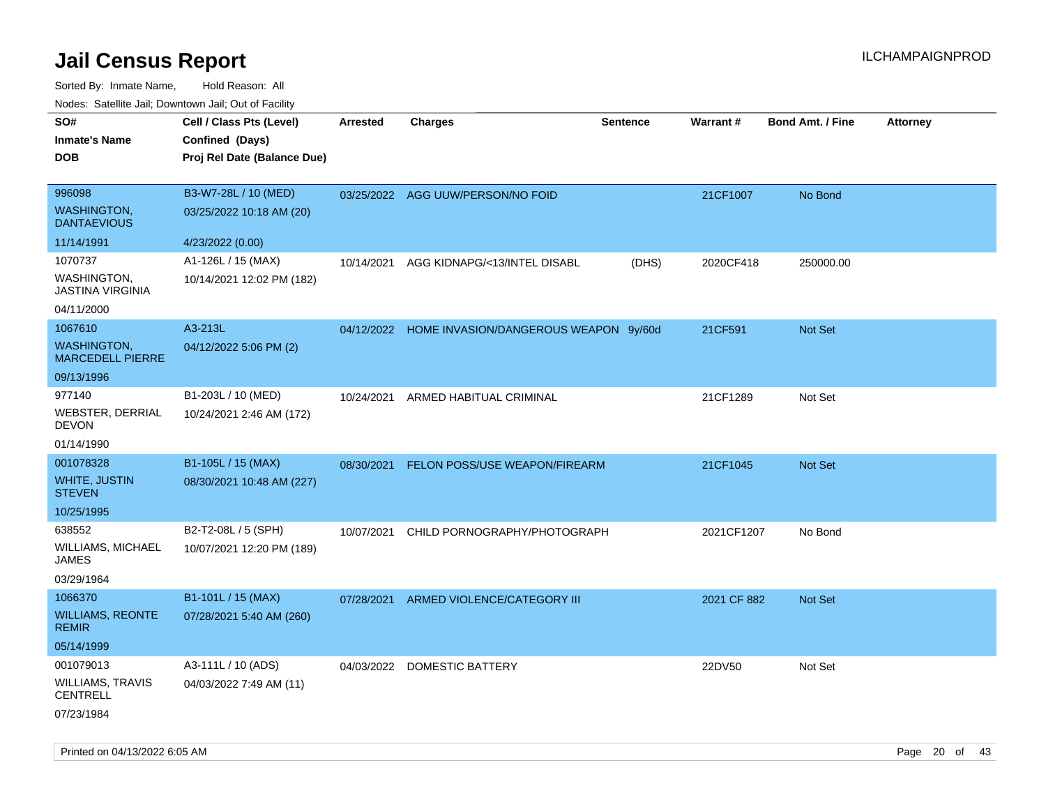# Jail Census Report

Sorted By: Inmate Name, Hold Reason: All

Nodes: Satellite Jail; Downtown Jail; Out of Facility

| SO# / Inmate's Name / DOB | Cell / Class Pts (Level) / Confined (Days) / Proj Rel Date (Balance Due) | Arrested | Charges | Sentence | Warrant # | Bond Amt. / Fine | Attorney |
|---|---|---|---|---|---|---|---|
| 996098<br>WASHINGTON, DANTAEVIOUS<br>11/14/1991 | B3-W7-28L / 10 (MED)<br>03/25/2022 10:18 AM (20)<br>4/23/2022 (0.00) | 03/25/2022 | AGG UUW/PERSON/NO FOID | | 21CF1007 | No Bond | |
| 1070737<br>WASHINGTON, JASTINA VIRGINIA<br>04/11/2000 | A1-126L / 15 (MAX)<br>10/14/2021 12:02 PM (182) | 10/14/2021 | AGG KIDNAPG/<13/INTEL DISABL | (DHS) | 2020CF418 | 250000.00 | |
| 1067610<br>WASHINGTON, MARCEDELL PIERRE<br>09/13/1996 | A3-213L<br>04/12/2022 5:06 PM (2) | 04/12/2022 | HOME INVASION/DANGEROUS WEAPON | 9y/60d | 21CF591 | Not Set | |
| 977140<br>WEBSTER, DERRIAL DEVON<br>01/14/1990 | B1-203L / 10 (MED)<br>10/24/2021 2:46 AM (172) | 10/24/2021 | ARMED HABITUAL CRIMINAL | | 21CF1289 | Not Set | |
| 001078328<br>WHITE, JUSTIN STEVEN<br>10/25/1995 | B1-105L / 15 (MAX)<br>08/30/2021 10:48 AM (227) | 08/30/2021 | FELON POSS/USE WEAPON/FIREARM | | 21CF1045 | Not Set | |
| 638552<br>WILLIAMS, MICHAEL JAMES<br>03/29/1964 | B2-T2-08L / 5 (SPH)<br>10/07/2021 12:20 PM (189) | 10/07/2021 | CHILD PORNOGRAPHY/PHOTOGRAPH | | 2021CF1207 | No Bond | |
| 1066370<br>WILLIAMS, REONTE REMIR<br>05/14/1999 | B1-101L / 15 (MAX)<br>07/28/2021 5:40 AM (260) | 07/28/2021 | ARMED VIOLENCE/CATEGORY III | | 2021 CF 882 | Not Set | |
| 001079013<br>WILLIAMS, TRAVIS CENTRELL<br>07/23/1984 | A3-111L / 10 (ADS)<br>04/03/2022 7:49 AM (11) | 04/03/2022 | DOMESTIC BATTERY | | 22DV50 | Not Set | |

Printed on 04/13/2022 6:05 AM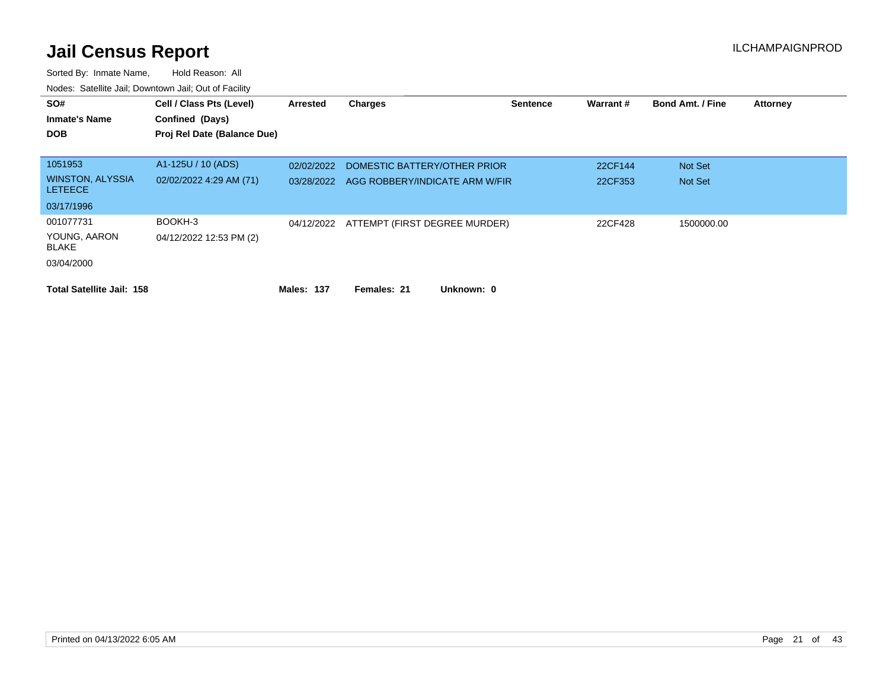# Jail Census Report

ILCHAMPAIGNPROD

Sorted By: Inmate Name, Hold Reason: All

Nodes: Satellite Jail; Downtown Jail; Out of Facility

| SO# / Inmate's Name / DOB | Cell / Class Pts (Level) / Confined (Days) / Proj Rel Date (Balance Due) | Arrested | Charges | Sentence | Warrant # | Bond Amt. / Fine | Attorney |
|---|---|---|---|---|---|---|---|
| 1051953<br>WINSTON, ALYSSIA LETEECE<br>03/17/1996 | A1-125U / 10 (ADS)<br>02/02/2022 4:29 AM (71) | 02/02/2022 | DOMESTIC BATTERY/OTHER PRIOR | | 22CF144 | Not Set | |
| | | 03/28/2022 | AGG ROBBERY/INDICATE ARM W/FIR | | 22CF353 | Not Set | |
| 001077731<br>YOUNG, AARON BLAKE<br>03/04/2000 | BOOKH-3<br>04/12/2022 12:53 PM (2) | 04/12/2022 | ATTEMPT (FIRST DEGREE MURDER) | | 22CF428 | 1500000.00 | |

**Total Satellite Jail: 158** **Males: 137** **Females: 21** **Unknown: 0**

Printed on 04/13/2022 6:05 AM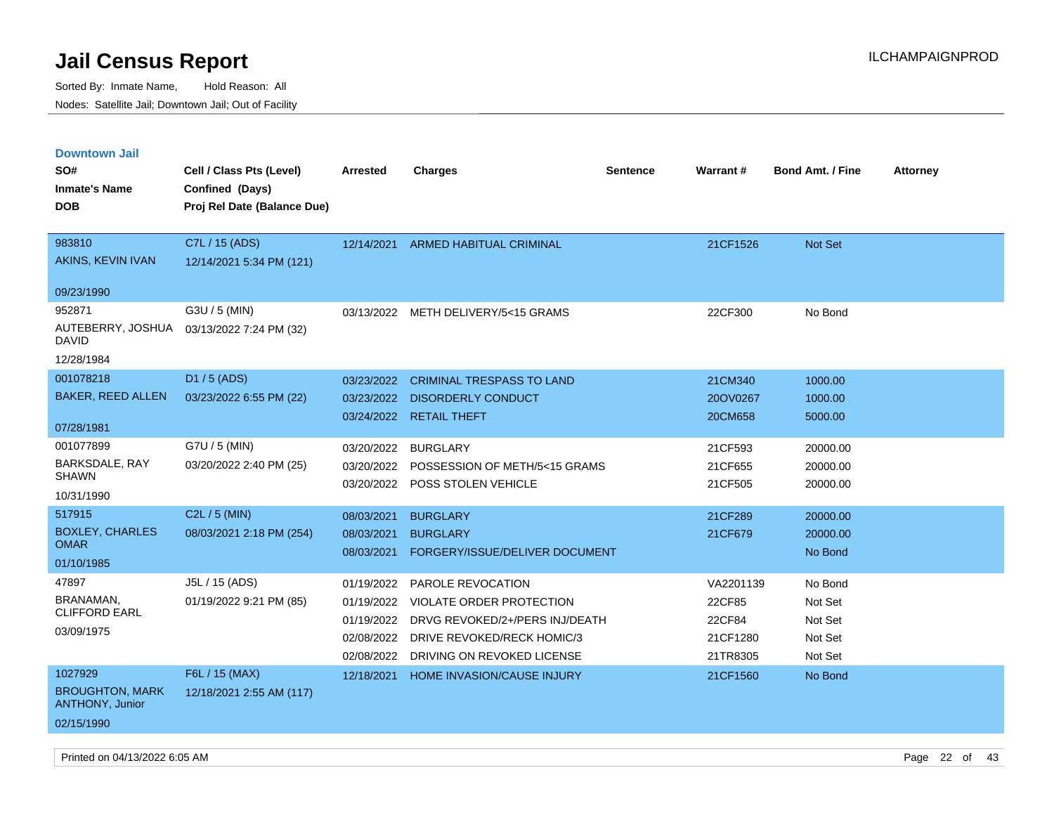# Jail Census Report

Sorted By: Inmate Name, Hold Reason: All

Nodes: Satellite Jail; Downtown Jail; Out of Facility

ILCHAMPAIGNPROD

## Downtown Jail

| SO# / Inmate's Name / DOB | Cell / Class Pts (Level) / Confined (Days) / Proj Rel Date (Balance Due) | Arrested | Charges | Sentence | Warrant # | Bond Amt. / Fine | Attorney |
|---|---|---|---|---|---|---|---|
| 983810<br>AKINS, KEVIN IVAN<br>09/23/1990 | C7L / 15 (ADS)<br>12/14/2021 5:34 PM (121) | 12/14/2021 | ARMED HABITUAL CRIMINAL | | 21CF1526 | Not Set | |
| 952871<br>AUTEBERRY, JOSHUA DAVID<br>12/28/1984 | G3U / 5 (MIN)<br>03/13/2022 7:24 PM (32) | 03/13/2022 | METH DELIVERY/5<15 GRAMS | | 22CF300 | No Bond | |
| 001078218<br>BAKER, REED ALLEN<br>07/28/1981 | D1 / 5 (ADS)<br>03/23/2022 6:55 PM (22) | 03/23/2022 | CRIMINAL TRESPASS TO LAND | | 21CM340 | 1000.00 | |
| | | 03/23/2022 | DISORDERLY CONDUCT | | 20OV0267 | 1000.00 | |
| | | 03/24/2022 | RETAIL THEFT | | 20CM658 | 5000.00 | |
| 001077899<br>BARKSDALE, RAY SHAWN<br>10/31/1990 | G7U / 5 (MIN)<br>03/20/2022 2:40 PM (25) | 03/20/2022 | BURGLARY | | 21CF593 | 20000.00 | |
| | | 03/20/2022 | POSSESSION OF METH/5<15 GRAMS | | 21CF655 | 20000.00 | |
| | | 03/20/2022 | POSS STOLEN VEHICLE | | 21CF505 | 20000.00 | |
| 517915<br>BOXLEY, CHARLES OMAR<br>01/10/1985 | C2L / 5 (MIN)<br>08/03/2021 2:18 PM (254) | 08/03/2021 | BURGLARY | | 21CF289 | 20000.00 | |
| | | 08/03/2021 | BURGLARY | | 21CF679 | 20000.00 | |
| | | 08/03/2021 | FORGERY/ISSUE/DELIVER DOCUMENT | | | No Bond | |
| 47897<br>BRANAMAN, CLIFFORD EARL<br>03/09/1975 | J5L / 15 (ADS)<br>01/19/2022 9:21 PM (85) | 01/19/2022 | PAROLE REVOCATION | | VA2201139 | No Bond | |
| | | 01/19/2022 | VIOLATE ORDER PROTECTION | | 22CF85 | Not Set | |
| | | 01/19/2022 | DRVG REVOKED/2+/PERS INJ/DEATH | | 22CF84 | Not Set | |
| | | 02/08/2022 | DRIVE REVOKED/RECK HOMIC/3 | | 21CF1280 | Not Set | |
| | | 02/08/2022 | DRIVING ON REVOKED LICENSE | | 21TR8305 | Not Set | |
| 1027929<br>BROUGHTON, MARK ANTHONY, Junior<br>02/15/1990 | F6L / 15 (MAX)<br>12/18/2021 2:55 AM (117) | 12/18/2021 | HOME INVASION/CAUSE INJURY | | 21CF1560 | No Bond | |

Printed on 04/13/2022 6:05 AM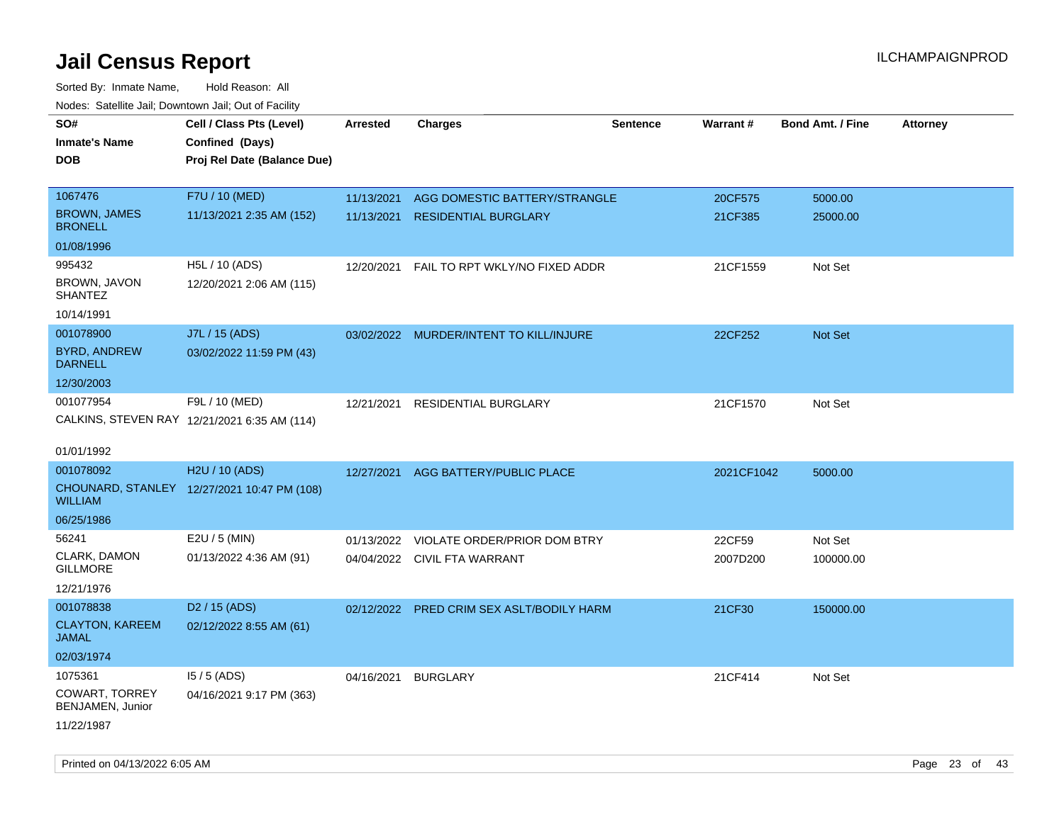# Jail Census Report

ILCHAMPAIGNPROD

Sorted By: Inmate Name, Hold Reason: All

Nodes: Satellite Jail; Downtown Jail; Out of Facility

| SO# / Inmate's Name / DOB | Cell / Class Pts (Level) / Confined (Days) / Proj Rel Date (Balance Due) | Arrested | Charges | Sentence | Warrant # | Bond Amt. / Fine | Attorney |
|---|---|---|---|---|---|---|---|
| 1067476<br>BROWN, JAMES BRONELL<br>01/08/1996 | F7U / 10 (MED)<br>11/13/2021 2:35 AM (152) | 11/13/2021<br>11/13/2021 | AGG DOMESTIC BATTERY/STRANGLE<br>RESIDENTIAL BURGLARY | | 20CF575<br>21CF385 | 5000.00<br>25000.00 | |
| 995432<br>BROWN, JAVON SHANTEZ<br>10/14/1991 | H5L / 10 (ADS)<br>12/20/2021 2:06 AM (115) | 12/20/2021 | FAIL TO RPT WKLY/NO FIXED ADDR | | 21CF1559 | Not Set | |
| 001078900<br>BYRD, ANDREW DARNELL<br>12/30/2003 | J7L / 15 (ADS)<br>03/02/2022 11:59 PM (43) | 03/02/2022 | MURDER/INTENT TO KILL/INJURE | | 22CF252 | Not Set | |
| 001077954<br>CALKINS, STEVEN RAY<br>01/01/1992 | F9L / 10 (MED)<br>12/21/2021 6:35 AM (114) | 12/21/2021 | RESIDENTIAL BURGLARY | | 21CF1570 | Not Set | |
| 001078092<br>CHOUNARD, STANLEY WILLIAM<br>06/25/1986 | H2U / 10 (ADS)<br>12/27/2021 10:47 PM (108) | 12/27/2021 | AGG BATTERY/PUBLIC PLACE | | 2021CF1042 | 5000.00 | |
| 56241<br>CLARK, DAMON GILLMORE<br>12/21/1976 | E2U / 5 (MIN)<br>01/13/2022 4:36 AM (91) | 01/13/2022<br>04/04/2022 | VIOLATE ORDER/PRIOR DOM BTRY<br>CIVIL FTA WARRANT | | 22CF59<br>2007D200 | Not Set<br>100000.00 | |
| 001078838<br>CLAYTON, KAREEM JAMAL<br>02/03/1974 | D2 / 15 (ADS)<br>02/12/2022 8:55 AM (61) | 02/12/2022 | PRED CRIM SEX ASLT/BODILY HARM | | 21CF30 | 150000.00 | |
| 1075361<br>COWART, TORREY BENJAMEN, Junior<br>11/22/1987 | I5 / 5 (ADS)<br>04/16/2021 9:17 PM (363) | 04/16/2021 | BURGLARY | | 21CF414 | Not Set | |

Printed on 04/13/2022 6:05 AM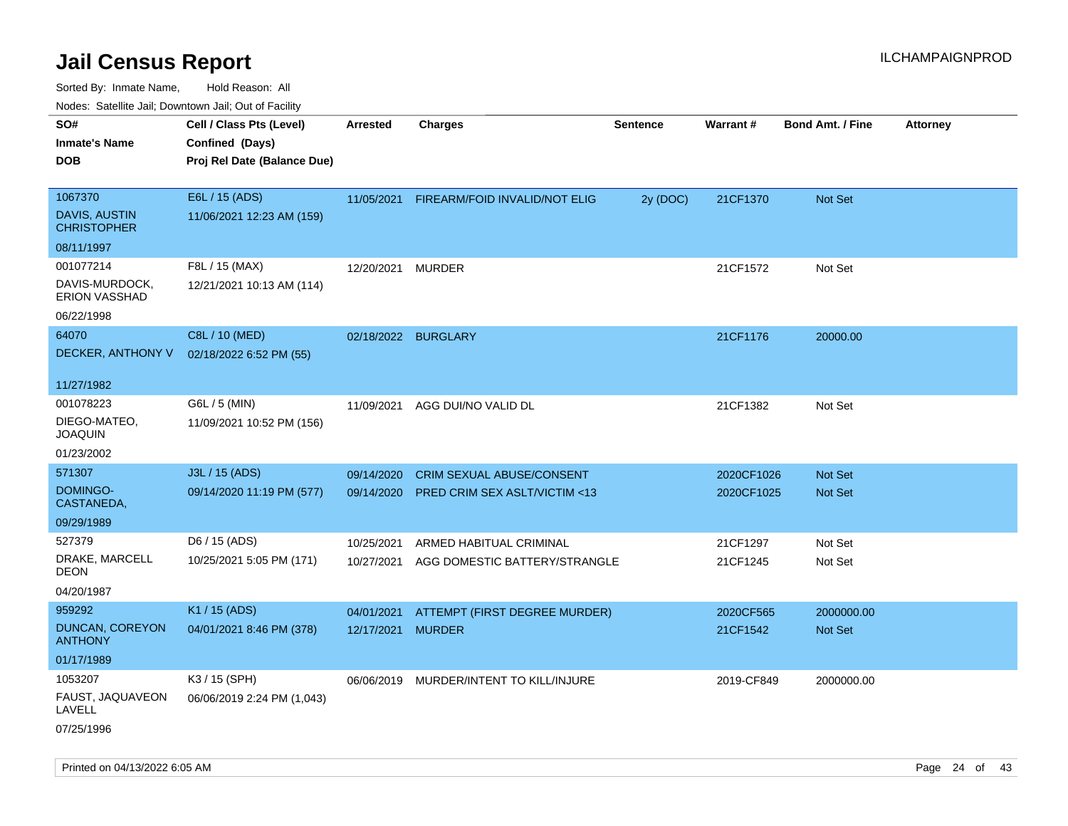# Jail Census Report

ILCHAMPAIGNPROD

Sorted By: Inmate Name, Hold Reason: All

Nodes: Satellite Jail; Downtown Jail; Out of Facility

| SO# / Inmate's Name / DOB | Cell / Class Pts (Level) / Confined (Days) / Proj Rel Date (Balance Due) | Arrested | Charges | Sentence | Warrant # | Bond Amt. / Fine | Attorney |
|---|---|---|---|---|---|---|---|
| 1067370<br>DAVIS, AUSTIN CHRISTOPHER<br>08/11/1997 | E6L / 15 (ADS)<br>11/06/2021 12:23 AM (159) | 11/05/2021 | FIREARM/FOID INVALID/NOT ELIG | 2y (DOC) | 21CF1370 | Not Set | |
| 001077214<br>DAVIS-MURDOCK, ERION VASSHAD<br>06/22/1998 | F8L / 15 (MAX)<br>12/21/2021 10:13 AM (114) | 12/20/2021 | MURDER | | 21CF1572 | Not Set | |
| 64070<br>DECKER, ANTHONY V<br>11/27/1982 | C8L / 10 (MED)<br>02/18/2022 6:52 PM (55) | 02/18/2022 | BURGLARY | | 21CF1176 | 20000.00 | |
| 001078223<br>DIEGO-MATEO, JOAQUIN<br>01/23/2002 | G6L / 5 (MIN)<br>11/09/2021 10:52 PM (156) | 11/09/2021 | AGG DUI/NO VALID DL | | 21CF1382 | Not Set | |
| 571307<br>DOMINGO-CASTANEDA,<br>09/29/1989 | J3L / 15 (ADS)<br>09/14/2020 11:19 PM (577) | 09/14/2020<br>09/14/2020 | CRIM SEXUAL ABUSE/CONSENT<br>PRED CRIM SEX ASLT/VICTIM <13 | | 2020CF1026<br>2020CF1025 | Not Set<br>Not Set | |
| 527379<br>DRAKE, MARCELL DEON<br>04/20/1987 | D6 / 15 (ADS)<br>10/25/2021 5:05 PM (171) | 10/25/2021<br>10/27/2021 | ARMED HABITUAL CRIMINAL<br>AGG DOMESTIC BATTERY/STRANGLE | | 21CF1297<br>21CF1245 | Not Set<br>Not Set | |
| 959292<br>DUNCAN, COREYON ANTHONY<br>01/17/1989 | K1 / 15 (ADS)<br>04/01/2021 8:46 PM (378) | 04/01/2021<br>12/17/2021 | ATTEMPT (FIRST DEGREE MURDER)<br>MURDER | | 2020CF565<br>21CF1542 | 2000000.00<br>Not Set | |
| 1053207<br>FAUST, JAQUAVEON LAVELL<br>07/25/1996 | K3 / 15 (SPH)<br>06/06/2019 2:24 PM (1,043) | 06/06/2019 | MURDER/INTENT TO KILL/INJURE | | 2019-CF849 | 2000000.00 | |

Printed on 04/13/2022 6:05 AM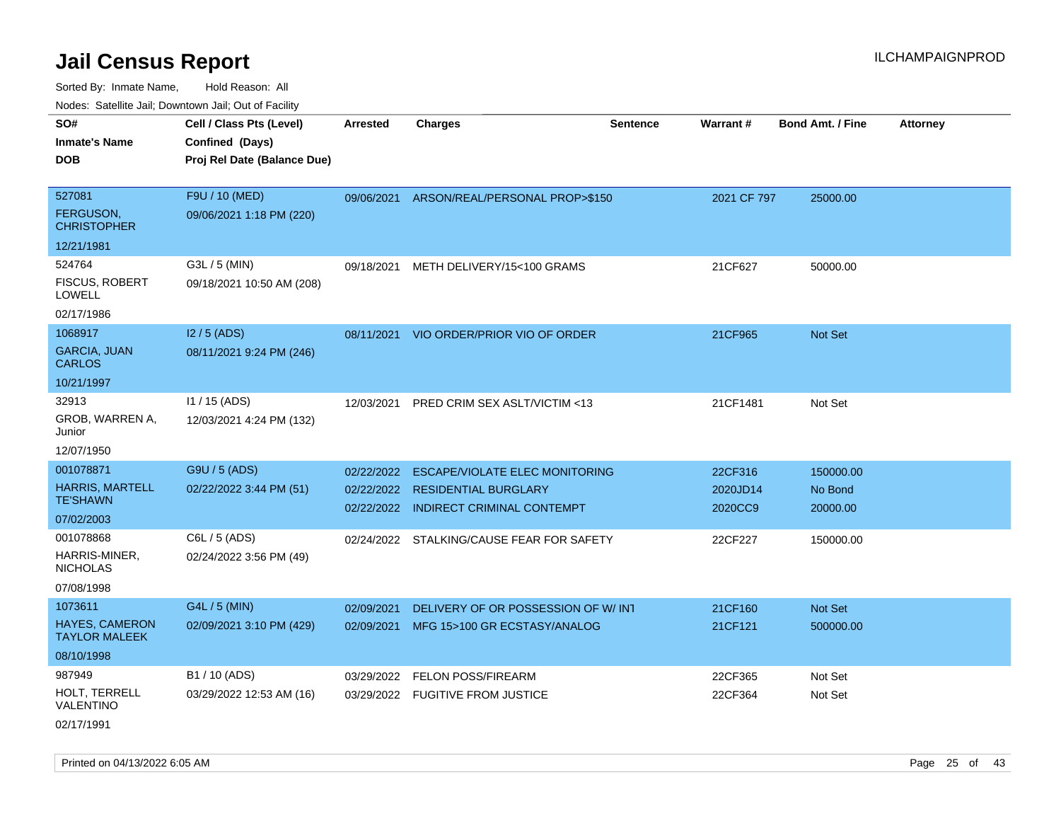# Jail Census Report

Sorted By: Inmate Name, Hold Reason: All

Nodes: Satellite Jail; Downtown Jail; Out of Facility

| SO# / Inmate's Name / DOB | Cell / Class Pts (Level) / Confined (Days) / Proj Rel Date (Balance Due) | Arrested | Charges | Sentence | Warrant # | Bond Amt. / Fine | Attorney |
|---|---|---|---|---|---|---|---|
| 527081<br>FERGUSON, CHRISTOPHER<br>12/21/1981 | F9U / 10 (MED)<br>09/06/2021 1:18 PM (220) | 09/06/2021 | ARSON/REAL/PERSONAL PROP>$150 | | 2021 CF 797 | 25000.00 | |
| 524764<br>FISCUS, ROBERT LOWELL<br>02/17/1986 | G3L / 5 (MIN)<br>09/18/2021 10:50 AM (208) | 09/18/2021 | METH DELIVERY/15<100 GRAMS | | 21CF627 | 50000.00 | |
| 1068917<br>GARCIA, JUAN CARLOS<br>10/21/1997 | I2 / 5 (ADS)<br>08/11/2021 9:24 PM (246) | 08/11/2021 | VIO ORDER/PRIOR VIO OF ORDER | | 21CF965 | Not Set | |
| 32913<br>GROB, WARREN A, Junior<br>12/07/1950 | I1 / 15 (ADS)<br>12/03/2021 4:24 PM (132) | 12/03/2021 | PRED CRIM SEX ASLT/VICTIM <13 | | 21CF1481 | Not Set | |
| 001078871<br>HARRIS, MARTELL TE'SHAWN<br>07/02/2003 | G9U / 5 (ADS)<br>02/22/2022 3:44 PM (51) | 02/22/2022<br>02/22/2022<br>02/22/2022 | ESCAPE/VIOLATE ELEC MONITORING<br>RESIDENTIAL BURGLARY<br>INDIRECT CRIMINAL CONTEMPT | | 22CF316<br>2020JD14<br>2020CC9 | 150000.00<br>No Bond<br>20000.00 | |
| 001078868<br>HARRIS-MINER, NICHOLAS<br>07/08/1998 | C6L / 5 (ADS)<br>02/24/2022 3:56 PM (49) | 02/24/2022 | STALKING/CAUSE FEAR FOR SAFETY | | 22CF227 | 150000.00 | |
| 1073611<br>HAYES, CAMERON TAYLOR MALEEK<br>08/10/1998 | G4L / 5 (MIN)<br>02/09/2021 3:10 PM (429) | 02/09/2021<br>02/09/2021 | DELIVERY OF OR POSSESSION OF W/ INT<br>MFG 15>100 GR ECSTASY/ANALOG | | 21CF160<br>21CF121 | Not Set<br>500000.00 | |
| 987949<br>HOLT, TERRELL VALENTINO<br>02/17/1991 | B1 / 10 (ADS)<br>03/29/2022 12:53 AM (16) | 03/29/2022<br>03/29/2022 | FELON POSS/FIREARM<br>FUGITIVE FROM JUSTICE | | 22CF365<br>22CF364 | Not Set<br>Not Set | |

Printed on 04/13/2022 6:05 AM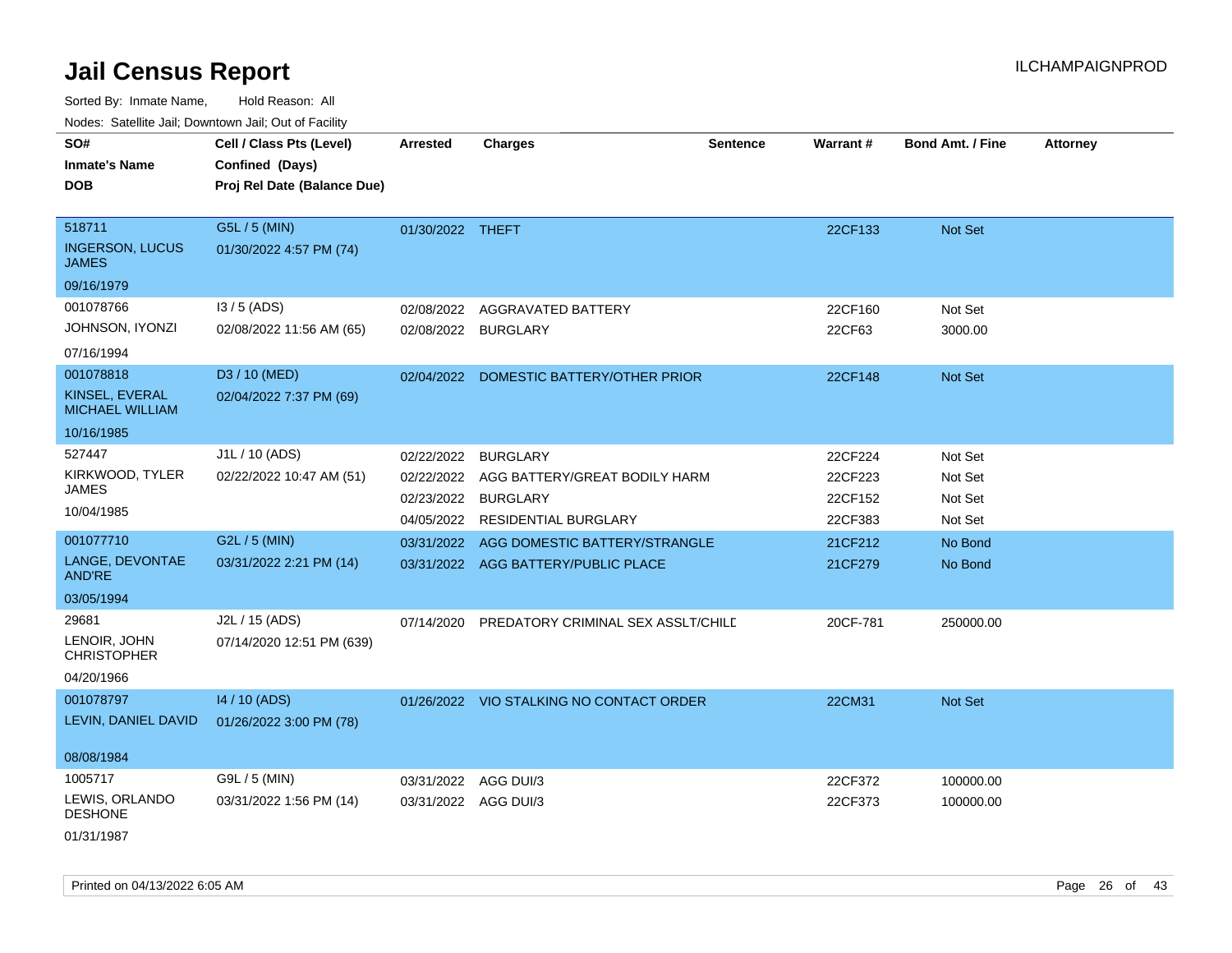# Jail Census Report

ILCHAMPAIGNPROD

Sorted By: Inmate Name, Hold Reason: All

Nodes: Satellite Jail; Downtown Jail; Out of Facility

| SO# / Inmate's Name / DOB | Cell / Class Pts (Level) / Confined (Days) / Proj Rel Date (Balance Due) | Arrested | Charges | Sentence | Warrant # | Bond Amt. / Fine | Attorney |
|---|---|---|---|---|---|---|---|
| 518711 INGERSON, LUCUS JAMES 09/16/1979 | G5L / 5 (MIN) 01/30/2022 4:57 PM (74) | 01/30/2022 | THEFT | | 22CF133 | Not Set | |
| 001078766 JOHNSON, IYONZI 07/16/1994 | I3 / 5 (ADS) 02/08/2022 11:56 AM (65) | 02/08/2022 | AGGRAVATED BATTERY | | 22CF160 | Not Set | |
| | | 02/08/2022 | BURGLARY | | 22CF63 | 3000.00 | |
| 001078818 KINSEL, EVERAL MICHAEL WILLIAM 10/16/1985 | D3 / 10 (MED) 02/04/2022 7:37 PM (69) | 02/04/2022 | DOMESTIC BATTERY/OTHER PRIOR | | 22CF148 | Not Set | |
| 527447 KIRKWOOD, TYLER JAMES 10/04/1985 | J1L / 10 (ADS) 02/22/2022 10:47 AM (51) | 02/22/2022 | BURGLARY | | 22CF224 | Not Set | |
| | | 02/22/2022 | AGG BATTERY/GREAT BODILY HARM | | 22CF223 | Not Set | |
| | | 02/23/2022 | BURGLARY | | 22CF152 | Not Set | |
| | | 04/05/2022 | RESIDENTIAL BURGLARY | | 22CF383 | Not Set | |
| 001077710 LANGE, DEVONTAE AND'RE 03/05/1994 | G2L / 5 (MIN) 03/31/2022 2:21 PM (14) | 03/31/2022 | AGG DOMESTIC BATTERY/STRANGLE | | 21CF212 | No Bond | |
| | | 03/31/2022 | AGG BATTERY/PUBLIC PLACE | | 21CF279 | No Bond | |
| 29681 LENOIR, JOHN CHRISTOPHER 04/20/1966 | J2L / 15 (ADS) 07/14/2020 12:51 PM (639) | 07/14/2020 | PREDATORY CRIMINAL SEX ASSLT/CHILD | | 20CF-781 | 250000.00 | |
| 001078797 LEVIN, DANIEL DAVID 08/08/1984 | I4 / 10 (ADS) 01/26/2022 3:00 PM (78) | 01/26/2022 | VIO STALKING NO CONTACT ORDER | | 22CM31 | Not Set | |
| 1005717 LEWIS, ORLANDO DESHONE 01/31/1987 | G9L / 5 (MIN) 03/31/2022 1:56 PM (14) | 03/31/2022 | AGG DUI/3 | | 22CF372 | 100000.00 | |
| | | 03/31/2022 | AGG DUI/3 | | 22CF373 | 100000.00 | |

Printed on 04/13/2022 6:05 AM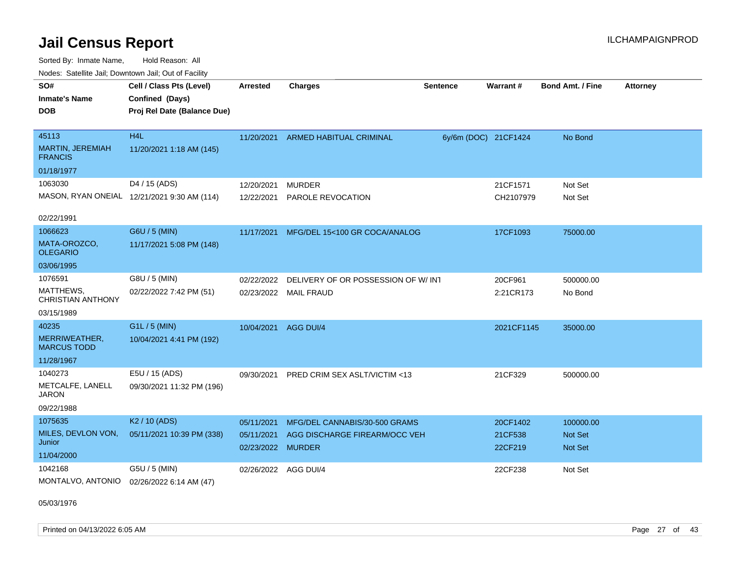# Jail Census Report

Sorted By: Inmate Name, Hold Reason: All

Nodes: Satellite Jail; Downtown Jail; Out of Facility

| SO# / Inmate's Name / DOB | Cell / Class Pts (Level) / Confined (Days) / Proj Rel Date (Balance Due) | Arrested | Charges | Sentence | Warrant # | Bond Amt. / Fine | Attorney |
|---|---|---|---|---|---|---|---|
| 45113<br>MARTIN, JEREMIAH FRANCIS<br>01/18/1977 | H4L<br>11/20/2021 1:18 AM (145) | 11/20/2021 | ARMED HABITUAL CRIMINAL | 6y/6m (DOC) | 21CF1424 | No Bond | |
| 1063030<br>MASON, RYAN ONEIAL<br>02/22/1991 | D4 / 15 (ADS)<br>12/21/2021 9:30 AM (114) | 12/20/2021<br>12/22/2021 | MURDER<br>PAROLE REVOCATION | | 21CF1571<br>CH2107979 | Not Set<br>Not Set | |
| 1066623<br>MATA-OROZCO, OLEGARIO<br>03/06/1995 | G6U / 5 (MIN)<br>11/17/2021 5:08 PM (148) | 11/17/2021 | MFG/DEL 15<100 GR COCA/ANALOG | | 17CF1093 | 75000.00 | |
| 1076591<br>MATTHEWS, CHRISTIAN ANTHONY<br>03/15/1989 | G8U / 5 (MIN)<br>02/22/2022 7:42 PM (51) | 02/22/2022<br>02/23/2022 | DELIVERY OF OR POSSESSION OF W/ INT<br>MAIL FRAUD | | 20CF961<br>2:21CR173 | 500000.00<br>No Bond | |
| 40235<br>MERRIWEATHER, MARCUS TODD<br>11/28/1967 | G1L / 5 (MIN)<br>10/04/2021 4:41 PM (192) | 10/04/2021 | AGG DUI/4 | | 2021CF1145 | 35000.00 | |
| 1040273<br>METCALFE, LANELL JARON<br>09/22/1988 | E5U / 15 (ADS)<br>09/30/2021 11:32 PM (196) | 09/30/2021 | PRED CRIM SEX ASLT/VICTIM <13 | | 21CF329 | 500000.00 | |
| 1075635<br>MILES, DEVLON VON, Junior<br>11/04/2000 | K2 / 10 (ADS)<br>05/11/2021 10:39 PM (338) | 05/11/2021<br>05/11/2021<br>02/23/2022 | MFG/DEL CANNABIS/30-500 GRAMS<br>AGG DISCHARGE FIREARM/OCC VEH<br>MURDER | | 20CF1402<br>21CF538<br>22CF219 | 100000.00<br>Not Set<br>Not Set | |
| 1042168<br>MONTALVO, ANTONIO<br>05/03/1976 | G5U / 5 (MIN)<br>02/26/2022 6:14 AM (47) | 02/26/2022 | AGG DUI/4 | | 22CF238 | Not Set | |

Printed on 04/13/2022 6:05 AM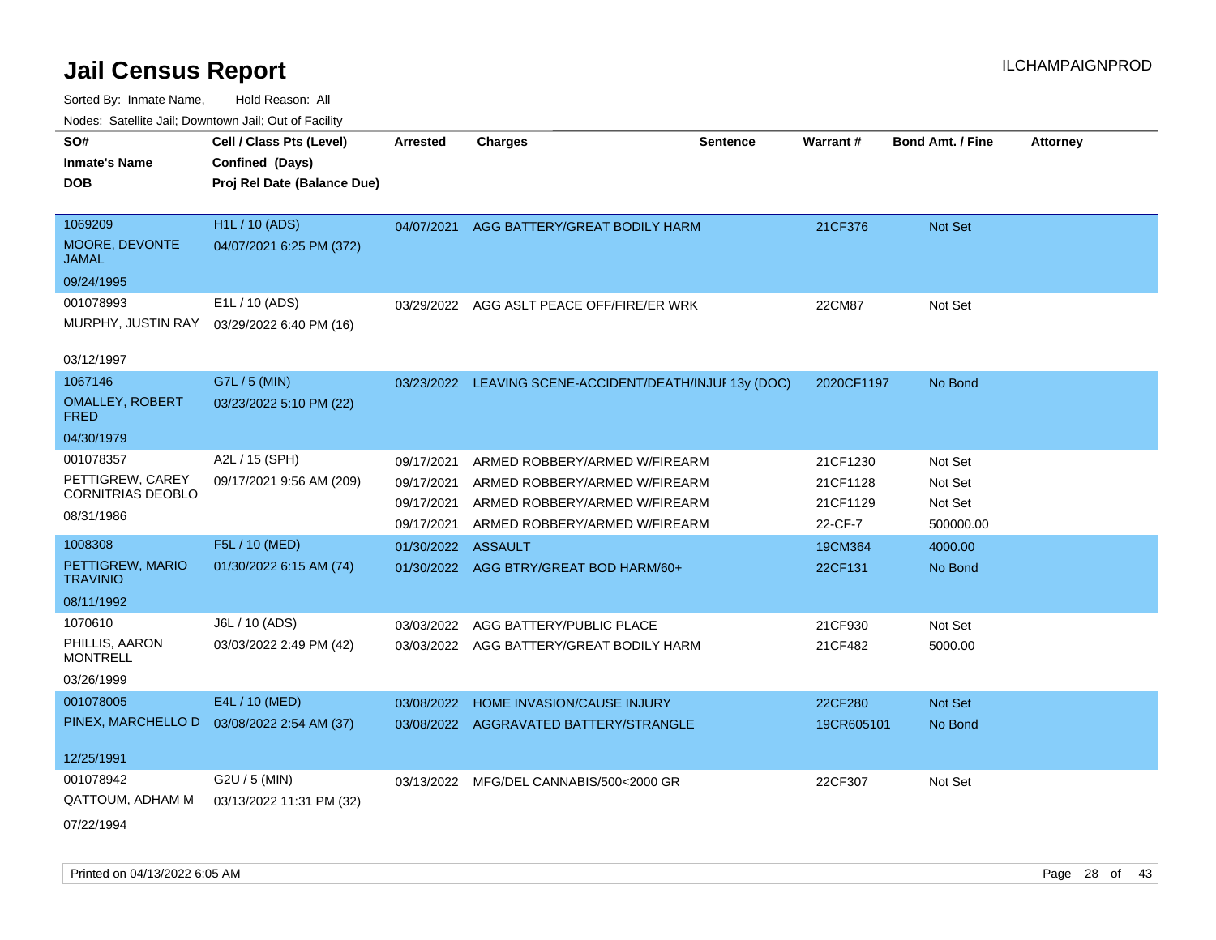# Jail Census Report

Sorted By: Inmate Name, Hold Reason: All

Nodes: Satellite Jail; Downtown Jail; Out of Facility

| SO# / Inmate's Name / DOB | Cell / Class Pts (Level) / Confined (Days) / Proj Rel Date (Balance Due) | Arrested | Charges | Sentence | Warrant # | Bond Amt. / Fine | Attorney |
|---|---|---|---|---|---|---|---|
| 1069209<br>MOORE, DEVONTE JAMAL<br>09/24/1995 | H1L / 10 (ADS)<br>04/07/2021 6:25 PM (372) | 04/07/2021 | AGG BATTERY/GREAT BODILY HARM | | 21CF376 | Not Set | |
| 001078993<br>MURPHY, JUSTIN RAY<br>03/12/1997 | E1L / 10 (ADS)<br>03/29/2022 6:40 PM (16) | 03/29/2022 | AGG ASLT PEACE OFF/FIRE/ER WRK | | 22CM87 | Not Set | |
| 1067146<br>OMALLEY, ROBERT FRED<br>04/30/1979 | G7L / 5 (MIN)<br>03/23/2022 5:10 PM (22) | 03/23/2022 | LEAVING SCENE-ACCIDENT/DEATH/INJUF | 13y (DOC) | 2020CF1197 | No Bond | |
| 001078357<br>PETTIGREW, CAREY CORNITRIAS DEOBLO<br>08/31/1986 | A2L / 15 (SPH)<br>09/17/2021 9:56 AM (209) | 09/17/2021 | ARMED ROBBERY/ARMED W/FIREARM | | 21CF1230 | Not Set | |
| | | 09/17/2021 | ARMED ROBBERY/ARMED W/FIREARM | | 21CF1128 | Not Set | |
| | | 09/17/2021 | ARMED ROBBERY/ARMED W/FIREARM | | 21CF1129 | Not Set | |
| | | 09/17/2021 | ARMED ROBBERY/ARMED W/FIREARM | | 22-CF-7 | 500000.00 | |
| 1008308<br>PETTIGREW, MARIO TRAVINIO<br>08/11/1992 | F5L / 10 (MED)<br>01/30/2022 6:15 AM (74) | 01/30/2022 | ASSAULT | | 19CM364 | 4000.00 | |
| | | 01/30/2022 | AGG BTRY/GREAT BOD HARM/60+ | | 22CF131 | No Bond | |
| 1070610<br>PHILLIS, AARON MONTRELL<br>03/26/1999 | J6L / 10 (ADS)<br>03/03/2022 2:49 PM (42) | 03/03/2022 | AGG BATTERY/PUBLIC PLACE | | 21CF930 | Not Set | |
| | | 03/03/2022 | AGG BATTERY/GREAT BODILY HARM | | 21CF482 | 5000.00 | |
| 001078005<br>PINEX, MARCHELLO D<br>12/25/1991 | E4L / 10 (MED)<br>03/08/2022 2:54 AM (37) | 03/08/2022 | HOME INVASION/CAUSE INJURY | | 22CF280 | Not Set | |
| | | 03/08/2022 | AGGRAVATED BATTERY/STRANGLE | | 19CR605101 | No Bond | |
| 001078942<br>QATTOUM, ADHAM M<br>07/22/1994 | G2U / 5 (MIN)<br>03/13/2022 11:31 PM (32) | 03/13/2022 | MFG/DEL CANNABIS/500<2000 GR | | 22CF307 | Not Set | |

Printed on 04/13/2022 6:05 AM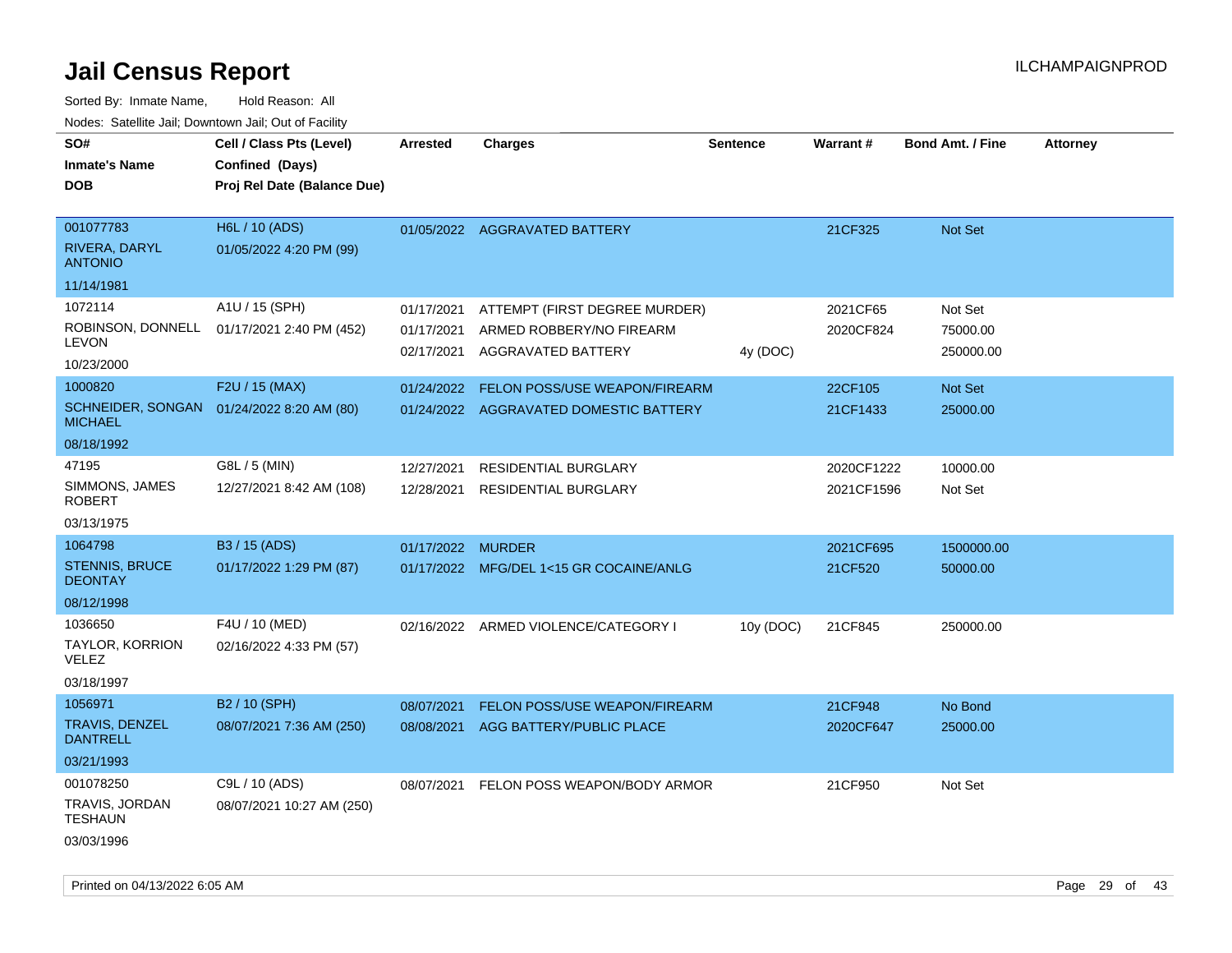# Jail Census Report

ILCHAMPAIGNPROD

Sorted By: Inmate Name, Hold Reason: All

Nodes: Satellite Jail; Downtown Jail; Out of Facility

| SO# / Inmate's Name / DOB | Cell / Class Pts (Level) / Confined (Days) / Proj Rel Date (Balance Due) | Arrested | Charges | Sentence | Warrant # | Bond Amt. / Fine | Attorney |
|---|---|---|---|---|---|---|---|
| 001077783 RIVERA, DARYL ANTONIO 11/14/1981 | H6L / 10 (ADS) 01/05/2022 4:20 PM (99) | 01/05/2022 | AGGRAVATED BATTERY | | 21CF325 | Not Set | |
| 1072114 ROBINSON, DONNELL LEVON 10/23/2000 | A1U / 15 (SPH) 01/17/2021 2:40 PM (452) | 01/17/2021 | ATTEMPT (FIRST DEGREE MURDER) | | 2021CF65 | Not Set | |
| | | 01/17/2021 | ARMED ROBBERY/NO FIREARM | | 2020CF824 | 75000.00 | |
| | | 02/17/2021 | AGGRAVATED BATTERY | 4y (DOC) | | 250000.00 | |
| 1000820 SCHNEIDER, SONGAN MICHAEL 08/18/1992 | F2U / 15 (MAX) 01/24/2022 8:20 AM (80) | 01/24/2022 | FELON POSS/USE WEAPON/FIREARM | | 22CF105 | Not Set | |
| | | 01/24/2022 | AGGRAVATED DOMESTIC BATTERY | | 21CF1433 | 25000.00 | |
| 47195 SIMMONS, JAMES ROBERT 03/13/1975 | G8L / 5 (MIN) 12/27/2021 8:42 AM (108) | 12/27/2021 | RESIDENTIAL BURGLARY | | 2020CF1222 | 10000.00 | |
| | | 12/28/2021 | RESIDENTIAL BURGLARY | | 2021CF1596 | Not Set | |
| 1064798 STENNIS, BRUCE DEONTAY 08/12/1998 | B3 / 15 (ADS) 01/17/2022 1:29 PM (87) | 01/17/2022 | MURDER | | 2021CF695 | 1500000.00 | |
| | | 01/17/2022 | MFG/DEL 1<15 GR COCAINE/ANLG | | 21CF520 | 50000.00 | |
| 1036650 TAYLOR, KORRION VELEZ 03/18/1997 | F4U / 10 (MED) 02/16/2022 4:33 PM (57) | 02/16/2022 | ARMED VIOLENCE/CATEGORY I | 10y (DOC) | 21CF845 | 250000.00 | |
| 1056971 TRAVIS, DENZEL DANTRELL 03/21/1993 | B2 / 10 (SPH) 08/07/2021 7:36 AM (250) | 08/07/2021 | FELON POSS/USE WEAPON/FIREARM | | 21CF948 | No Bond | |
| | | 08/08/2021 | AGG BATTERY/PUBLIC PLACE | | 2020CF647 | 25000.00 | |
| 001078250 TRAVIS, JORDAN TESHAUN 03/03/1996 | C9L / 10 (ADS) 08/07/2021 10:27 AM (250) | 08/07/2021 | FELON POSS WEAPON/BODY ARMOR | | 21CF950 | Not Set | |

Printed on 04/13/2022 6:05 AM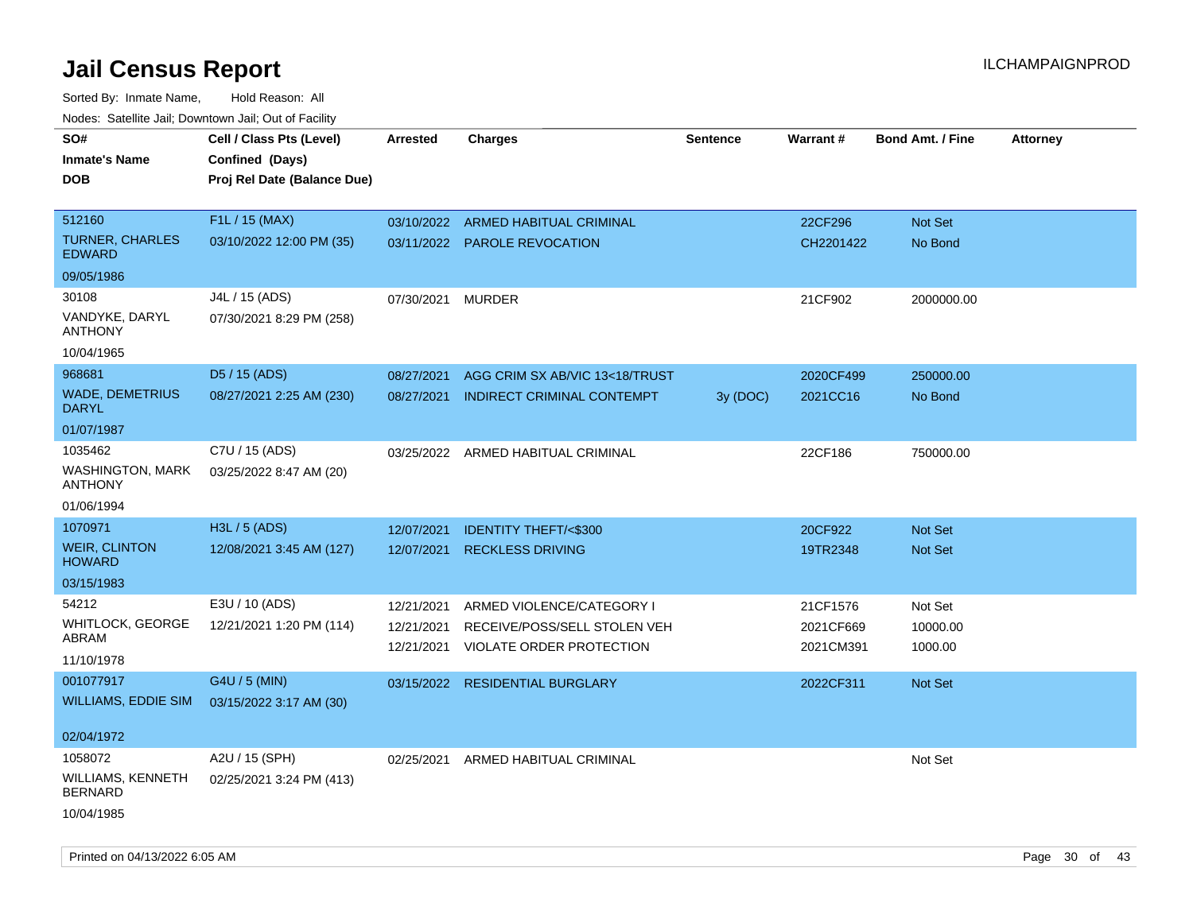# Jail Census Report

Sorted By: Inmate Name, Hold Reason: All

Nodes: Satellite Jail; Downtown Jail; Out of Facility

| SO# / Inmate's Name / DOB | Cell / Class Pts (Level) / Confined (Days) / Proj Rel Date (Balance Due) | Arrested | Charges | Sentence | Warrant # | Bond Amt. / Fine | Attorney |
|---|---|---|---|---|---|---|---|
| 512160 TURNER, CHARLES EDWARD 09/05/1986 | F1L / 15 (MAX) 03/10/2022 12:00 PM (35) | 03/10/2022 | ARMED HABITUAL CRIMINAL | | 22CF296 | Not Set | |
| | | 03/11/2022 | PAROLE REVOCATION | | CH2201422 | No Bond | |
| 30108 VANDYKE, DARYL ANTHONY 10/04/1965 | J4L / 15 (ADS) 07/30/2021 8:29 PM (258) | 07/30/2021 | MURDER | | 21CF902 | 2000000.00 | |
| 968681 WADE, DEMETRIUS DARYL 01/07/1987 | D5 / 15 (ADS) 08/27/2021 2:25 AM (230) | 08/27/2021 | AGG CRIM SX AB/VIC 13<18/TRUST | | 2020CF499 | 250000.00 | |
| | | 08/27/2021 | INDIRECT CRIMINAL CONTEMPT | 3y (DOC) | 2021CC16 | No Bond | |
| 1035462 WASHINGTON, MARK ANTHONY 01/06/1994 | C7U / 15 (ADS) 03/25/2022 8:47 AM (20) | 03/25/2022 | ARMED HABITUAL CRIMINAL | | 22CF186 | 750000.00 | |
| 1070971 WEIR, CLINTON HOWARD 03/15/1983 | H3L / 5 (ADS) 12/08/2021 3:45 AM (127) | 12/07/2021 | IDENTITY THEFT/<$300 | | 20CF922 | Not Set | |
| | | 12/07/2021 | RECKLESS DRIVING | | 19TR2348 | Not Set | |
| 54212 WHITLOCK, GEORGE ABRAM 11/10/1978 | E3U / 10 (ADS) 12/21/2021 1:20 PM (114) | 12/21/2021 | ARMED VIOLENCE/CATEGORY I | | 21CF1576 | Not Set | |
| | | 12/21/2021 | RECEIVE/POSS/SELL STOLEN VEH | | 2021CF669 | 10000.00 | |
| | | 12/21/2021 | VIOLATE ORDER PROTECTION | | 2021CM391 | 1000.00 | |
| 001077917 WILLIAMS, EDDIE SIM 02/04/1972 | G4U / 5 (MIN) 03/15/2022 3:17 AM (30) | 03/15/2022 | RESIDENTIAL BURGLARY | | 2022CF311 | Not Set | |
| 1058072 WILLIAMS, KENNETH BERNARD 10/04/1985 | A2U / 15 (SPH) 02/25/2021 3:24 PM (413) | 02/25/2021 | ARMED HABITUAL CRIMINAL | | | Not Set | |

Printed on 04/13/2022 6:05 AM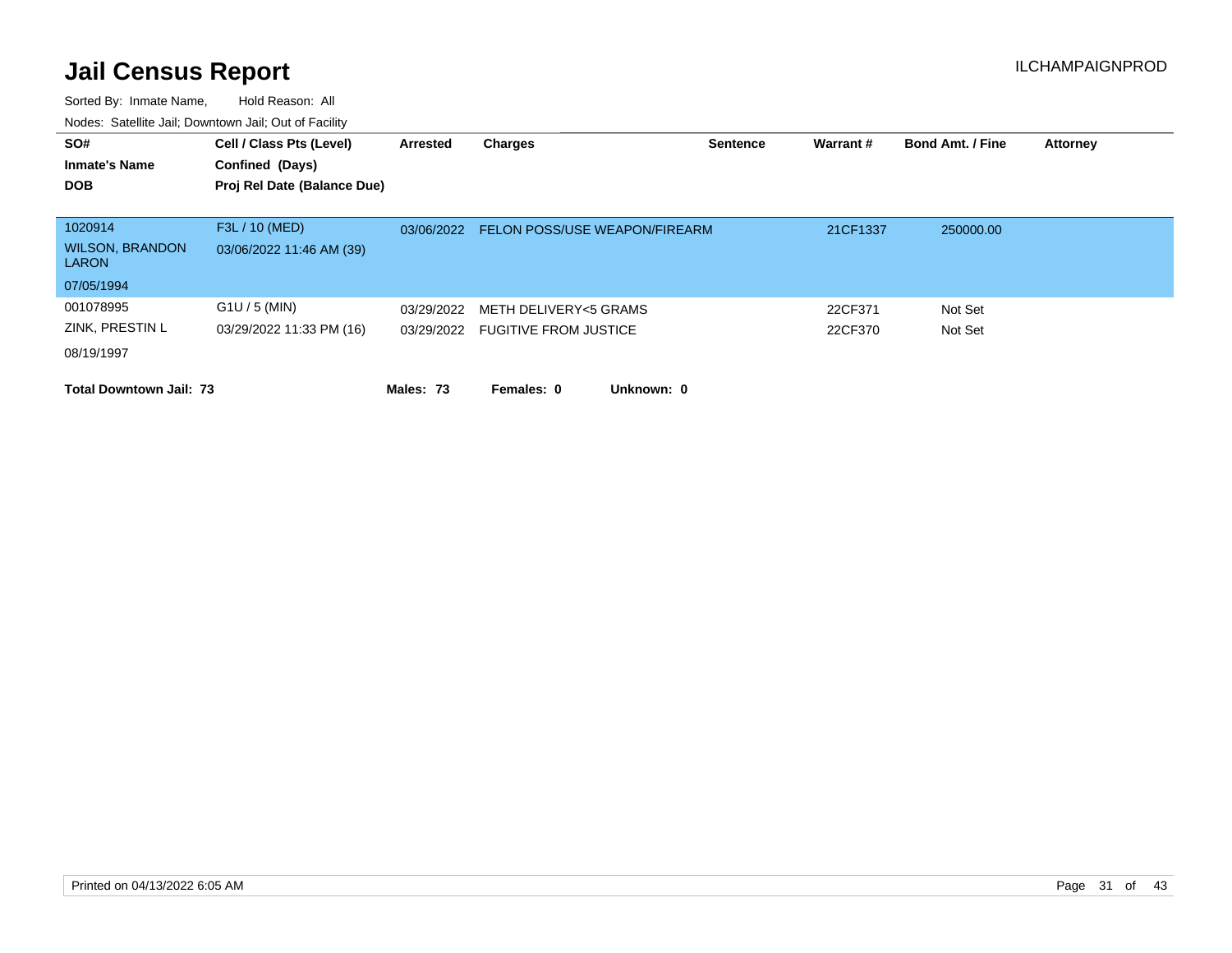# Jail Census Report

ILCHAMPAIGNPROD

Sorted By: Inmate Name, Hold Reason: All

Nodes: Satellite Jail; Downtown Jail; Out of Facility

| SO# / Inmate's Name / DOB | Cell / Class Pts (Level) / Confined (Days) / Proj Rel Date (Balance Due) | Arrested | Charges | Sentence | Warrant # | Bond Amt. / Fine | Attorney |
|---|---|---|---|---|---|---|---|
| 1020914<br>WILSON, BRANDON LARON<br>07/05/1994 | F3L / 10 (MED)<br>03/06/2022 11:46 AM (39) | 03/06/2022 | FELON POSS/USE WEAPON/FIREARM | | 21CF1337 | 250000.00 | |
| 001078995<br>ZINK, PRESTIN L<br>08/19/1997 | G1U / 5 (MIN)<br>03/29/2022 11:33 PM (16) | 03/29/2022 | METH DELIVERY<5 GRAMS | | 22CF371 | Not Set | |
| | | 03/29/2022 | FUGITIVE FROM JUSTICE | | 22CF370 | Not Set | |

**Total Downtown Jail: 73** **Males: 73** **Females: 0** **Unknown: 0**

Printed on 04/13/2022 6:05 AM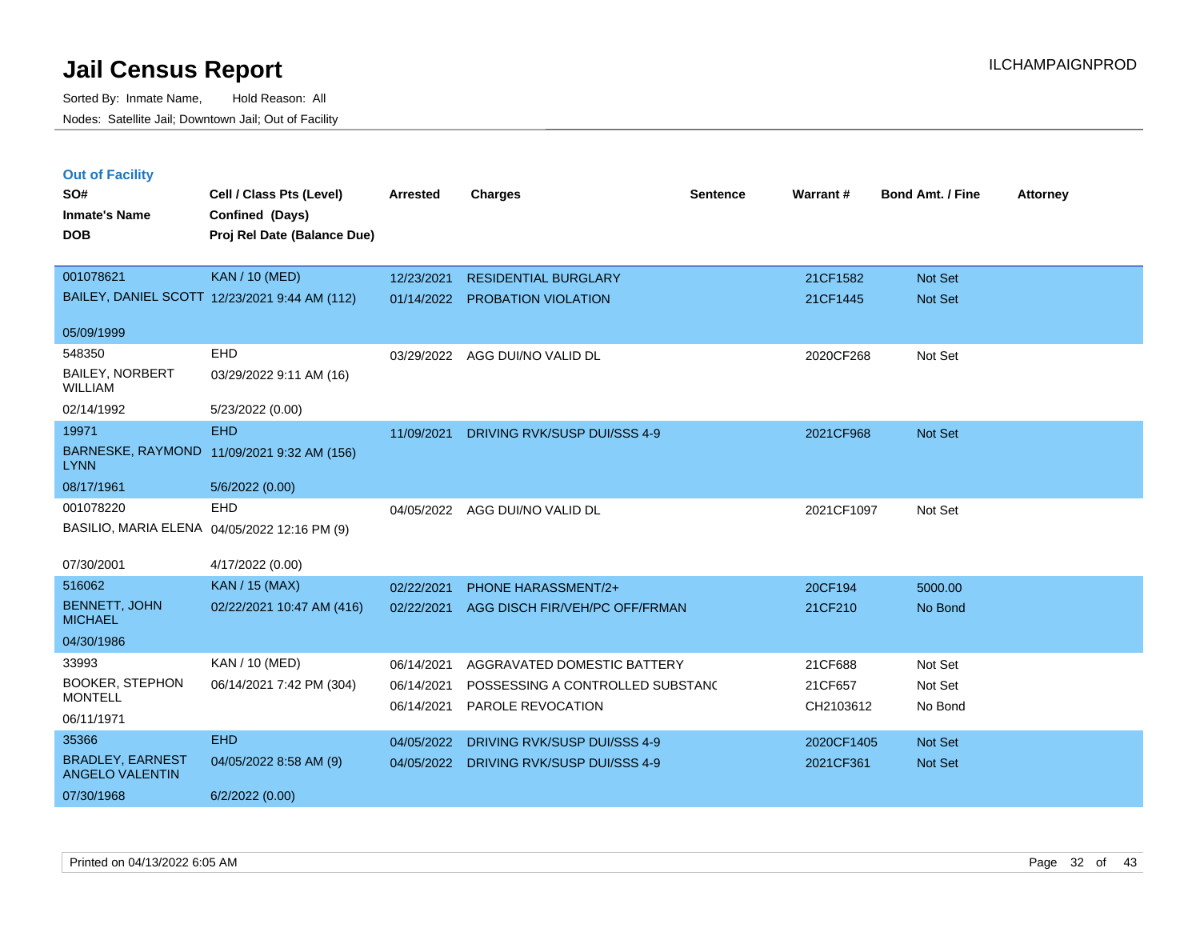# Jail Census Report

Sorted By: Inmate Name, Hold Reason: All

Nodes: Satellite Jail; Downtown Jail; Out of Facility

## Out of Facility

| SO# / Inmate's Name / DOB | Cell / Class Pts (Level) / Confined (Days) / Proj Rel Date (Balance Due) | Arrested | Charges | Sentence | Warrant # | Bond Amt. / Fine | Attorney |
|---|---|---|---|---|---|---|---|
| 001078621 | KAN / 10 (MED) | 12/23/2021 | RESIDENTIAL BURGLARY | | 21CF1582 | Not Set | |
| BAILEY, DANIEL SCOTT | 12/23/2021 9:44 AM (112) | 01/14/2022 | PROBATION VIOLATION | | 21CF1445 | Not Set | |
| 05/09/1999 | | | | | | | |
| 548350 | EHD | 03/29/2022 | AGG DUI/NO VALID DL | | 2020CF268 | Not Set | |
| BAILEY, NORBERT WILLIAM | 03/29/2022 9:11 AM (16) | | | | | | |
| 02/14/1992 | 5/23/2022 (0.00) | | | | | | |
| 19971 | EHD | 11/09/2021 | DRIVING RVK/SUSP DUI/SSS 4-9 | | 2021CF968 | Not Set | |
| BARNESKE, RAYMOND LYNN | 11/09/2021 9:32 AM (156) | | | | | | |
| 08/17/1961 | 5/6/2022 (0.00) | | | | | | |
| 001078220 | EHD | 04/05/2022 | AGG DUI/NO VALID DL | | 2021CF1097 | Not Set | |
| BASILIO, MARIA ELENA | 04/05/2022 12:16 PM (9) | | | | | | |
| 07/30/2001 | 4/17/2022 (0.00) | | | | | | |
| 516062 | KAN / 15 (MAX) | 02/22/2021 | PHONE HARASSMENT/2+ | | 20CF194 | 5000.00 | |
| BENNETT, JOHN MICHAEL | 02/22/2021 10:47 AM (416) | 02/22/2021 | AGG DISCH FIR/VEH/PC OFF/FRMAN | | 21CF210 | No Bond | |
| 04/30/1986 | | | | | | | |
| 33993 | KAN / 10 (MED) | 06/14/2021 | AGGRAVATED DOMESTIC BATTERY | | 21CF688 | Not Set | |
| BOOKER, STEPHON MONTELL | 06/14/2021 7:42 PM (304) | 06/14/2021 | POSSESSING A CONTROLLED SUBSTANC | | 21CF657 | Not Set | |
| 06/11/1971 | | 06/14/2021 | PAROLE REVOCATION | | CH2103612 | No Bond | |
| 35366 | EHD | 04/05/2022 | DRIVING RVK/SUSP DUI/SSS 4-9 | | 2020CF1405 | Not Set | |
| BRADLEY, EARNEST ANGELO VALENTIN | 04/05/2022 8:58 AM (9) | 04/05/2022 | DRIVING RVK/SUSP DUI/SSS 4-9 | | 2021CF361 | Not Set | |
| 07/30/1968 | 6/2/2022 (0.00) | | | | | | |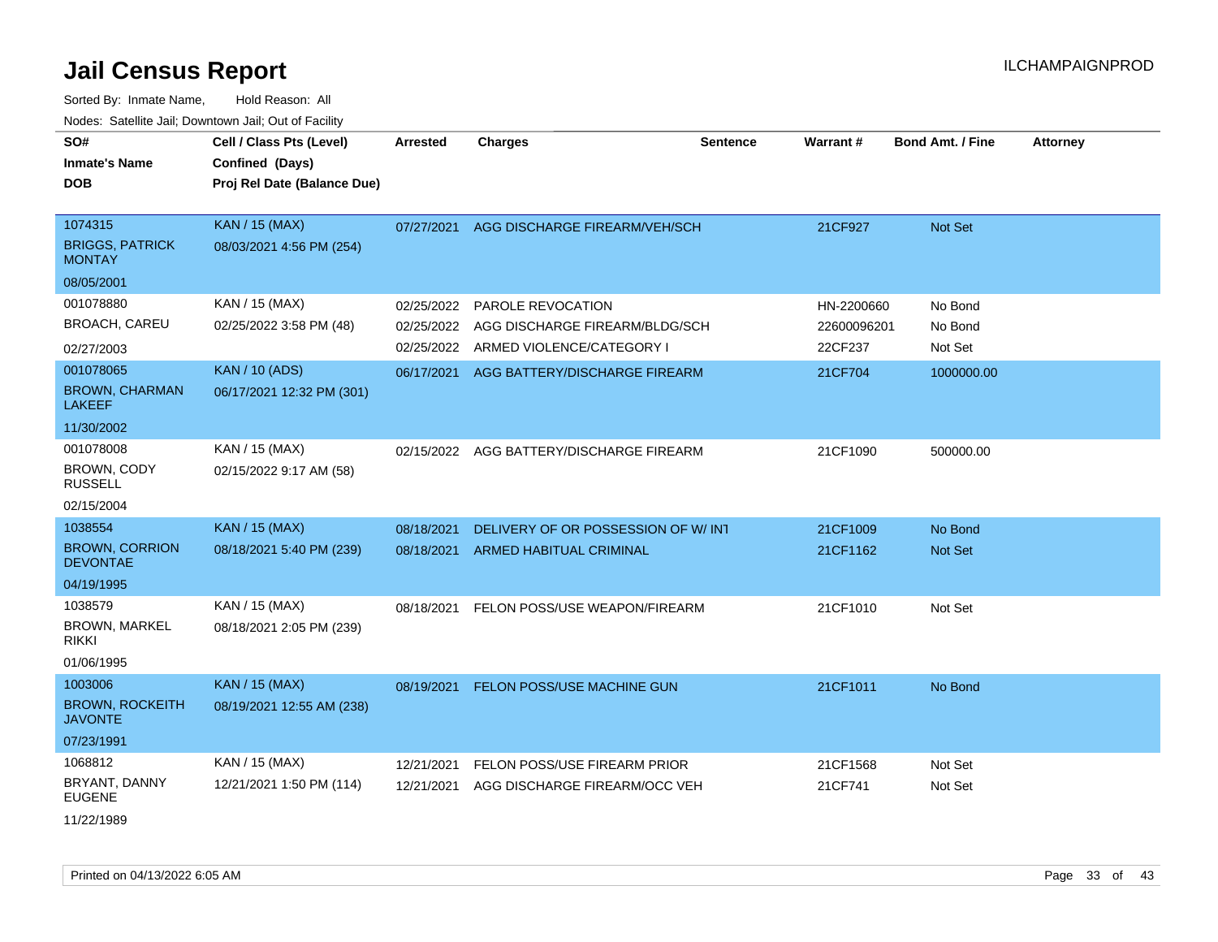# Jail Census Report

ILCHAMPAIGNPROD

Sorted By: Inmate Name, Hold Reason: All

Nodes: Satellite Jail; Downtown Jail; Out of Facility

| SO# / Inmate's Name / DOB | Cell / Class Pts (Level) / Confined (Days) / Proj Rel Date (Balance Due) | Arrested | Charges | Sentence | Warrant # | Bond Amt. / Fine | Attorney |
|---|---|---|---|---|---|---|---|
| 1074315<br>BRIGGS, PATRICK MONTAY<br>08/05/2001 | KAN / 15 (MAX)<br>08/03/2021 4:56 PM (254) | 07/27/2021 | AGG DISCHARGE FIREARM/VEH/SCH | | 21CF927 | Not Set | |
| 001078880<br>BROACH, CAREU<br>02/27/2003 | KAN / 15 (MAX)<br>02/25/2022 3:58 PM (48) | 02/25/2022 | PAROLE REVOCATION | | HN-2200660 | No Bond | |
| | | 02/25/2022 | AGG DISCHARGE FIREARM/BLDG/SCH | | 22600096201 | No Bond | |
| | | 02/25/2022 | ARMED VIOLENCE/CATEGORY I | | 22CF237 | Not Set | |
| 001078065<br>BROWN, CHARMAN LAKEEF<br>11/30/2002 | KAN / 10 (ADS)<br>06/17/2021 12:32 PM (301) | 06/17/2021 | AGG BATTERY/DISCHARGE FIREARM | | 21CF704 | 1000000.00 | |
| 001078008<br>BROWN, CODY RUSSELL<br>02/15/2004 | KAN / 15 (MAX)<br>02/15/2022 9:17 AM (58) | 02/15/2022 | AGG BATTERY/DISCHARGE FIREARM | | 21CF1090 | 500000.00 | |
| 1038554<br>BROWN, CORRION DEVONTAE<br>04/19/1995 | KAN / 15 (MAX)<br>08/18/2021 5:40 PM (239) | 08/18/2021 | DELIVERY OF OR POSSESSION OF W/ INT | | 21CF1009 | No Bond | |
| | | 08/18/2021 | ARMED HABITUAL CRIMINAL | | 21CF1162 | Not Set | |
| 1038579<br>BROWN, MARKEL RIKKI<br>01/06/1995 | KAN / 15 (MAX)<br>08/18/2021 2:05 PM (239) | 08/18/2021 | FELON POSS/USE WEAPON/FIREARM | | 21CF1010 | Not Set | |
| 1003006<br>BROWN, ROCKEITH JAVONTE<br>07/23/1991 | KAN / 15 (MAX)<br>08/19/2021 12:55 AM (238) | 08/19/2021 | FELON POSS/USE MACHINE GUN | | 21CF1011 | No Bond | |
| 1068812<br>BRYANT, DANNY EUGENE<br>11/22/1989 | KAN / 15 (MAX)<br>12/21/2021 1:50 PM (114) | 12/21/2021 | FELON POSS/USE FIREARM PRIOR | | 21CF1568 | Not Set | |
| | | 12/21/2021 | AGG DISCHARGE FIREARM/OCC VEH | | 21CF741 | Not Set | |

Printed on 04/13/2022 6:05 AM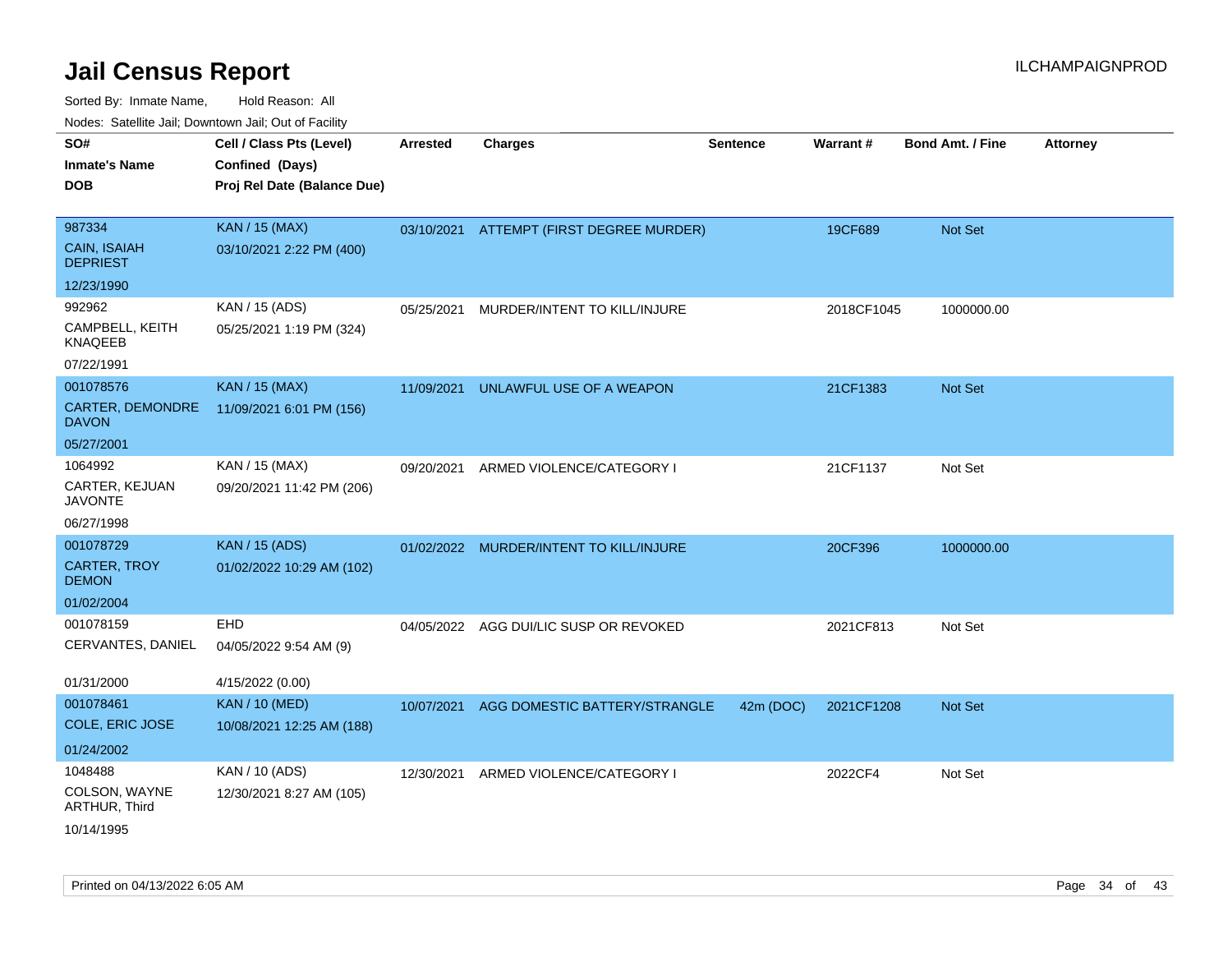# Jail Census Report

Sorted By: Inmate Name, Hold Reason: All

Nodes: Satellite Jail; Downtown Jail; Out of Facility

| SO# / Inmate's Name / DOB | Cell / Class Pts (Level) / Confined (Days) / Proj Rel Date (Balance Due) | Arrested | Charges | Sentence | Warrant # | Bond Amt. / Fine | Attorney |
|---|---|---|---|---|---|---|---|
| 987334<br>CAIN, ISAIAH DEPRIEST<br>12/23/1990 | KAN / 15 (MAX)<br>03/10/2021 2:22 PM (400) | 03/10/2021 | ATTEMPT (FIRST DEGREE MURDER) | | 19CF689 | Not Set | |
| 992962<br>CAMPBELL, KEITH KNAQEEB<br>07/22/1991 | KAN / 15 (ADS)<br>05/25/2021 1:19 PM (324) | 05/25/2021 | MURDER/INTENT TO KILL/INJURE | | 2018CF1045 | 1000000.00 | |
| 001078576<br>CARTER, DEMONDRE DAVON<br>05/27/2001 | KAN / 15 (MAX)<br>11/09/2021 6:01 PM (156) | 11/09/2021 | UNLAWFUL USE OF A WEAPON | | 21CF1383 | Not Set | |
| 1064992<br>CARTER, KEJUAN JAVONTE<br>06/27/1998 | KAN / 15 (MAX)<br>09/20/2021 11:42 PM (206) | 09/20/2021 | ARMED VIOLENCE/CATEGORY I | | 21CF1137 | Not Set | |
| 001078729<br>CARTER, TROY DEMON<br>01/02/2004 | KAN / 15 (ADS)<br>01/02/2022 10:29 AM (102) | 01/02/2022 | MURDER/INTENT TO KILL/INJURE | | 20CF396 | 1000000.00 | |
| 001078159<br>CERVANTES, DANIEL<br>01/31/2000 | EHD<br>04/05/2022 9:54 AM (9)<br>4/15/2022 (0.00) | 04/05/2022 | AGG DUI/LIC SUSP OR REVOKED | | 2021CF813 | Not Set | |
| 001078461<br>COLE, ERIC JOSE<br>01/24/2002 | KAN / 10 (MED)<br>10/08/2021 12:25 AM (188) | 10/07/2021 | AGG DOMESTIC BATTERY/STRANGLE | 42m (DOC) | 2021CF1208 | Not Set | |
| 1048488<br>COLSON, WAYNE ARTHUR, Third<br>10/14/1995 | KAN / 10 (ADS)<br>12/30/2021 8:27 AM (105) | 12/30/2021 | ARMED VIOLENCE/CATEGORY I | | 2022CF4 | Not Set | |

Printed on 04/13/2022 6:05 AM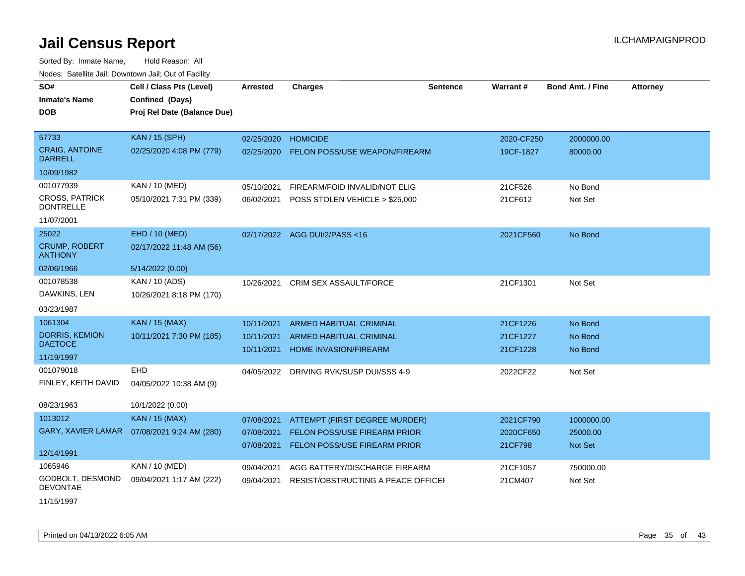# Jail Census Report

Sorted By: Inmate Name, Hold Reason: All

Nodes: Satellite Jail; Downtown Jail; Out of Facility

| SO# / Inmate's Name / DOB | Cell / Class Pts (Level) / Confined (Days) / Proj Rel Date (Balance Due) | Arrested | Charges | Sentence | Warrant # | Bond Amt. / Fine | Attorney |
|---|---|---|---|---|---|---|---|
| 57733<br>CRAIG, ANTOINE DARRELL<br>10/09/1982 | KAN / 15 (SPH)<br>02/25/2020 4:08 PM (779) | 02/25/2020<br>02/25/2020 | HOMICIDE<br>FELON POSS/USE WEAPON/FIREARM | | 2020-CF250<br>19CF-1827 | 2000000.00<br>80000.00 | |
| 001077939<br>CROSS, PATRICK DONTRELLE<br>11/07/2001 | KAN / 10 (MED)<br>05/10/2021 7:31 PM (339) | 05/10/2021<br>06/02/2021 | FIREARM/FOID INVALID/NOT ELIG<br>POSS STOLEN VEHICLE > $25,000 | | 21CF526<br>21CF612 | No Bond<br>Not Set | |
| 25022<br>CRUMP, ROBERT ANTHONY<br>02/06/1966 | EHD / 10 (MED)<br>02/17/2022 11:48 AM (56)<br>5/14/2022 (0.00) | 02/17/2022 | AGG DUI/2/PASS <16 | | 2021CF560 | No Bond | |
| 001078538<br>DAWKINS, LEN<br>03/23/1987 | KAN / 10 (ADS)<br>10/26/2021 8:18 PM (170) | 10/26/2021 | CRIM SEX ASSAULT/FORCE | | 21CF1301 | Not Set | |
| 1061304<br>DORRIS, KEMION DAETOCE<br>11/19/1997 | KAN / 15 (MAX)<br>10/11/2021 7:30 PM (185) | 10/11/2021<br>10/11/2021<br>10/11/2021 | ARMED HABITUAL CRIMINAL<br>ARMED HABITUAL CRIMINAL<br>HOME INVASION/FIREARM | | 21CF1226<br>21CF1227<br>21CF1228 | No Bond<br>No Bond<br>No Bond | |
| 001079018<br>FINLEY, KEITH DAVID<br>08/23/1963 | EHD<br>04/05/2022 10:38 AM (9)<br>10/1/2022 (0.00) | 04/05/2022 | DRIVING RVK/SUSP DUI/SSS 4-9 | | 2022CF22 | Not Set | |
| 1013012<br>GARY, XAVIER LAMAR<br>12/14/1991 | KAN / 15 (MAX)<br>07/08/2021 9:24 AM (280) | 07/08/2021<br>07/08/2021<br>07/08/2021 | ATTEMPT (FIRST DEGREE MURDER)<br>FELON POSS/USE FIREARM PRIOR<br>FELON POSS/USE FIREARM PRIOR | | 2021CF790<br>2020CF650<br>21CF798 | 1000000.00<br>25000.00<br>Not Set | |
| 1065946<br>GODBOLT, DESMOND DEVONTAE<br>11/15/1997 | KAN / 10 (MED)<br>09/04/2021 1:17 AM (222) | 09/04/2021<br>09/04/2021 | AGG BATTERY/DISCHARGE FIREARM<br>RESIST/OBSTRUCTING A PEACE OFFICEI | | 21CF1057<br>21CM407 | 750000.00<br>Not Set | |

Printed on 04/13/2022 6:05 AM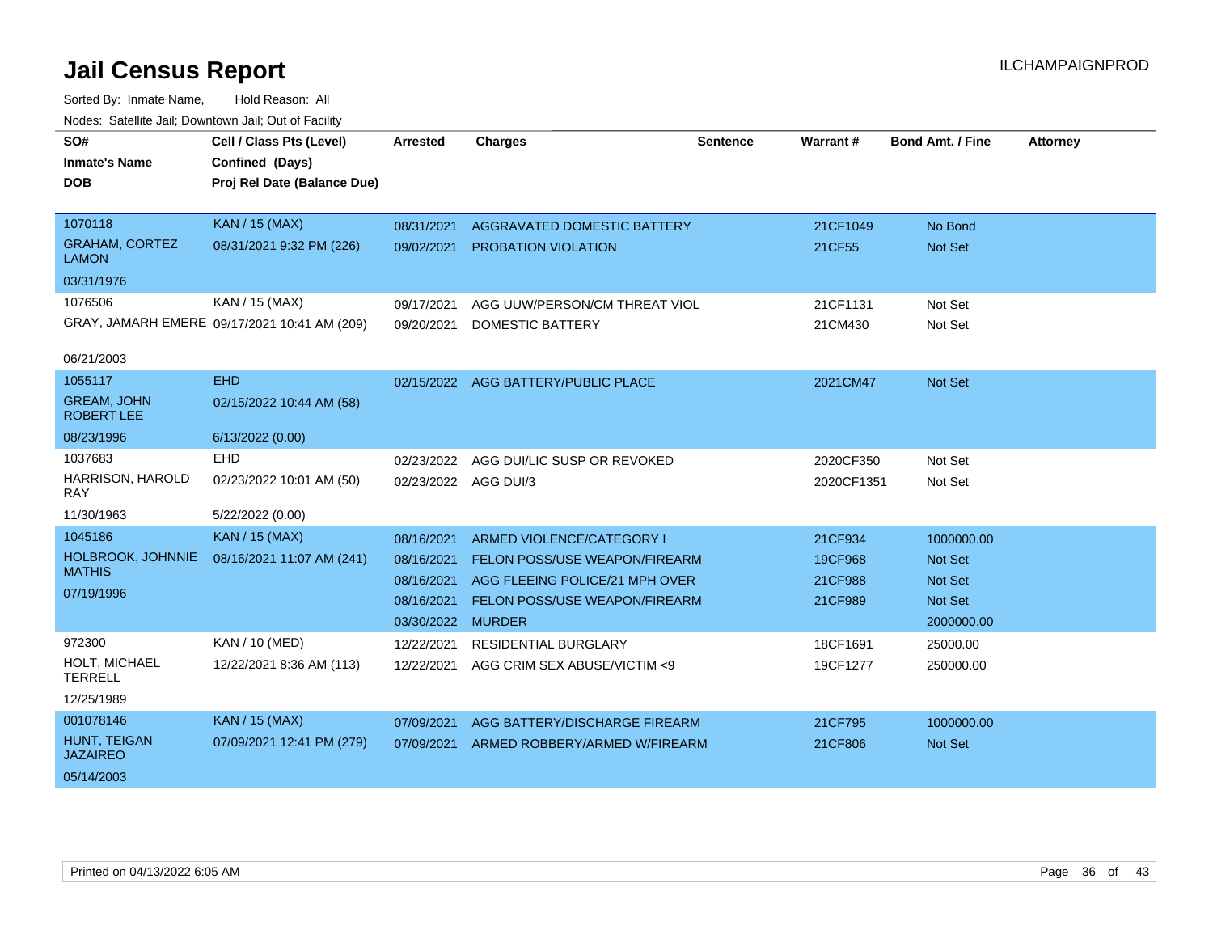# Jail Census Report

ILCHAMPAIGNPROD

Sorted By: Inmate Name, Hold Reason: All

Nodes: Satellite Jail; Downtown Jail; Out of Facility

| SO# / Inmate's Name / DOB | Cell / Class Pts (Level) / Confined (Days) / Proj Rel Date (Balance Due) | Arrested | Charges | Sentence | Warrant # | Bond Amt. / Fine | Attorney |
|---|---|---|---|---|---|---|---|
| 1070118<br>GRAHAM, CORTEZ LAMON<br>03/31/1976 | KAN / 15 (MAX)<br>08/31/2021 9:32 PM (226) | 08/31/2021 | AGGRAVATED DOMESTIC BATTERY | | 21CF1049 | No Bond | |
| | | 09/02/2021 | PROBATION VIOLATION | | 21CF55 | Not Set | |
| 1076506<br>GRAY, JAMARH EMERE<br>06/21/2003 | KAN / 15 (MAX)<br>09/17/2021 10:41 AM (209) | 09/17/2021 | AGG UUW/PERSON/CM THREAT VIOL | | 21CF1131 | Not Set | |
| | | 09/20/2021 | DOMESTIC BATTERY | | 21CM430 | Not Set | |
| 1055117<br>GREAM, JOHN ROBERT LEE<br>08/23/1996 | EHD<br>02/15/2022 10:44 AM (58)<br>6/13/2022 (0.00) | 02/15/2022 | AGG BATTERY/PUBLIC PLACE | | 2021CM47 | Not Set | |
| 1037683<br>HARRISON, HAROLD RAY<br>11/30/1963 | EHD<br>02/23/2022 10:01 AM (50)<br>5/22/2022 (0.00) | 02/23/2022 | AGG DUI/LIC SUSP OR REVOKED | | 2020CF350 | Not Set | |
| | | 02/23/2022 | AGG DUI/3 | | 2020CF1351 | Not Set | |
| 1045186<br>HOLBROOK, JOHNNIE MATHIS<br>07/19/1996 | KAN / 15 (MAX)<br>08/16/2021 11:07 AM (241) | 08/16/2021 | ARMED VIOLENCE/CATEGORY I | | 21CF934 | 1000000.00 | |
| | | 08/16/2021 | FELON POSS/USE WEAPON/FIREARM | | 19CF968 | Not Set | |
| | | 08/16/2021 | AGG FLEEING POLICE/21 MPH OVER | | 21CF988 | Not Set | |
| | | 08/16/2021 | FELON POSS/USE WEAPON/FIREARM | | 21CF989 | Not Set | |
| | | 03/30/2022 | MURDER | | | 2000000.00 | |
| 972300<br>HOLT, MICHAEL TERRELL<br>12/25/1989 | KAN / 10 (MED)<br>12/22/2021 8:36 AM (113) | 12/22/2021 | RESIDENTIAL BURGLARY | | 18CF1691 | 25000.00 | |
| | | 12/22/2021 | AGG CRIM SEX ABUSE/VICTIM <9 | | 19CF1277 | 250000.00 | |
| 001078146<br>HUNT, TEIGAN JAZAIREO<br>05/14/2003 | KAN / 15 (MAX)<br>07/09/2021 12:41 PM (279) | 07/09/2021 | AGG BATTERY/DISCHARGE FIREARM | | 21CF795 | 1000000.00 | |
| | | 07/09/2021 | ARMED ROBBERY/ARMED W/FIREARM | | 21CF806 | Not Set | |

Printed on 04/13/2022 6:05 AM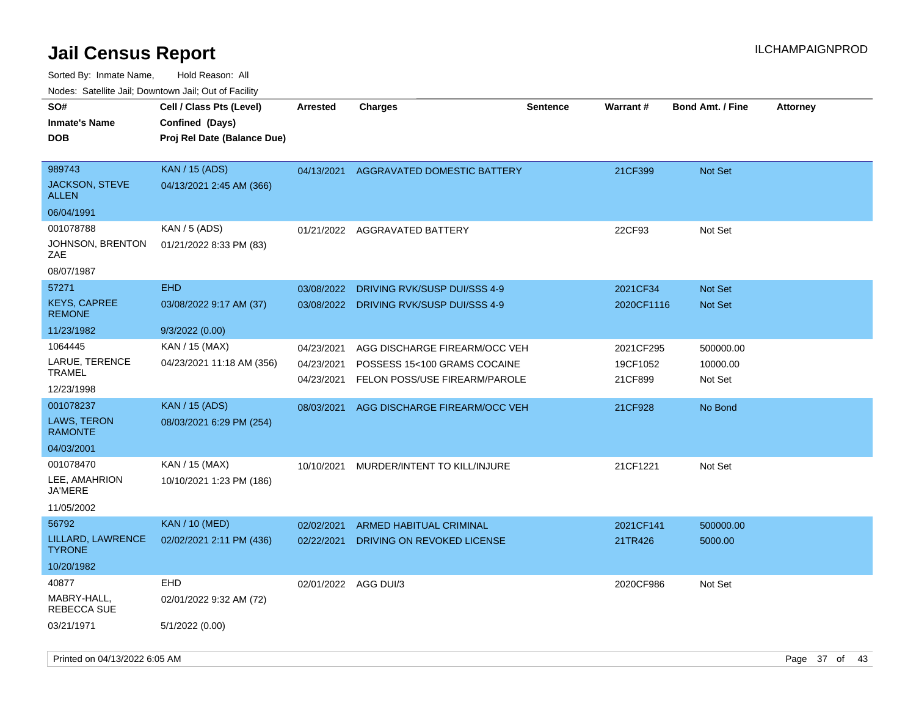# Jail Census Report

ILCHAMPAIGNPROD

Sorted By: Inmate Name, Hold Reason: All

Nodes: Satellite Jail; Downtown Jail; Out of Facility

| SO# / Inmate's Name / DOB | Cell / Class Pts (Level) / Confined (Days) / Proj Rel Date (Balance Due) | Arrested | Charges | Sentence | Warrant # | Bond Amt. / Fine | Attorney |
|---|---|---|---|---|---|---|---|
| 989743<br>JACKSON, STEVE ALLEN<br>06/04/1991 | KAN / 15 (ADS)<br>04/13/2021 2:45 AM (366) | 04/13/2021 | AGGRAVATED DOMESTIC BATTERY | | 21CF399 | Not Set | |
| 001078788<br>JOHNSON, BRENTON ZAE<br>08/07/1987 | KAN / 5 (ADS)<br>01/21/2022 8:33 PM (83) | 01/21/2022 | AGGRAVATED BATTERY | | 22CF93 | Not Set | |
| 57271<br>KEYS, CAPREE REMONE<br>11/23/1982 | EHD<br>03/08/2022 9:17 AM (37)<br>9/3/2022 (0.00) | 03/08/2022<br>03/08/2022 | DRIVING RVK/SUSP DUI/SSS 4-9<br>DRIVING RVK/SUSP DUI/SSS 4-9 | | 2021CF34<br>2020CF1116 | Not Set<br>Not Set | |
| 1064445<br>LARUE, TERENCE TRAMEL<br>12/23/1998 | KAN / 15 (MAX)<br>04/23/2021 11:18 AM (356) | 04/23/2021<br>04/23/2021<br>04/23/2021 | AGG DISCHARGE FIREARM/OCC VEH<br>POSSESS 15<100 GRAMS COCAINE<br>FELON POSS/USE FIREARM/PAROLE | | 2021CF295<br>19CF1052<br>21CF899 | 500000.00<br>10000.00<br>Not Set | |
| 001078237<br>LAWS, TERON RAMONTE<br>04/03/2001 | KAN / 15 (ADS)<br>08/03/2021 6:29 PM (254) | 08/03/2021 | AGG DISCHARGE FIREARM/OCC VEH | | 21CF928 | No Bond | |
| 001078470<br>LEE, AMAHRION JA'MERE<br>11/05/2002 | KAN / 15 (MAX)<br>10/10/2021 1:23 PM (186) | 10/10/2021 | MURDER/INTENT TO KILL/INJURE | | 21CF1221 | Not Set | |
| 56792<br>LILLARD, LAWRENCE TYRONE<br>10/20/1982 | KAN / 10 (MED)<br>02/02/2021 2:11 PM (436) | 02/02/2021<br>02/22/2021 | ARMED HABITUAL CRIMINAL<br>DRIVING ON REVOKED LICENSE | | 2021CF141<br>21TR426 | 500000.00<br>5000.00 | |
| 40877<br>MABRY-HALL, REBECCA SUE<br>03/21/1971 | EHD<br>02/01/2022 9:32 AM (72)<br>5/1/2022 (0.00) | 02/01/2022 | AGG DUI/3 | | 2020CF986 | Not Set | |

Printed on 04/13/2022 6:05 AM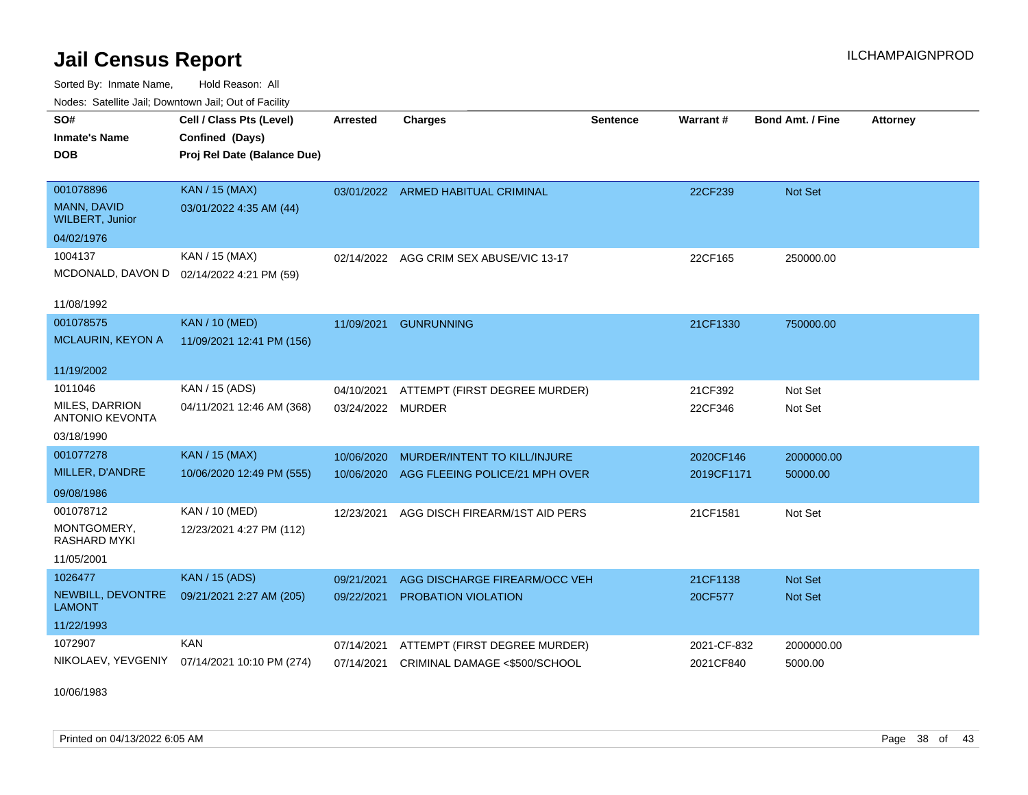# Jail Census Report

Sorted By: Inmate Name, Hold Reason: All

Nodes: Satellite Jail; Downtown Jail; Out of Facility

| SO# / Inmate's Name / DOB | Cell / Class Pts (Level) / Confined (Days) / Proj Rel Date (Balance Due) | Arrested | Charges | Sentence | Warrant # | Bond Amt. / Fine | Attorney |
|---|---|---|---|---|---|---|---|
| 001078896<br>MANN, DAVID WILBERT, Junior<br>04/02/1976 | KAN / 15 (MAX)<br>03/01/2022 4:35 AM (44) | 03/01/2022 | ARMED HABITUAL CRIMINAL | | 22CF239 | Not Set | |
| 1004137<br>MCDONALD, DAVON D<br>11/08/1992 | KAN / 15 (MAX)<br>02/14/2022 4:21 PM (59) | 02/14/2022 | AGG CRIM SEX ABUSE/VIC 13-17 | | 22CF165 | 250000.00 | |
| 001078575<br>MCLAURIN, KEYON A<br>11/19/2002 | KAN / 10 (MED)<br>11/09/2021 12:41 PM (156) | 11/09/2021 | GUNRUNNING | | 21CF1330 | 750000.00 | |
| 1011046<br>MILES, DARRION ANTONIO KEVONTA<br>03/18/1990 | KAN / 15 (ADS)<br>04/11/2021 12:46 AM (368) | 04/10/2021<br>03/24/2022 | ATTEMPT (FIRST DEGREE MURDER)<br>MURDER | | 21CF392<br>22CF346 | Not Set<br>Not Set | |
| 001077278<br>MILLER, D'ANDRE<br>09/08/1986 | KAN / 15 (MAX)<br>10/06/2020 12:49 PM (555) | 10/06/2020<br>10/06/2020 | MURDER/INTENT TO KILL/INJURE<br>AGG FLEEING POLICE/21 MPH OVER | | 2020CF146<br>2019CF1171 | 2000000.00<br>50000.00 | |
| 001078712<br>MONTGOMERY, RASHARD MYKI<br>11/05/2001 | KAN / 10 (MED)<br>12/23/2021 4:27 PM (112) | 12/23/2021 | AGG DISCH FIREARM/1ST AID PERS | | 21CF1581 | Not Set | |
| 1026477<br>NEWBILL, DEVONTRE LAMONT<br>11/22/1993 | KAN / 15 (ADS)<br>09/21/2021 2:27 AM (205) | 09/21/2021<br>09/22/2021 | AGG DISCHARGE FIREARM/OCC VEH<br>PROBATION VIOLATION | | 21CF1138<br>20CF577 | Not Set<br>Not Set | |
| 1072907<br>NIKOLAEV, YEVGENIY<br>10/06/1983 | KAN<br>07/14/2021 10:10 PM (274) | 07/14/2021<br>07/14/2021 | ATTEMPT (FIRST DEGREE MURDER)<br>CRIMINAL DAMAGE <$500/SCHOOL | | 2021-CF-832<br>2021CF840 | 2000000.00<br>5000.00 | |

Printed on 04/13/2022 6:05 AM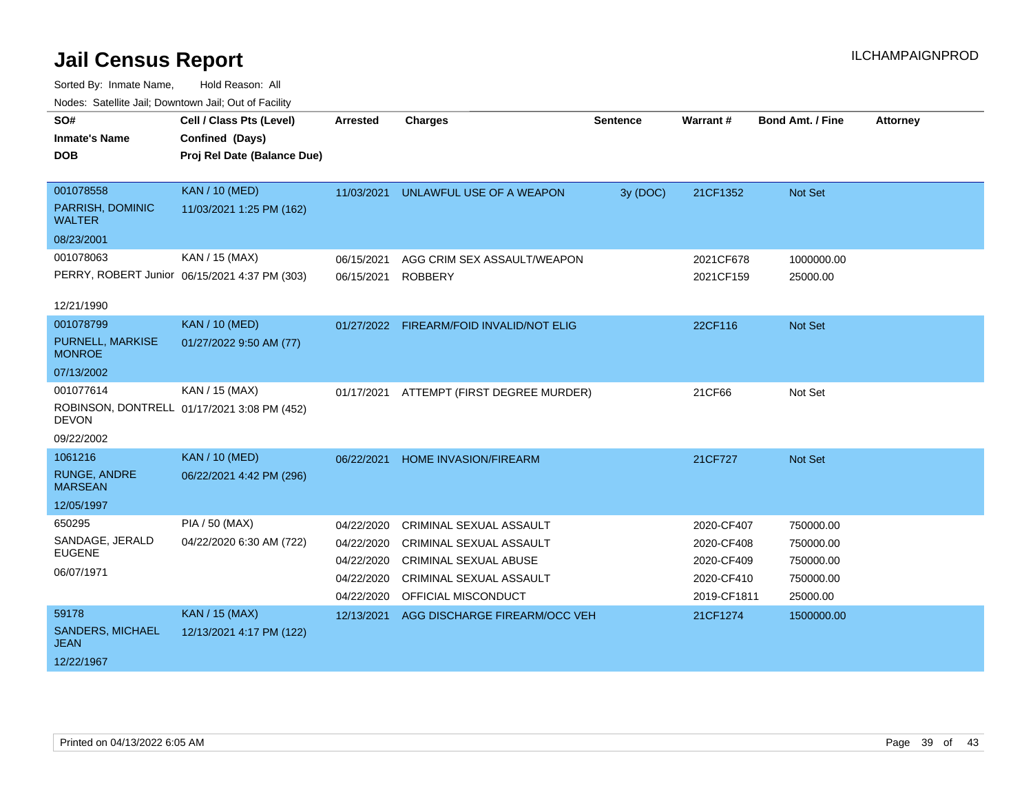# Jail Census Report

ILCHAMPAIGNPROD

Sorted By: Inmate Name, Hold Reason: All

Nodes: Satellite Jail; Downtown Jail; Out of Facility

| SO# / Inmate's Name / DOB | Cell / Class Pts (Level) / Confined (Days) / Proj Rel Date (Balance Due) | Arrested | Charges | Sentence | Warrant # | Bond Amt. / Fine | Attorney |
|---|---|---|---|---|---|---|---|
| 001078558<br>PARRISH, DOMINIC WALTER<br>08/23/2001 | KAN / 10 (MED)<br>11/03/2021 1:25 PM (162) | 11/03/2021 | UNLAWFUL USE OF A WEAPON | 3y (DOC) | 21CF1352 | Not Set | |
| 001078063<br>PERRY, ROBERT Junior<br>12/21/1990 | KAN / 15 (MAX)<br>06/15/2021 4:37 PM (303) | 06/15/2021 | AGG CRIM SEX ASSAULT/WEAPON | | 2021CF678 | 1000000.00 | |
| | | 06/15/2021 | ROBBERY | | 2021CF159 | 25000.00 | |
| 001078799<br>PURNELL, MARKISE MONROE<br>07/13/2002 | KAN / 10 (MED)<br>01/27/2022 9:50 AM (77) | 01/27/2022 | FIREARM/FOID INVALID/NOT ELIG | | 22CF116 | Not Set | |
| 001077614<br>ROBINSON, DONTRELL DEVON<br>09/22/2002 | KAN / 15 (MAX)<br>01/17/2021 3:08 PM (452) | 01/17/2021 | ATTEMPT (FIRST DEGREE MURDER) | | 21CF66 | Not Set | |
| 1061216<br>RUNGE, ANDRE MARSEAN<br>12/05/1997 | KAN / 10 (MED)<br>06/22/2021 4:42 PM (296) | 06/22/2021 | HOME INVASION/FIREARM | | 21CF727 | Not Set | |
| 650295<br>SANDAGE, JERALD EUGENE<br>06/07/1971 | PIA / 50 (MAX)<br>04/22/2020 6:30 AM (722) | 04/22/2020 | CRIMINAL SEXUAL ASSAULT | | 2020-CF407 | 750000.00 | |
| | | 04/22/2020 | CRIMINAL SEXUAL ASSAULT | | 2020-CF408 | 750000.00 | |
| | | 04/22/2020 | CRIMINAL SEXUAL ABUSE | | 2020-CF409 | 750000.00 | |
| | | 04/22/2020 | CRIMINAL SEXUAL ASSAULT | | 2020-CF410 | 750000.00 | |
| | | 04/22/2020 | OFFICIAL MISCONDUCT | | 2019-CF1811 | 25000.00 | |
| 59178<br>SANDERS, MICHAEL JEAN<br>12/22/1967 | KAN / 15 (MAX)<br>12/13/2021 4:17 PM (122) | 12/13/2021 | AGG DISCHARGE FIREARM/OCC VEH | | 21CF1274 | 1500000.00 | |

Printed on 04/13/2022 6:05 AM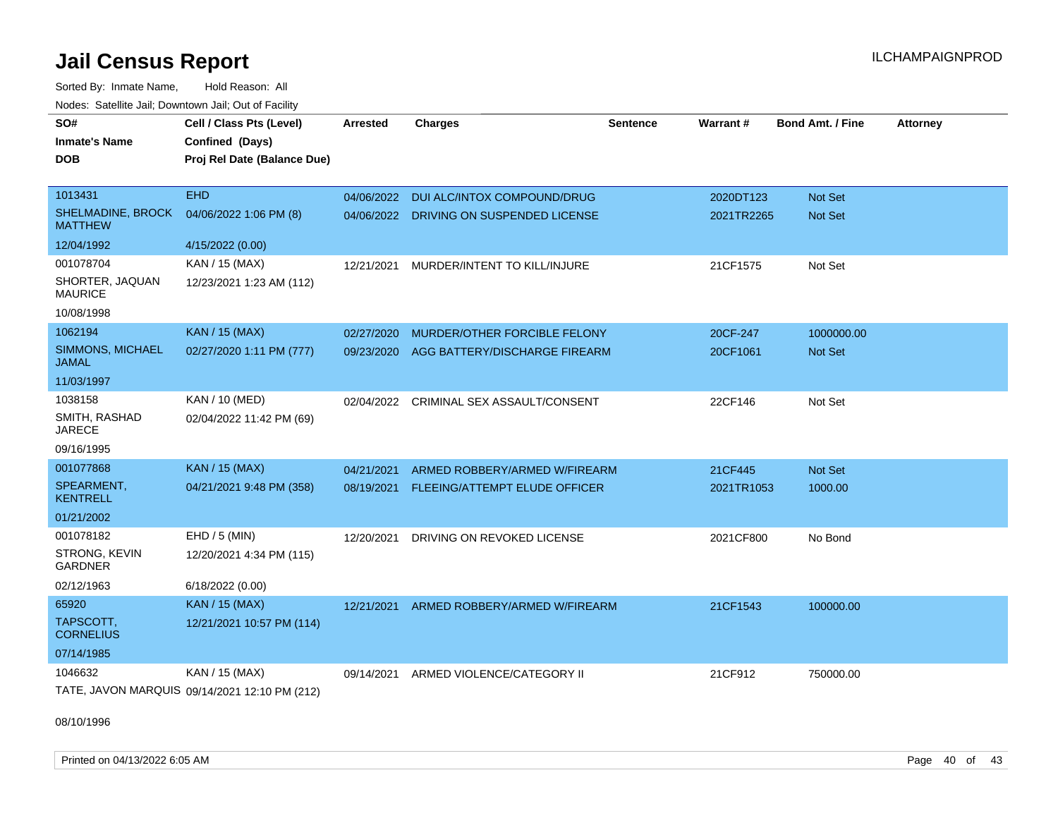# Jail Census Report

Sorted By: Inmate Name, Hold Reason: All

Nodes: Satellite Jail; Downtown Jail; Out of Facility

| SO# / Inmate's Name / DOB | Cell / Class Pts (Level) / Confined (Days) / Proj Rel Date (Balance Due) | Arrested | Charges | Sentence | Warrant # | Bond Amt. / Fine | Attorney |
|---|---|---|---|---|---|---|---|
| 1013431<br>SHELMADINE, BROCK MATTHEW<br>12/04/1992 | EHD<br>04/06/2022 1:06 PM (8)<br>4/15/2022 (0.00) | 04/06/2022<br>04/06/2022 | DUI ALC/INTOX COMPOUND/DRUG<br>DRIVING ON SUSPENDED LICENSE | | 2020DT123<br>2021TR2265 | Not Set<br>Not Set | |
| 001078704<br>SHORTER, JAQUAN MAURICE<br>10/08/1998 | KAN / 15 (MAX)<br>12/23/2021 1:23 AM (112) | 12/21/2021 | MURDER/INTENT TO KILL/INJURE | | 21CF1575 | Not Set | |
| 1062194<br>SIMMONS, MICHAEL JAMAL<br>11/03/1997 | KAN / 15 (MAX)<br>02/27/2020 1:11 PM (777) | 02/27/2020<br>09/23/2020 | MURDER/OTHER FORCIBLE FELONY<br>AGG BATTERY/DISCHARGE FIREARM | | 20CF-247<br>20CF1061 | 1000000.00<br>Not Set | |
| 1038158<br>SMITH, RASHAD JARECE<br>09/16/1995 | KAN / 10 (MED)<br>02/04/2022 11:42 PM (69) | 02/04/2022 | CRIMINAL SEX ASSAULT/CONSENT | | 22CF146 | Not Set | |
| 001077868<br>SPEARMENT, KENTRELL<br>01/21/2002 | KAN / 15 (MAX)<br>04/21/2021 9:48 PM (358) | 04/21/2021<br>08/19/2021 | ARMED ROBBERY/ARMED W/FIREARM<br>FLEEING/ATTEMPT ELUDE OFFICER | | 21CF445<br>2021TR1053 | Not Set<br>1000.00 | |
| 001078182<br>STRONG, KEVIN GARDNER<br>02/12/1963 | EHD / 5 (MIN)<br>12/20/2021 4:34 PM (115)<br>6/18/2022 (0.00) | 12/20/2021 | DRIVING ON REVOKED LICENSE | | 2021CF800 | No Bond | |
| 65920<br>TAPSCOTT, CORNELIUS<br>07/14/1985 | KAN / 15 (MAX)<br>12/21/2021 10:57 PM (114) | 12/21/2021 | ARMED ROBBERY/ARMED W/FIREARM | | 21CF1543 | 100000.00 | |
| 1046632<br>TATE, JAVON MARQUIS<br>08/10/1996 | KAN / 15 (MAX)<br>09/14/2021 12:10 PM (212) | 09/14/2021 | ARMED VIOLENCE/CATEGORY II | | 21CF912 | 750000.00 | |

Printed on 04/13/2022 6:05 AM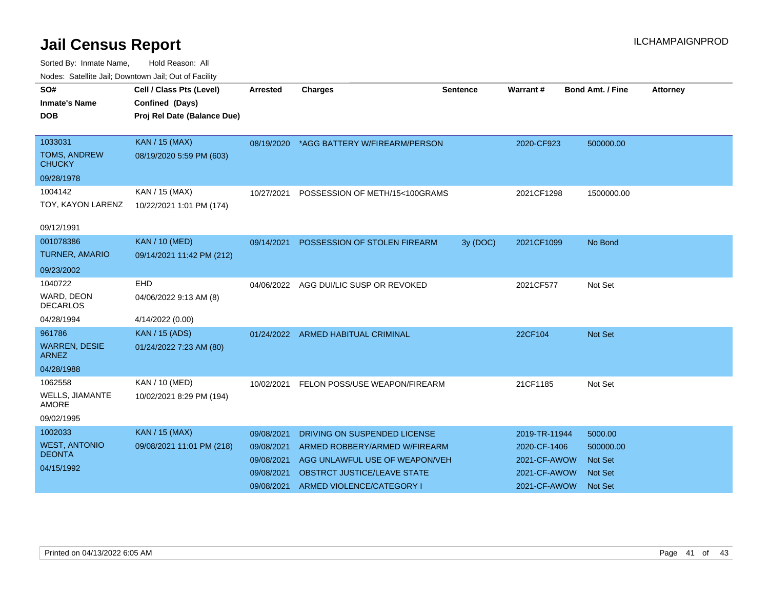# Jail Census Report

ILCHAMPAIGNPROD

Sorted By: Inmate Name, Hold Reason: All

Nodes: Satellite Jail; Downtown Jail; Out of Facility

| SO# / Inmate's Name / DOB | Cell / Class Pts (Level) / Confined (Days) / Proj Rel Date (Balance Due) | Arrested | Charges | Sentence | Warrant # | Bond Amt. / Fine | Attorney |
|---|---|---|---|---|---|---|---|
| 1033031<br>TOMS, ANDREW CHUCKY<br>09/28/1978 | KAN / 15 (MAX)<br>08/19/2020 5:59 PM (603) | 08/19/2020 | *AGG BATTERY W/FIREARM/PERSON | | 2020-CF923 | 500000.00 | |
| 1004142<br>TOY, KAYON LARENZ<br>09/12/1991 | KAN / 15 (MAX)<br>10/22/2021 1:01 PM (174) | 10/27/2021 | POSSESSION OF METH/15<100GRAMS | | 2021CF1298 | 1500000.00 | |
| 001078386<br>TURNER, AMARIO<br>09/23/2002 | KAN / 10 (MED)<br>09/14/2021 11:42 PM (212) | 09/14/2021 | POSSESSION OF STOLEN FIREARM | 3y (DOC) | 2021CF1099 | No Bond | |
| 1040722<br>WARD, DEON DECARLOS<br>04/28/1994 | EHD<br>04/06/2022 9:13 AM (8)<br>4/14/2022 (0.00) | 04/06/2022 | AGG DUI/LIC SUSP OR REVOKED | | 2021CF577 | Not Set | |
| 961786<br>WARREN, DESIE ARNEZ<br>04/28/1988 | KAN / 15 (ADS)<br>01/24/2022 7:23 AM (80) | 01/24/2022 | ARMED HABITUAL CRIMINAL | | 22CF104 | Not Set | |
| 1062558<br>WELLS, JIAMANTE AMORE<br>09/02/1995 | KAN / 10 (MED)<br>10/02/2021 8:29 PM (194) | 10/02/2021 | FELON POSS/USE WEAPON/FIREARM | | 21CF1185 | Not Set | |
| 1002033<br>WEST, ANTONIO DEONTA<br>04/15/1992 | KAN / 15 (MAX)<br>09/08/2021 11:01 PM (218) | 09/08/2021 | DRIVING ON SUSPENDED LICENSE | | 2019-TR-11944 | 5000.00 | |
| | | 09/08/2021 | ARMED ROBBERY/ARMED W/FIREARM | | 2020-CF-1406 | 500000.00 | |
| | | 09/08/2021 | AGG UNLAWFUL USE OF WEAPON/VEH | | 2021-CF-AWOW | Not Set | |
| | | 09/08/2021 | OBSTRCT JUSTICE/LEAVE STATE | | 2021-CF-AWOW | Not Set | |
| | | 09/08/2021 | ARMED VIOLENCE/CATEGORY I | | 2021-CF-AWOW | Not Set | |

Printed on 04/13/2022 6:05 AM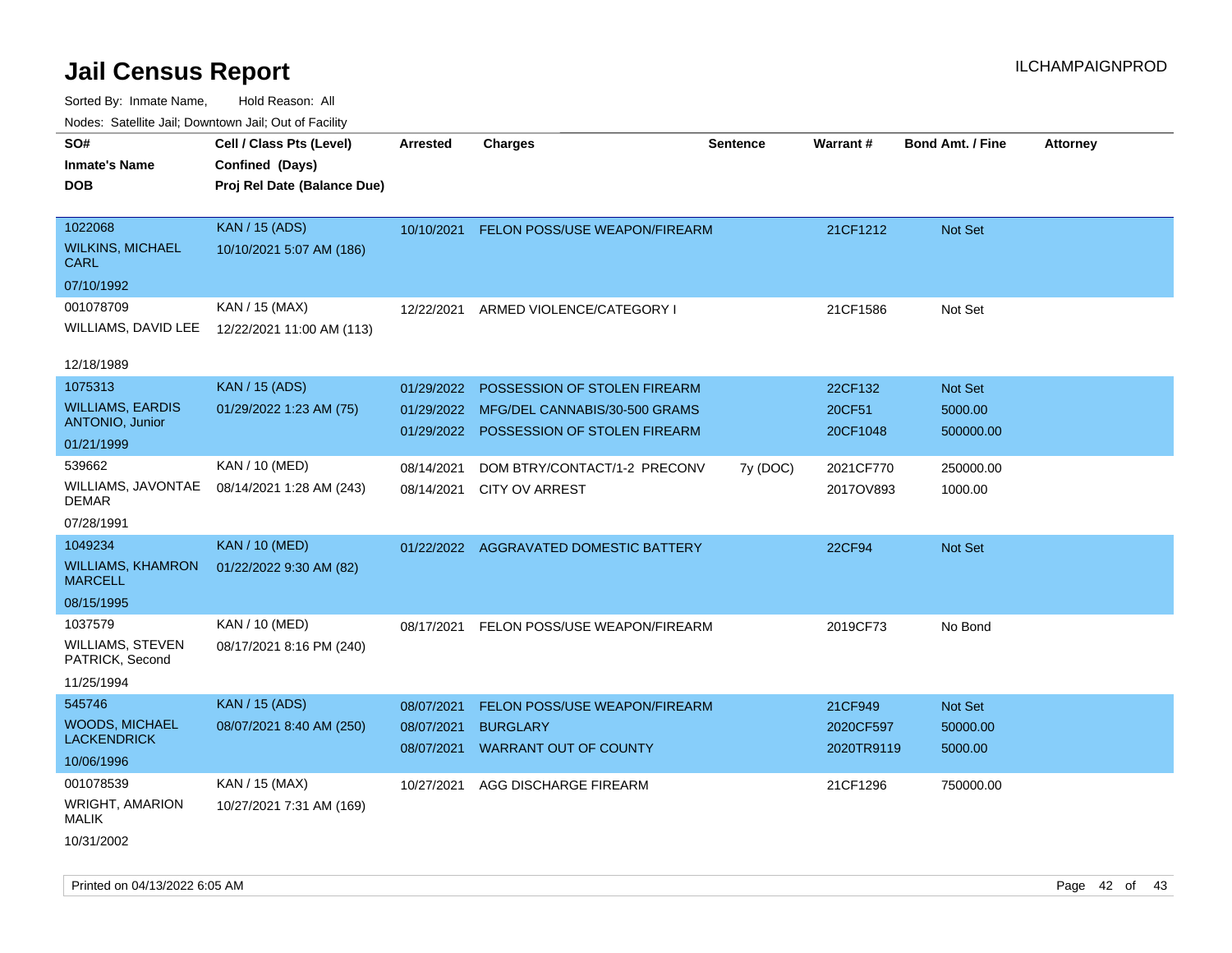# Jail Census Report

ILCHAMPAIGNPROD

Sorted By: Inmate Name, Hold Reason: All

Nodes: Satellite Jail; Downtown Jail; Out of Facility

| SO# / Inmate's Name / DOB | Cell / Class Pts (Level) / Confined (Days) / Proj Rel Date (Balance Due) | Arrested | Charges | Sentence | Warrant # | Bond Amt. / Fine | Attorney |
|---|---|---|---|---|---|---|---|
| 1022068 WILKINS, MICHAEL CARL 07/10/1992 | KAN / 15 (ADS) 10/10/2021 5:07 AM (186) | 10/10/2021 | FELON POSS/USE WEAPON/FIREARM | | 21CF1212 | Not Set | |
| 001078709 WILLIAMS, DAVID LEE 12/18/1989 | KAN / 15 (MAX) 12/22/2021 11:00 AM (113) | 12/22/2021 | ARMED VIOLENCE/CATEGORY I | | 21CF1586 | Not Set | |
| 1075313 WILLIAMS, EARDIS ANTONIO, Junior 01/21/1999 | KAN / 15 (ADS) 01/29/2022 1:23 AM (75) | 01/29/2022 | POSSESSION OF STOLEN FIREARM | | 22CF132 | Not Set | |
| | | 01/29/2022 | MFG/DEL CANNABIS/30-500 GRAMS | | 20CF51 | 5000.00 | |
| | | 01/29/2022 | POSSESSION OF STOLEN FIREARM | | 20CF1048 | 500000.00 | |
| 539662 WILLIAMS, JAVONTAE DEMAR 07/28/1991 | KAN / 10 (MED) 08/14/2021 1:28 AM (243) | 08/14/2021 | DOM BTRY/CONTACT/1-2 PRECONV | 7y (DOC) | 2021CF770 | 250000.00 | |
| | | 08/14/2021 | CITY OV ARREST | | 2017OV893 | 1000.00 | |
| 1049234 WILLIAMS, KHAMRON MARCELL 08/15/1995 | KAN / 10 (MED) 01/22/2022 9:30 AM (82) | 01/22/2022 | AGGRAVATED DOMESTIC BATTERY | | 22CF94 | Not Set | |
| 1037579 WILLIAMS, STEVEN PATRICK, Second 11/25/1994 | KAN / 10 (MED) 08/17/2021 8:16 PM (240) | 08/17/2021 | FELON POSS/USE WEAPON/FIREARM | | 2019CF73 | No Bond | |
| 545746 WOODS, MICHAEL LACKENDRICK 10/06/1996 | KAN / 15 (ADS) 08/07/2021 8:40 AM (250) | 08/07/2021 | FELON POSS/USE WEAPON/FIREARM | | 21CF949 | Not Set | |
| | | 08/07/2021 | BURGLARY | | 2020CF597 | 50000.00 | |
| | | 08/07/2021 | WARRANT OUT OF COUNTY | | 2020TR9119 | 5000.00 | |
| 001078539 WRIGHT, AMARION MALIK 10/31/2002 | KAN / 15 (MAX) 10/27/2021 7:31 AM (169) | 10/27/2021 | AGG DISCHARGE FIREARM | | 21CF1296 | 750000.00 | |

Printed on 04/13/2022 6:05 AM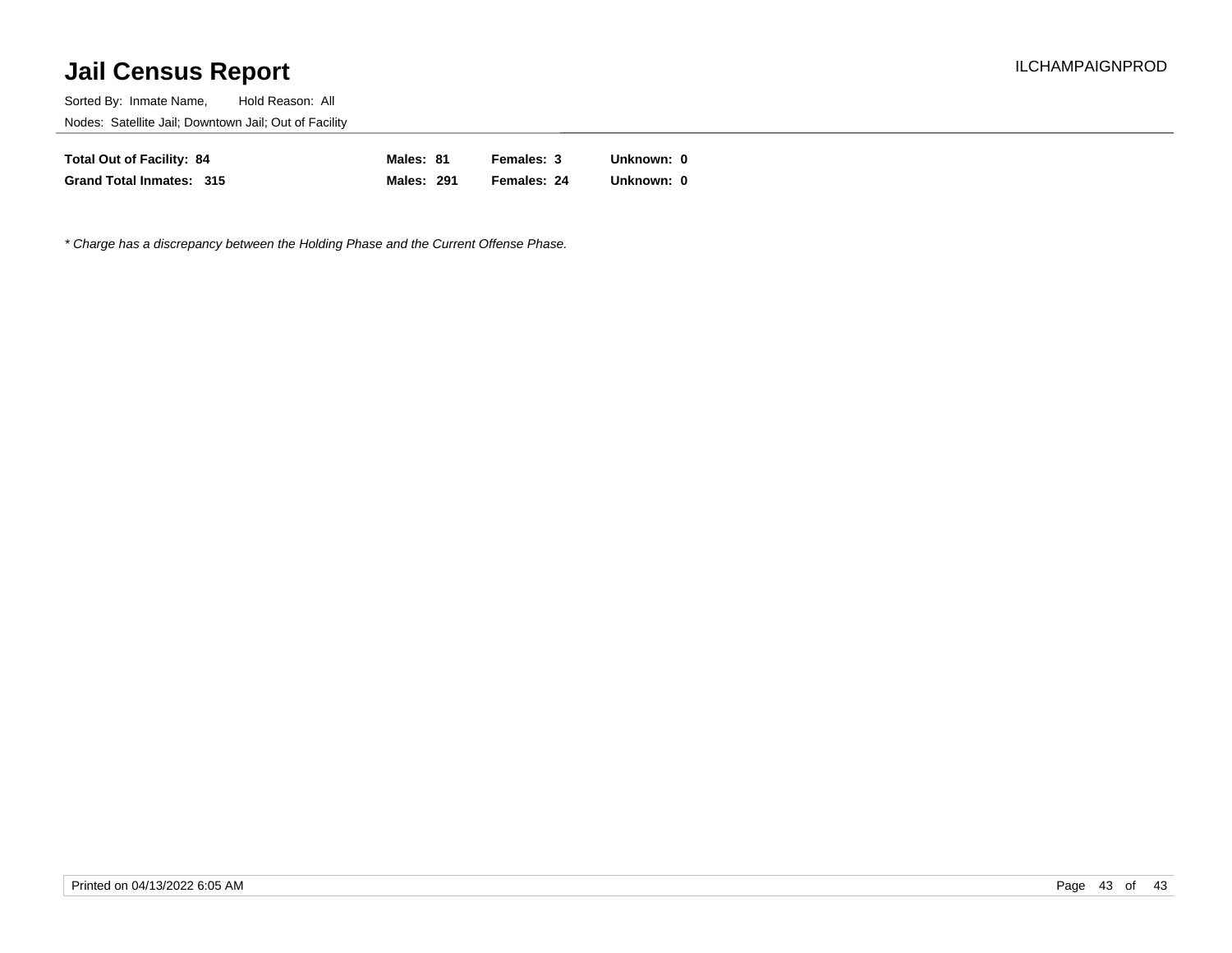# Jail Census Report

Sorted By: Inmate Name, Hold Reason: All

Nodes: Satellite Jail; Downtown Jail; Out of Facility

| | | | |
|---|---|---|---|
| **Total Out of Facility: 84** | **Males: 81** | **Females: 3** | **Unknown: 0** |
| **Grand Total Inmates: 315** | **Males: 291** | **Females: 24** | **Unknown: 0** |

*\* Charge has a discrepancy between the Holding Phase and the Current Offense Phase.*

Printed on 04/13/2022 6:05 AM